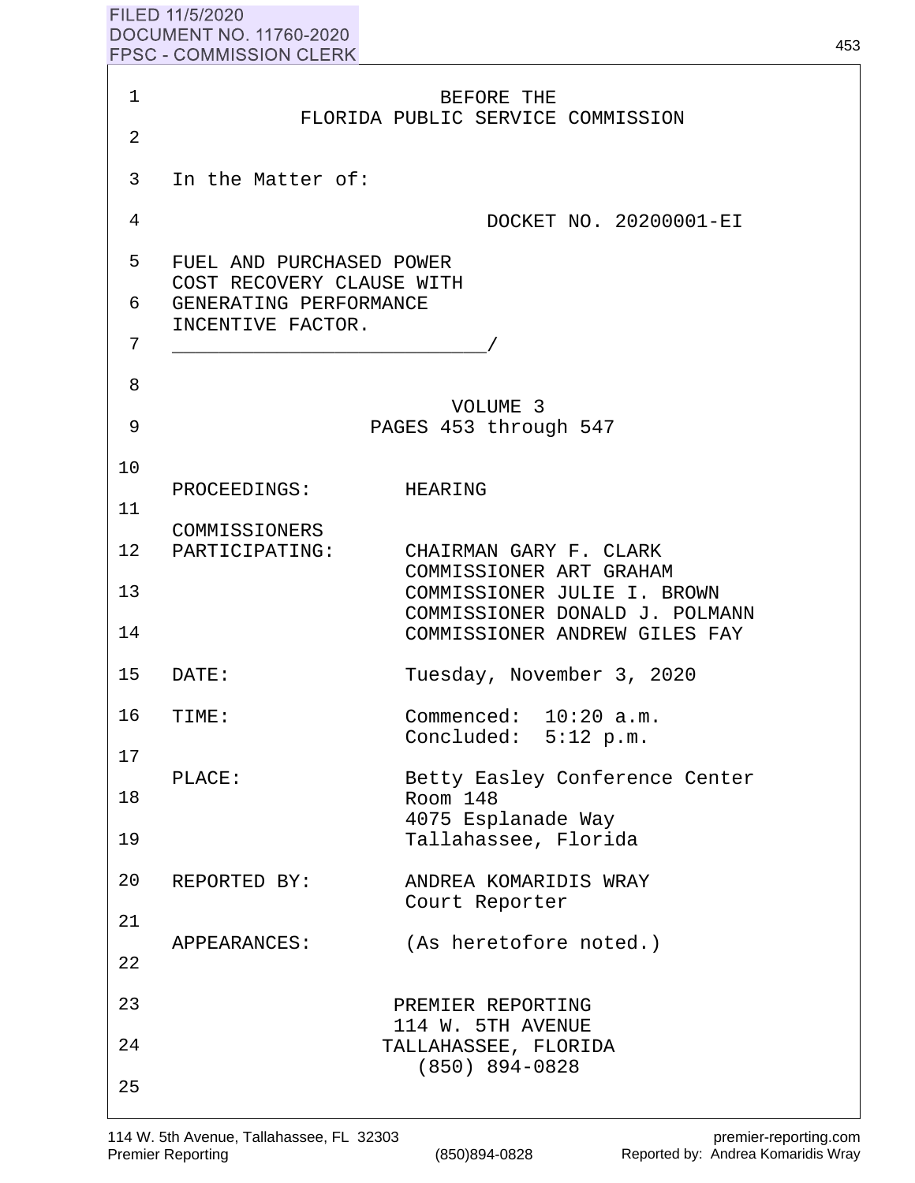FILED 11/5/2020
DOCUMENT NO. 11760-2020
FPSC - COMMISSION CLERK

BEFORE THE
FLORIDA PUBLIC SERVICE COMMISSION

In the Matter of:

DOCKET NO. 20200001-EI

FUEL AND PURCHASED POWER COST RECOVERY CLAUSE WITH GENERATING PERFORMANCE INCENTIVE FACTOR.
____________________________/

VOLUME 3
PAGES 453 through 547

PROCEEDINGS: HEARING

COMMISSIONERS PARTICIPATING: CHAIRMAN GARY F. CLARK
COMMISSIONER ART GRAHAM
COMMISSIONER JULIE I. BROWN
COMMISSIONER DONALD J. POLMANN
COMMISSIONER ANDREW GILES FAY

DATE: Tuesday, November 3, 2020

TIME: Commenced: 10:20 a.m.
Concluded: 5:12 p.m.

PLACE: Betty Easley Conference Center
Room 148
4075 Esplanade Way
Tallahassee, Florida

REPORTED BY: ANDREA KOMARIDIS WRAY
Court Reporter

APPEARANCES: (As heretofore noted.)

PREMIER REPORTING
114 W. 5TH AVENUE
TALLAHASSEE, FLORIDA
(850) 894-0828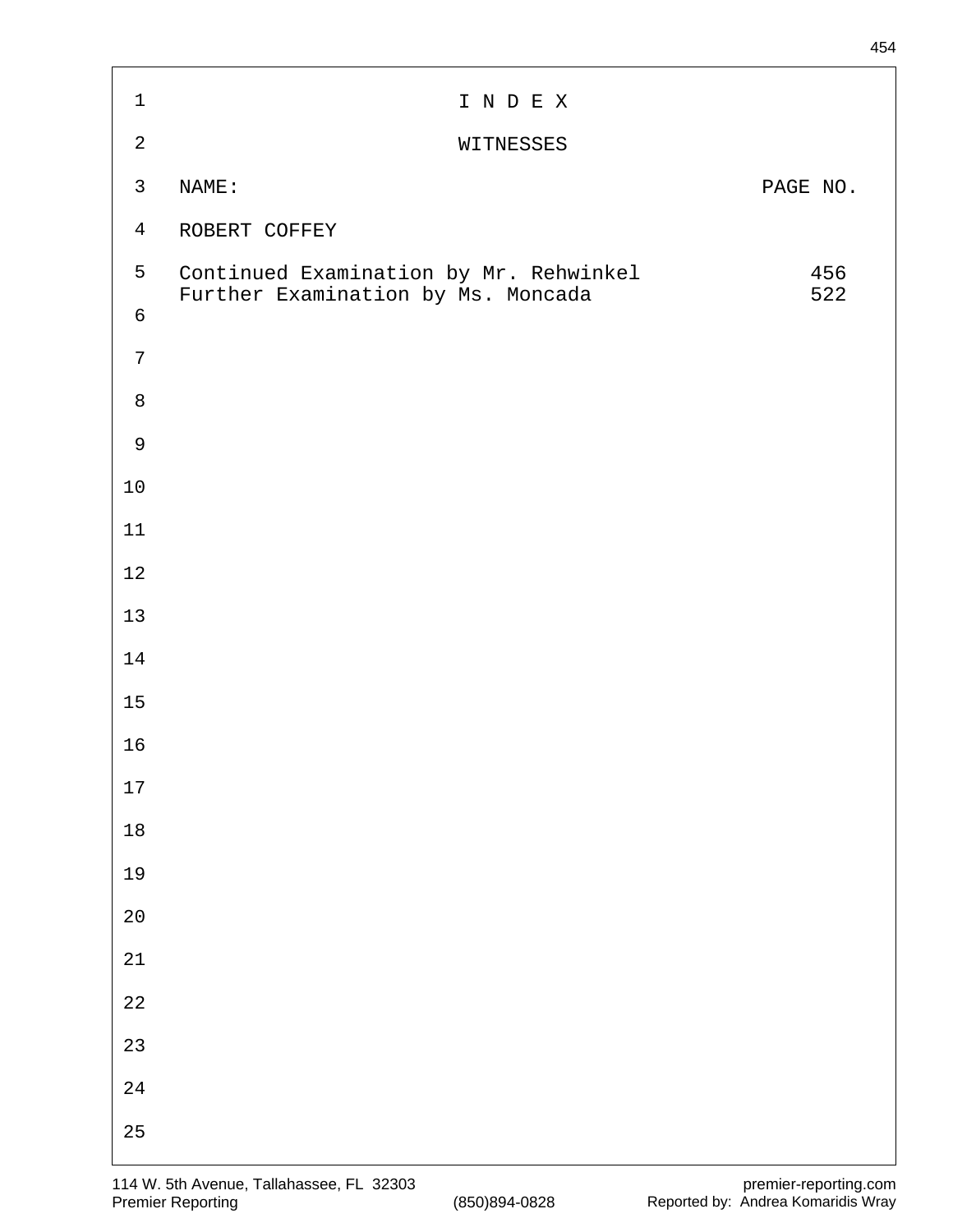# I N D E X

## WITNESSES

| NAME: | PAGE NO. |
| --- | --- |
| ROBERT COFFEY | |
| Continued Examination by Mr. Rehwinkel | 456 |
| Further Examination by Ms. Moncada | 522 |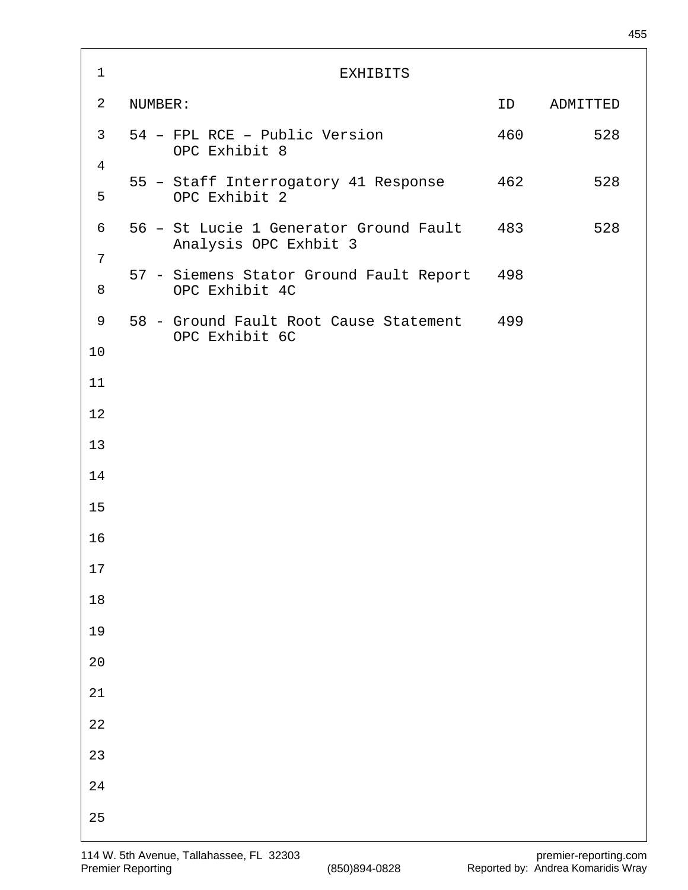# EXHIBITS

| NUMBER: | ID | ADMITTED |
|---|---|---|
| 54 – FPL RCE – Public Version OPC Exhibit 8 | 460 | 528 |
| 55 – Staff Interrogatory 41 Response OPC Exhibit 2 | 462 | 528 |
| 56 – St Lucie 1 Generator Ground Fault Analysis OPC Exhbit 3 | 483 | 528 |
| 57 - Siemens Stator Ground Fault Report OPC Exhibit 4C | 498 | |
| 58 - Ground Fault Root Cause Statement OPC Exhibit 6C | 499 | |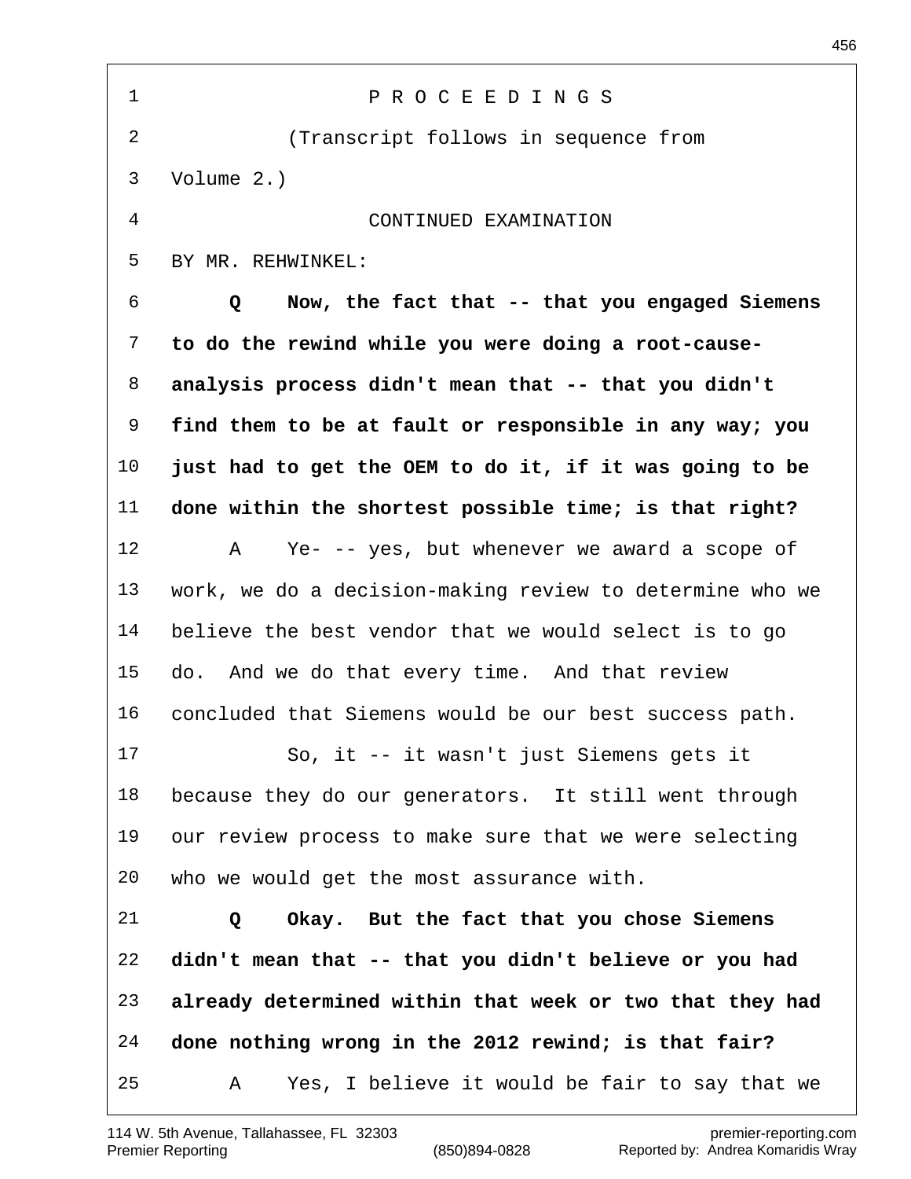P R O C E E D I N G S

(Transcript follows in sequence from Volume 2.)

CONTINUED EXAMINATION

BY MR. REHWINKEL:

**Q Now, the fact that -- that you engaged Siemens to do the rewind while you were doing a root-cause-analysis process didn't mean that -- that you didn't find them to be at fault or responsible in any way; you just had to get the OEM to do it, if it was going to be done within the shortest possible time; is that right?**

A Ye- -- yes, but whenever we award a scope of work, we do a decision-making review to determine who we believe the best vendor that we would select is to go do. And we do that every time. And that review concluded that Siemens would be our best success path.

So, it -- it wasn't just Siemens gets it because they do our generators. It still went through our review process to make sure that we were selecting who we would get the most assurance with.

**Q Okay. But the fact that you chose Siemens didn't mean that -- that you didn't believe or you had already determined within that week or two that they had done nothing wrong in the 2012 rewind; is that fair?**

A Yes, I believe it would be fair to say that we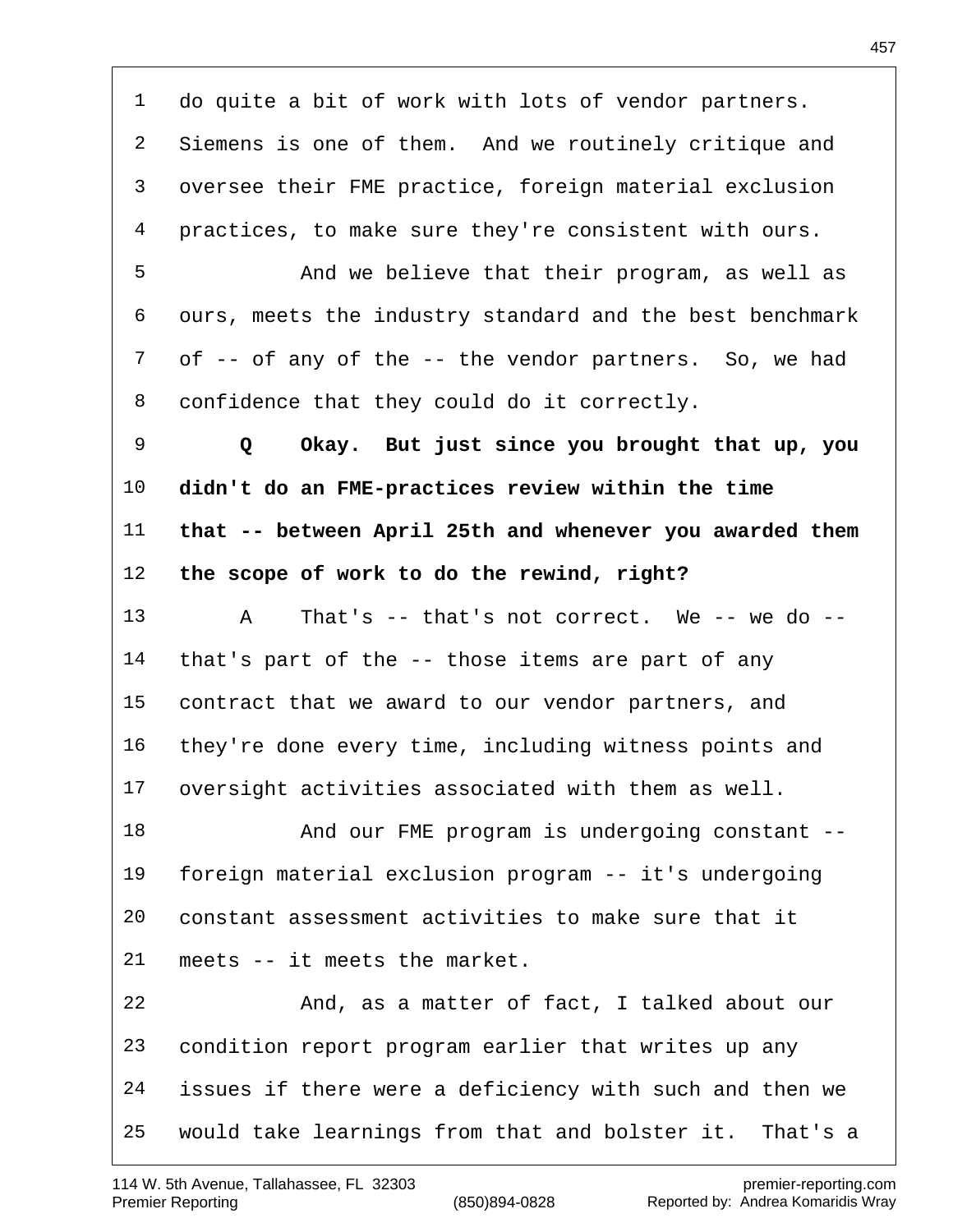do quite a bit of work with lots of vendor partners. Siemens is one of them. And we routinely critique and oversee their FME practice, foreign material exclusion practices, to make sure they're consistent with ours.

And we believe that their program, as well as ours, meets the industry standard and the best benchmark of -- of any of the -- the vendor partners. So, we had confidence that they could do it correctly.

**Q Okay. But just since you brought that up, you didn't do an FME-practices review within the time that -- between April 25th and whenever you awarded them the scope of work to do the rewind, right?**

A That's -- that's not correct. We -- we do -- that's part of the -- those items are part of any contract that we award to our vendor partners, and they're done every time, including witness points and oversight activities associated with them as well.

And our FME program is undergoing constant -- foreign material exclusion program -- it's undergoing constant assessment activities to make sure that it meets -- it meets the market.

And, as a matter of fact, I talked about our condition report program earlier that writes up any issues if there were a deficiency with such and then we would take learnings from that and bolster it. That's a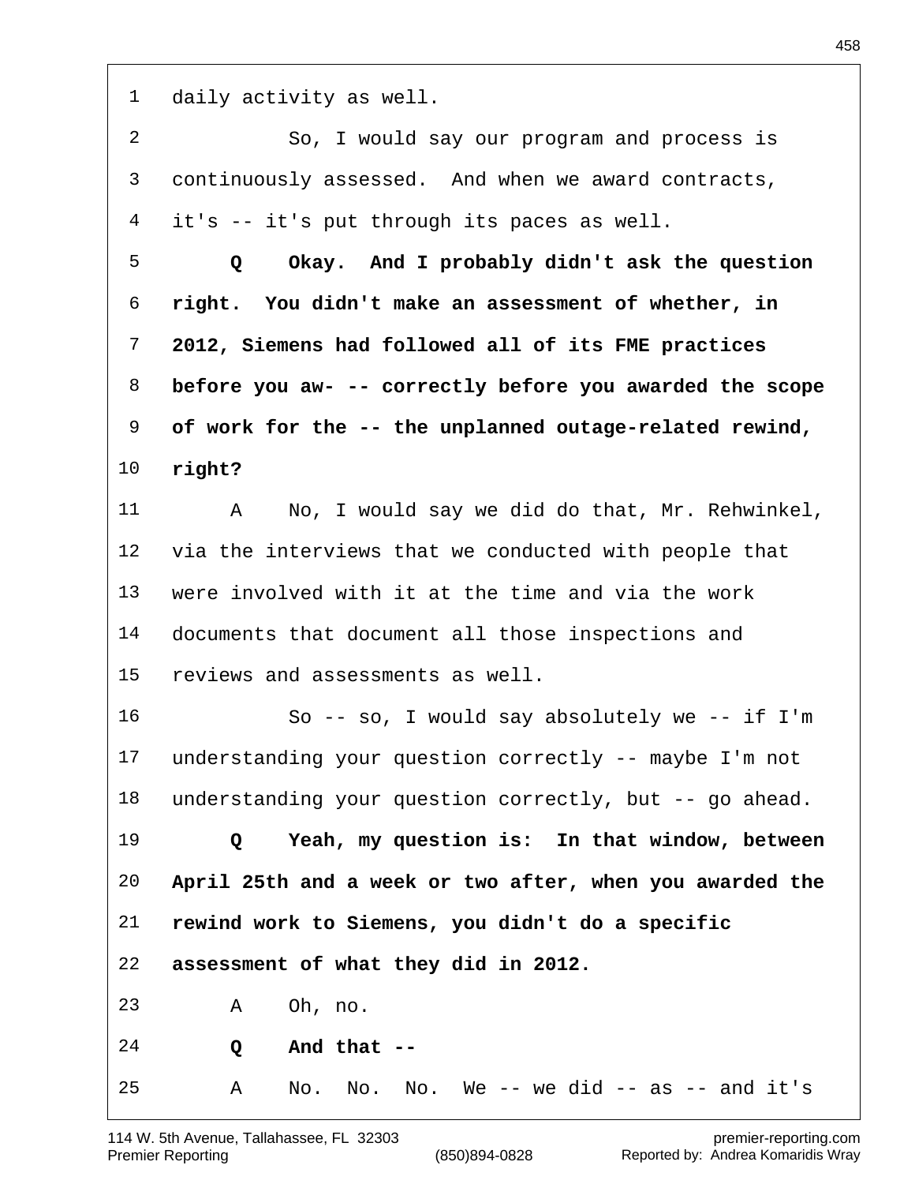daily activity as well.

So, I would say our program and process is continuously assessed. And when we award contracts, it's -- it's put through its paces as well.

**Q Okay. And I probably didn't ask the question right. You didn't make an assessment of whether, in 2012, Siemens had followed all of its FME practices before you aw- -- correctly before you awarded the scope of work for the -- the unplanned outage-related rewind, right?**

A No, I would say we did do that, Mr. Rehwinkel, via the interviews that we conducted with people that were involved with it at the time and via the work documents that document all those inspections and reviews and assessments as well.

So -- so, I would say absolutely we -- if I'm understanding your question correctly -- maybe I'm not understanding your question correctly, but -- go ahead.

**Q Yeah, my question is: In that window, between April 25th and a week or two after, when you awarded the rewind work to Siemens, you didn't do a specific assessment of what they did in 2012.**

A Oh, no.

**Q And that --**

A No. No. No. We -- we did -- as -- and it's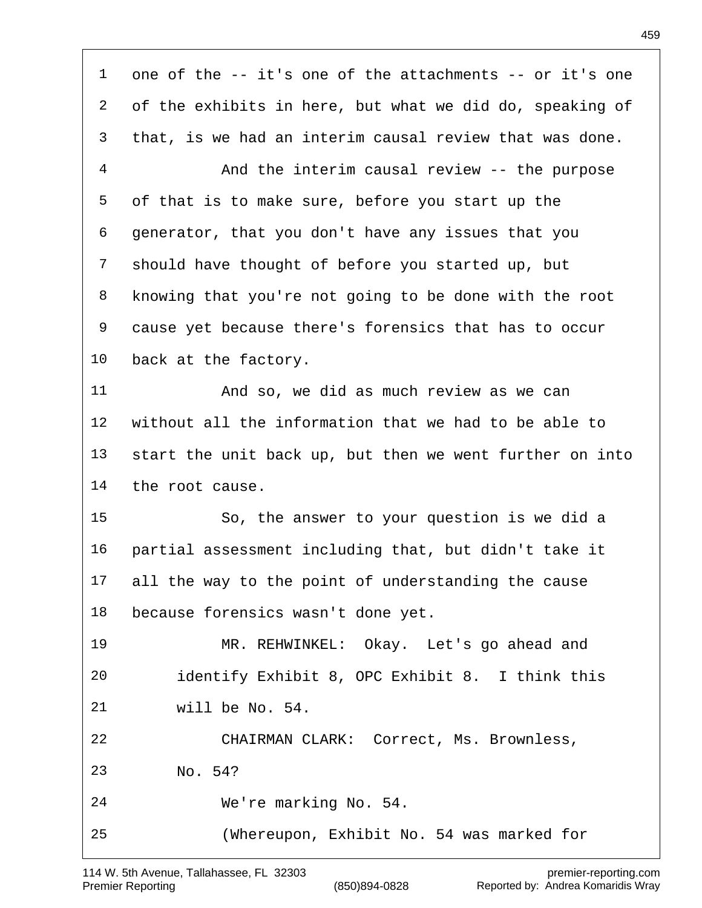one of the -- it's one of the attachments -- or it's one of the exhibits in here, but what we did do, speaking of that, is we had an interim causal review that was done.

And the interim causal review -- the purpose of that is to make sure, before you start up the generator, that you don't have any issues that you should have thought of before you started up, but knowing that you're not going to be done with the root cause yet because there's forensics that has to occur back at the factory.

And so, we did as much review as we can without all the information that we had to be able to start the unit back up, but then we went further on into the root cause.

So, the answer to your question is we did a partial assessment including that, but didn't take it all the way to the point of understanding the cause because forensics wasn't done yet.

MR. REHWINKEL: Okay. Let's go ahead and identify Exhibit 8, OPC Exhibit 8. I think this will be No. 54.

CHAIRMAN CLARK: Correct, Ms. Brownless, No. 54?

We're marking No. 54.

(Whereupon, Exhibit No. 54 was marked for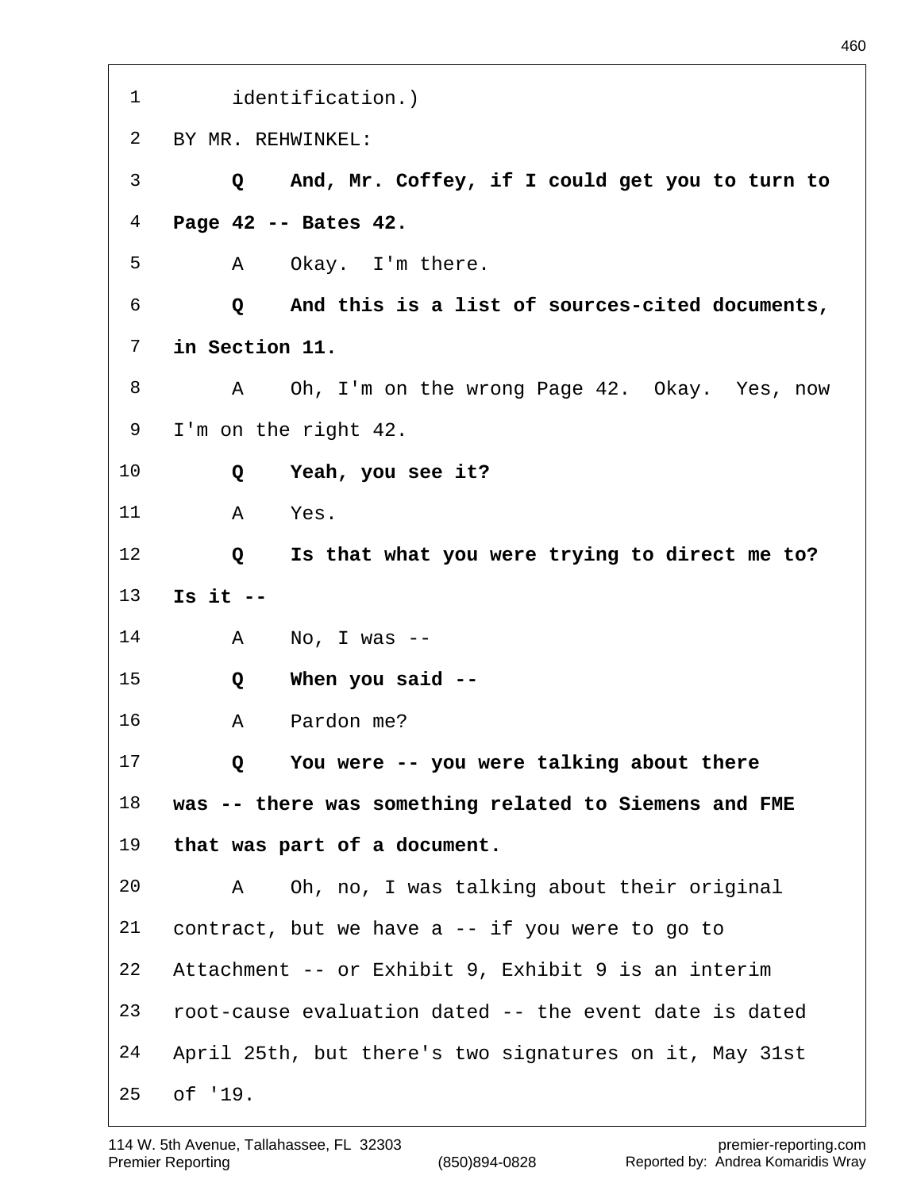identification.)

BY MR. REHWINKEL:

**Q And, Mr. Coffey, if I could get you to turn to Page 42 -- Bates 42.**

A Okay. I'm there.

**Q And this is a list of sources-cited documents, in Section 11.**

A Oh, I'm on the wrong Page 42. Okay. Yes, now I'm on the right 42.

**Q Yeah, you see it?**

A Yes.

**Q Is that what you were trying to direct me to? Is it --**

A No, I was --

**Q When you said --**

A Pardon me?

**Q You were -- you were talking about there was -- there was something related to Siemens and FME that was part of a document.**

A Oh, no, I was talking about their original contract, but we have a -- if you were to go to Attachment -- or Exhibit 9, Exhibit 9 is an interim root-cause evaluation dated -- the event date is dated April 25th, but there's two signatures on it, May 31st of '19.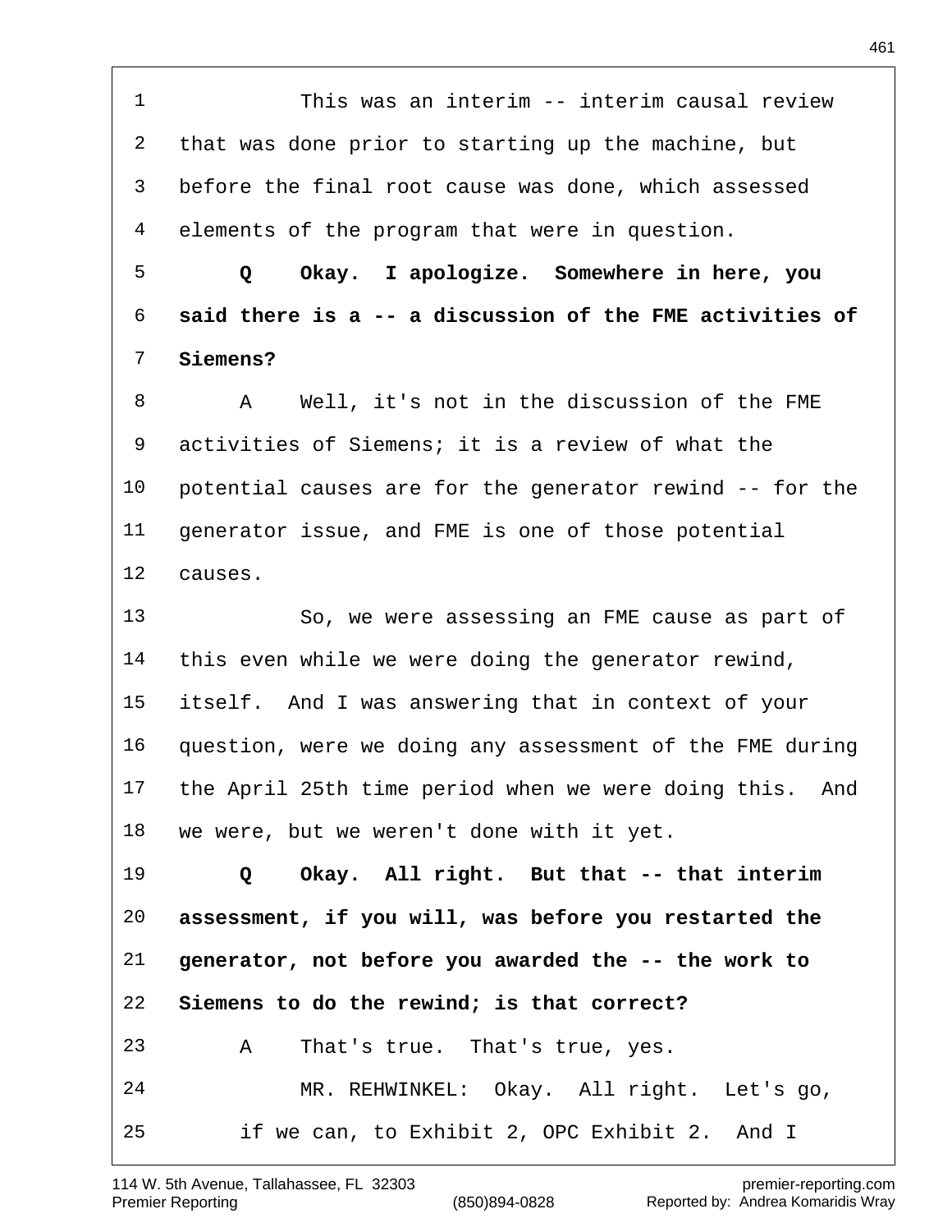This was an interim -- interim causal review that was done prior to starting up the machine, but before the final root cause was done, which assessed elements of the program that were in question.

**Q Okay. I apologize. Somewhere in here, you said there is a -- a discussion of the FME activities of Siemens?**

A Well, it's not in the discussion of the FME activities of Siemens; it is a review of what the potential causes are for the generator rewind -- for the generator issue, and FME is one of those potential causes.

So, we were assessing an FME cause as part of this even while we were doing the generator rewind, itself. And I was answering that in context of your question, were we doing any assessment of the FME during the April 25th time period when we were doing this. And we were, but we weren't done with it yet.

**Q Okay. All right. But that -- that interim assessment, if you will, was before you restarted the generator, not before you awarded the -- the work to Siemens to do the rewind; is that correct?**

A That's true. That's true, yes.

MR. REHWINKEL: Okay. All right. Let's go, if we can, to Exhibit 2, OPC Exhibit 2. And I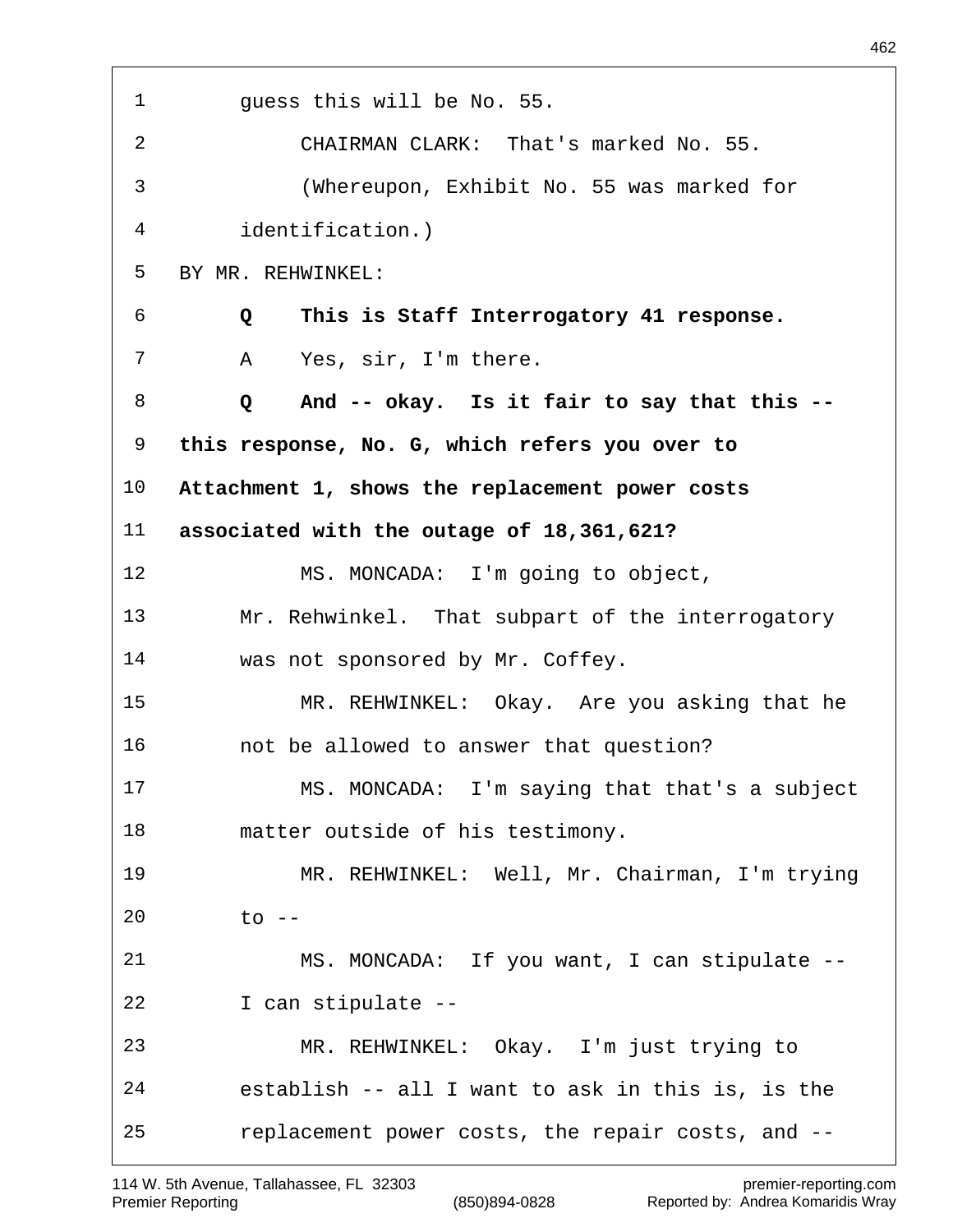guess this will be No. 55.

CHAIRMAN CLARK: That's marked No. 55.

(Whereupon, Exhibit No. 55 was marked for identification.)

BY MR. REHWINKEL:

**Q This is Staff Interrogatory 41 response.**

A Yes, sir, I'm there.

**Q And -- okay. Is it fair to say that this -- this response, No. G, which refers you over to Attachment 1, shows the replacement power costs associated with the outage of 18,361,621?**

MS. MONCADA: I'm going to object, Mr. Rehwinkel. That subpart of the interrogatory was not sponsored by Mr. Coffey.

MR. REHWINKEL: Okay. Are you asking that he not be allowed to answer that question?

MS. MONCADA: I'm saying that that's a subject matter outside of his testimony.

MR. REHWINKEL: Well, Mr. Chairman, I'm trying to --

MS. MONCADA: If you want, I can stipulate -- I can stipulate --

MR. REHWINKEL: Okay. I'm just trying to establish -- all I want to ask in this is, is the replacement power costs, the repair costs, and --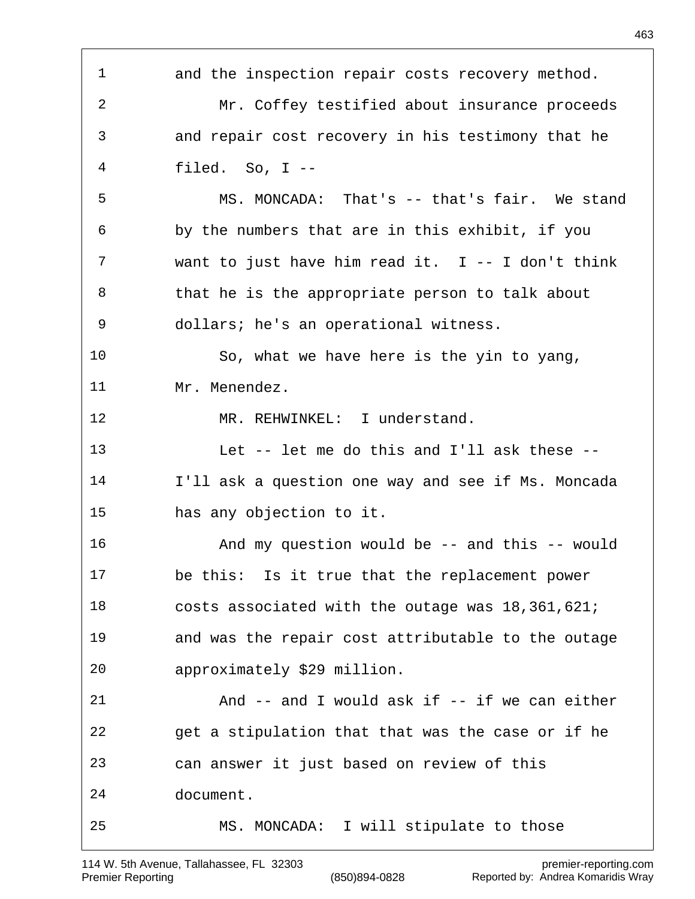1 and the inspection repair costs recovery method.

2 Mr. Coffey testified about insurance proceeds

3 and repair cost recovery in his testimony that he

4 filed. So, I --

5 MS. MONCADA: That's -- that's fair. We stand

6 by the numbers that are in this exhibit, if you

7 want to just have him read it. I -- I don't think

8 that he is the appropriate person to talk about

9 dollars; he's an operational witness.

10 So, what we have here is the yin to yang,

11 Mr. Menendez.

12 MR. REHWINKEL: I understand.

13 Let -- let me do this and I'll ask these --

14 I'll ask a question one way and see if Ms. Moncada

15 has any objection to it.

16 And my question would be -- and this -- would

17 be this: Is it true that the replacement power

18 costs associated with the outage was 18,361,621;

19 and was the repair cost attributable to the outage

20 approximately $29 million.

21 And -- and I would ask if -- if we can either

22 get a stipulation that that was the case or if he

23 can answer it just based on review of this

24 document.

25 MS. MONCADA: I will stipulate to those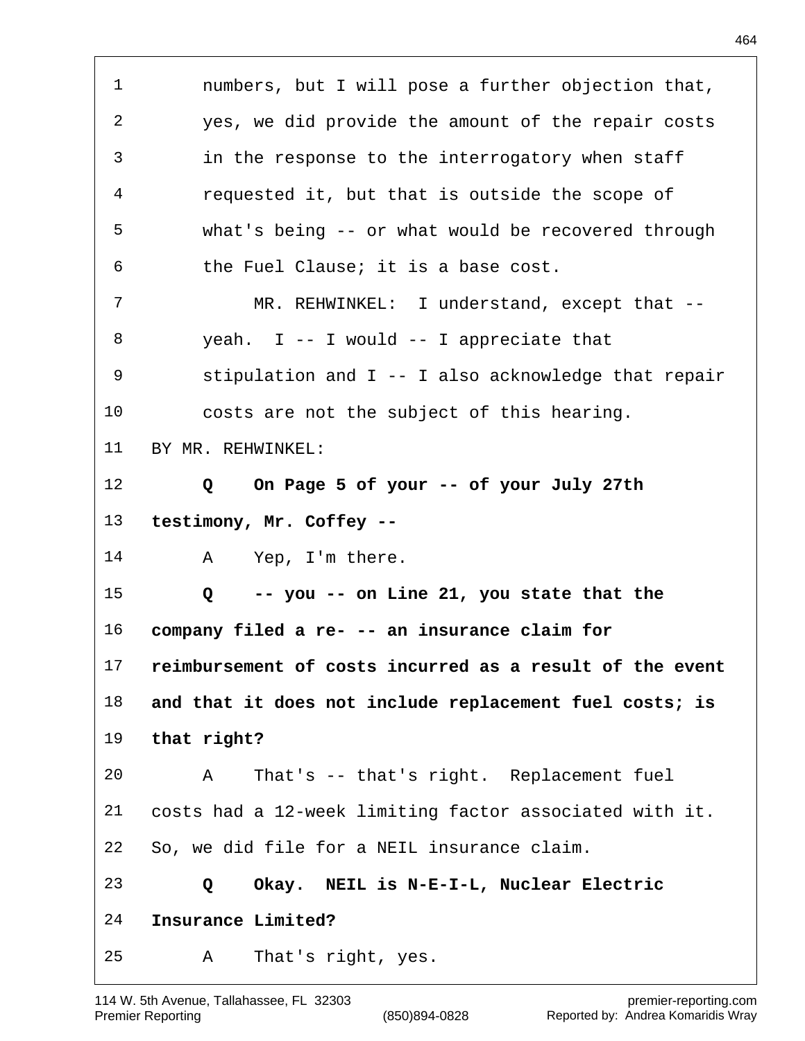1 numbers, but I will pose a further objection that,
2 yes, we did provide the amount of the repair costs
3 in the response to the interrogatory when staff
4 requested it, but that is outside the scope of
5 what's being -- or what would be recovered through
6 the Fuel Clause; it is a base cost.
7 MR. REHWINKEL: I understand, except that --
8 yeah. I -- I would -- I appreciate that
9 stipulation and I -- I also acknowledge that repair
10 costs are not the subject of this hearing.
11 BY MR. REHWINKEL:
12 **Q On Page 5 of your -- of your July 27th**
13 **testimony, Mr. Coffey --**
14 A Yep, I'm there.
15 **Q -- you -- on Line 21, you state that the**
16 **company filed a re- -- an insurance claim for**
17 **reimbursement of costs incurred as a result of the event**
18 **and that it does not include replacement fuel costs; is**
19 **that right?**
20 A That's -- that's right. Replacement fuel
21 costs had a 12-week limiting factor associated with it.
22 So, we did file for a NEIL insurance claim.
23 **Q Okay. NEIL is N-E-I-L, Nuclear Electric**
24 **Insurance Limited?**
25 A That's right, yes.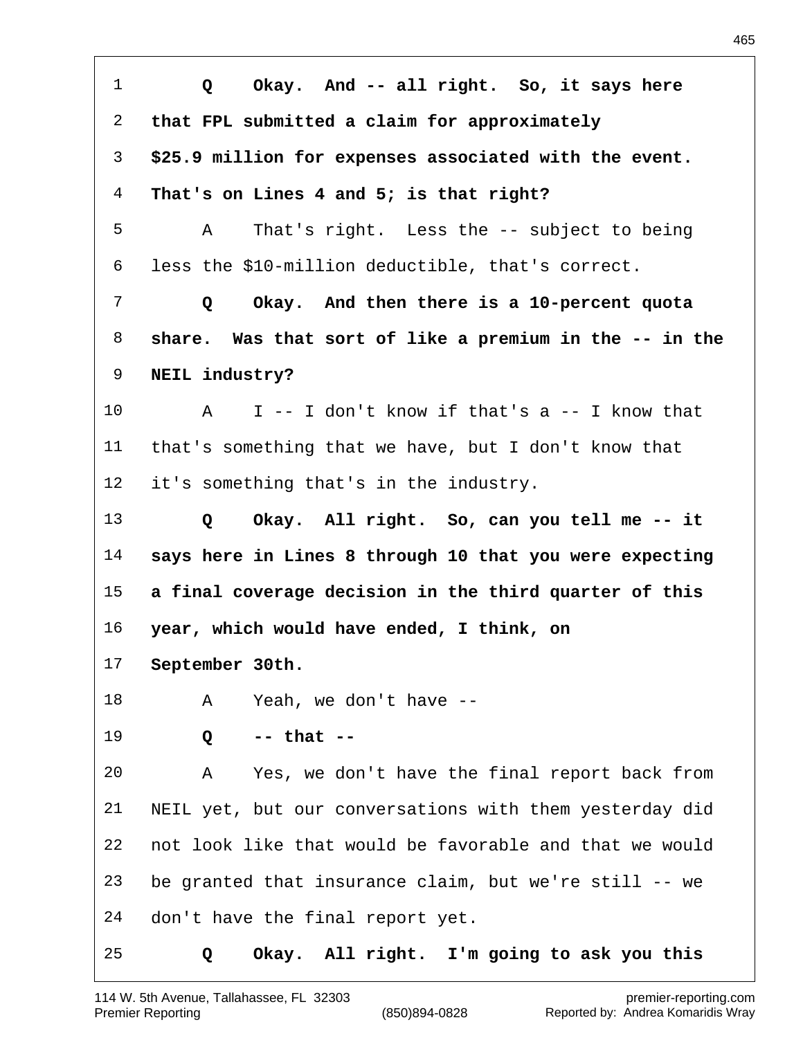**Q Okay. And -- all right. So, it says here that FPL submitted a claim for approximately $25.9 million for expenses associated with the event. That's on Lines 4 and 5; is that right?**

A That's right. Less the -- subject to being less the $10-million deductible, that's correct.

**Q Okay. And then there is a 10-percent quota share. Was that sort of like a premium in the -- in the NEIL industry?**

A I -- I don't know if that's a -- I know that that's something that we have, but I don't know that it's something that's in the industry.

**Q Okay. All right. So, can you tell me -- it says here in Lines 8 through 10 that you were expecting a final coverage decision in the third quarter of this year, which would have ended, I think, on September 30th.**

A Yeah, we don't have --

**Q -- that --**

A Yes, we don't have the final report back from NEIL yet, but our conversations with them yesterday did not look like that would be favorable and that we would be granted that insurance claim, but we're still -- we don't have the final report yet.

**Q Okay. All right. I'm going to ask you this**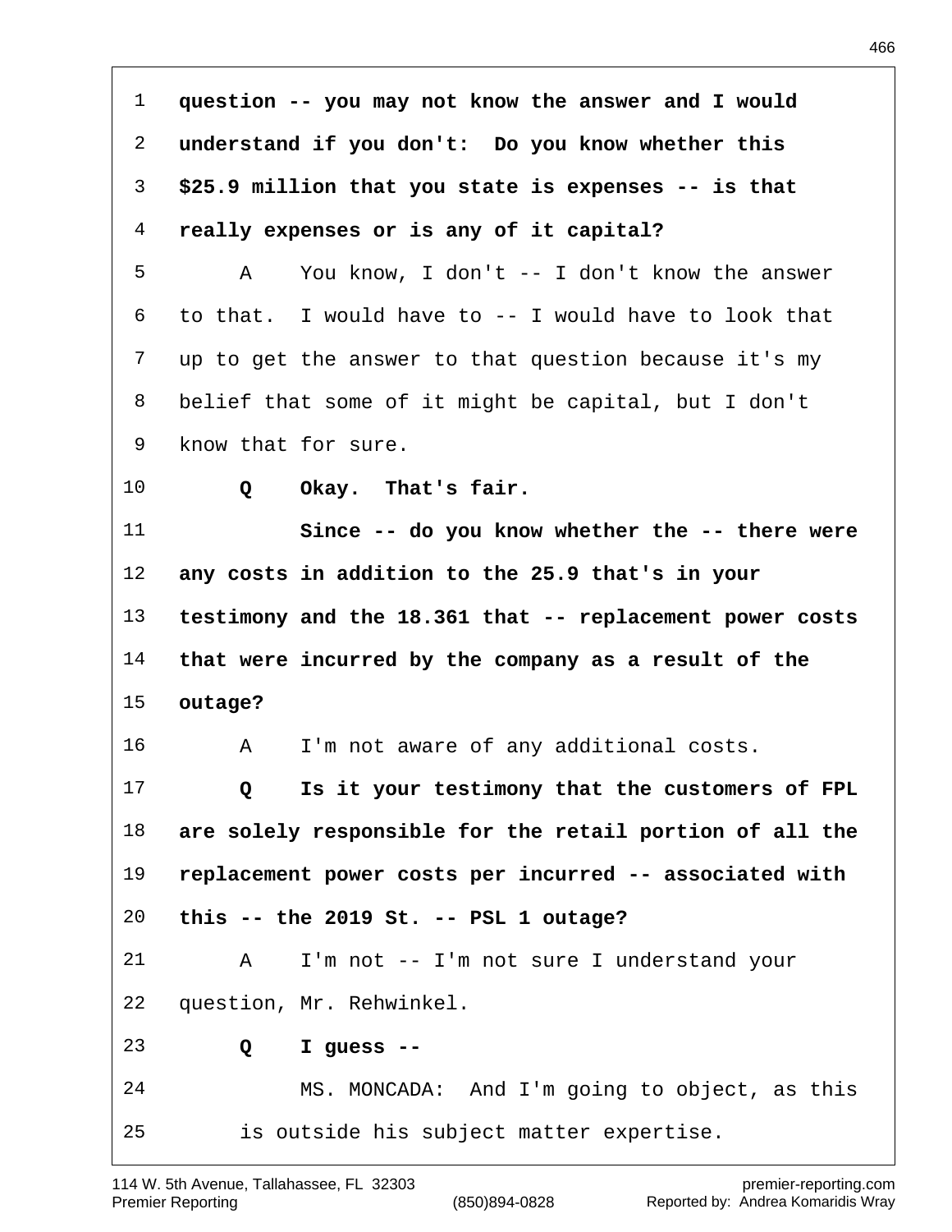**question -- you may not know the answer and I would understand if you don't: Do you know whether this $25.9 million that you state is expenses -- is that really expenses or is any of it capital?**

A You know, I don't -- I don't know the answer to that. I would have to -- I would have to look that up to get the answer to that question because it's my belief that some of it might be capital, but I don't know that for sure.

**Q Okay. That's fair.**

**Since -- do you know whether the -- there were any costs in addition to the 25.9 that's in your testimony and the 18.361 that -- replacement power costs that were incurred by the company as a result of the outage?**

A I'm not aware of any additional costs.

**Q Is it your testimony that the customers of FPL are solely responsible for the retail portion of all the replacement power costs per incurred -- associated with this -- the 2019 St. -- PSL 1 outage?**

A I'm not -- I'm not sure I understand your question, Mr. Rehwinkel.

**Q I guess --**

MS. MONCADA: And I'm going to object, as this is outside his subject matter expertise.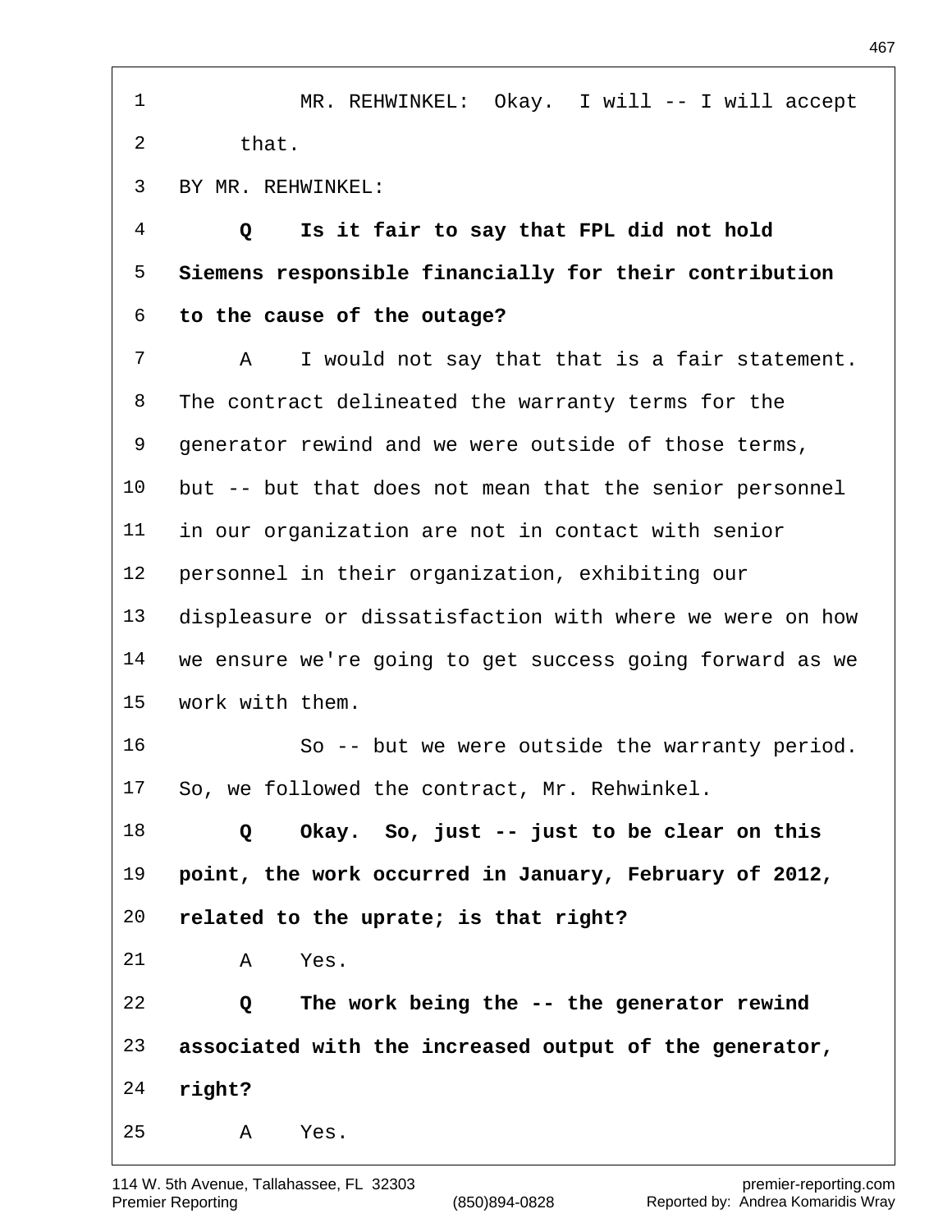MR. REHWINKEL: Okay. I will -- I will accept that.

BY MR. REHWINKEL:

**Q Is it fair to say that FPL did not hold Siemens responsible financially for their contribution to the cause of the outage?**

A I would not say that that is a fair statement. The contract delineated the warranty terms for the generator rewind and we were outside of those terms, but -- but that does not mean that the senior personnel in our organization are not in contact with senior personnel in their organization, exhibiting our displeasure or dissatisfaction with where we were on how we ensure we're going to get success going forward as we work with them.

So -- but we were outside the warranty period. So, we followed the contract, Mr. Rehwinkel.

**Q Okay. So, just -- just to be clear on this point, the work occurred in January, February of 2012, related to the uprate; is that right?**

A Yes.

**Q The work being the -- the generator rewind associated with the increased output of the generator, right?**

A Yes.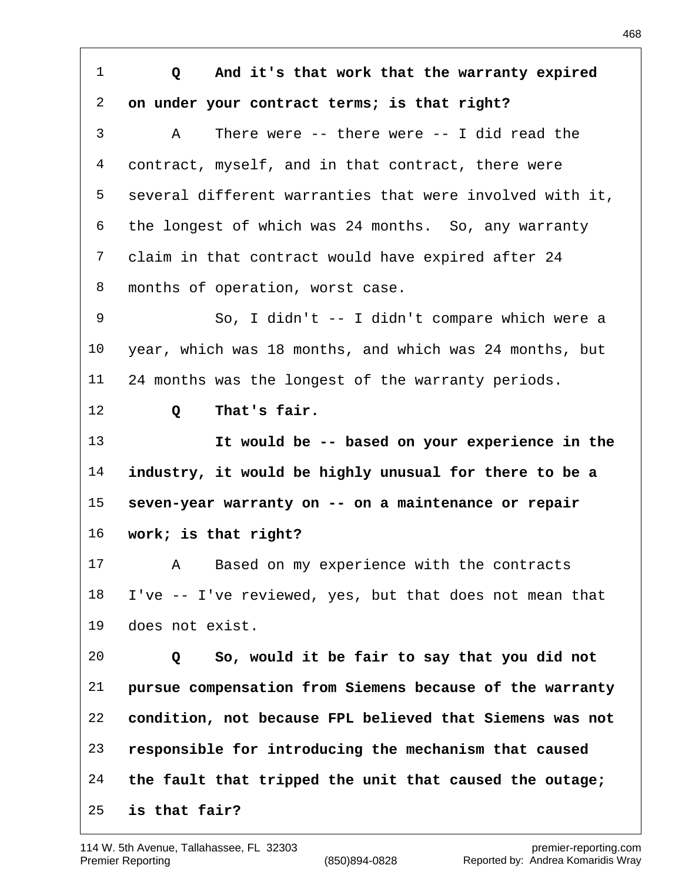**Q And it's that work that the warranty expired on under your contract terms; is that right?**

A There were -- there were -- I did read the contract, myself, and in that contract, there were several different warranties that were involved with it, the longest of which was 24 months. So, any warranty claim in that contract would have expired after 24 months of operation, worst case.

So, I didn't -- I didn't compare which were a year, which was 18 months, and which was 24 months, but 24 months was the longest of the warranty periods.

**Q That's fair.**

**It would be -- based on your experience in the industry, it would be highly unusual for there to be a seven-year warranty on -- on a maintenance or repair work; is that right?**

A Based on my experience with the contracts I've -- I've reviewed, yes, but that does not mean that does not exist.

**Q So, would it be fair to say that you did not pursue compensation from Siemens because of the warranty condition, not because FPL believed that Siemens was not responsible for introducing the mechanism that caused the fault that tripped the unit that caused the outage; is that fair?**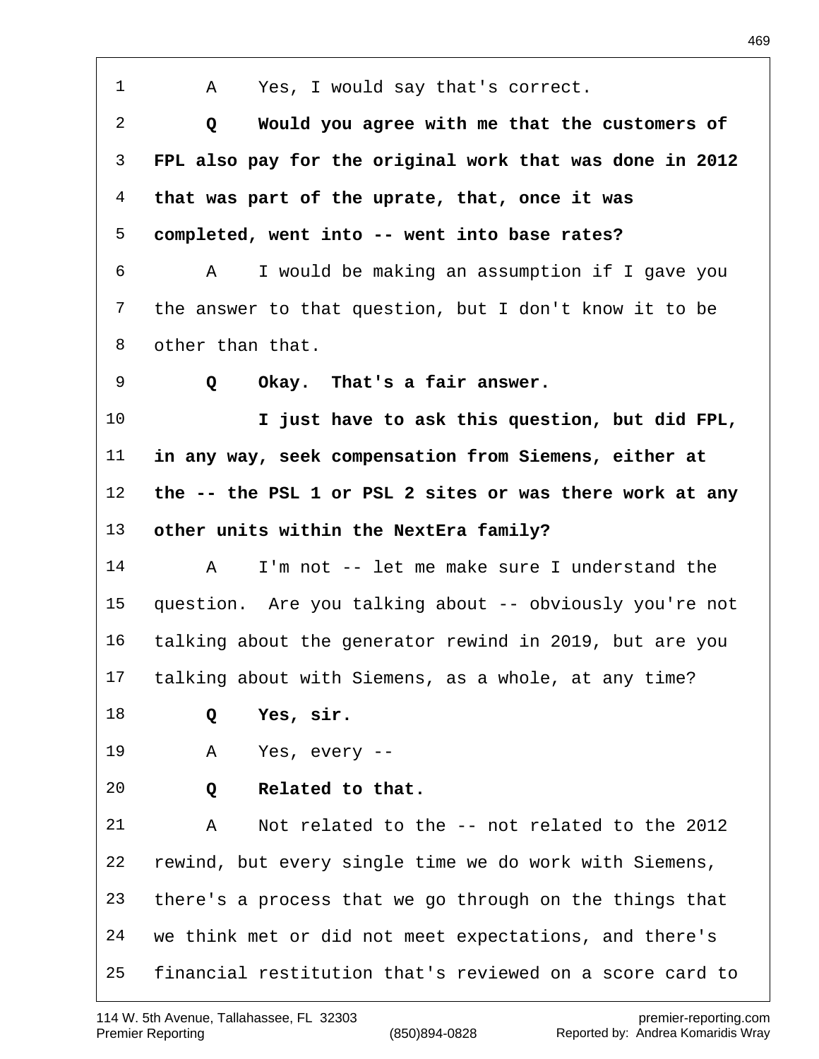1 A Yes, I would say that's correct.

2 **Q Would you agree with me that the customers of**
3 **FPL also pay for the original work that was done in 2012**
4 **that was part of the uprate, that, once it was**
5 **completed, went into -- went into base rates?**

6 A I would be making an assumption if I gave you
7 the answer to that question, but I don't know it to be
8 other than that.

9 **Q Okay. That's a fair answer.**

10 **I just have to ask this question, but did FPL,**
11 **in any way, seek compensation from Siemens, either at**
12 **the -- the PSL 1 or PSL 2 sites or was there work at any**
13 **other units within the NextEra family?**

14 A I'm not -- let me make sure I understand the
15 question. Are you talking about -- obviously you're not
16 talking about the generator rewind in 2019, but are you
17 talking about with Siemens, as a whole, at any time?

18 **Q Yes, sir.**

19 A Yes, every --

20 **Q Related to that.**

21 A Not related to the -- not related to the 2012
22 rewind, but every single time we do work with Siemens,
23 there's a process that we go through on the things that
24 we think met or did not meet expectations, and there's
25 financial restitution that's reviewed on a score card to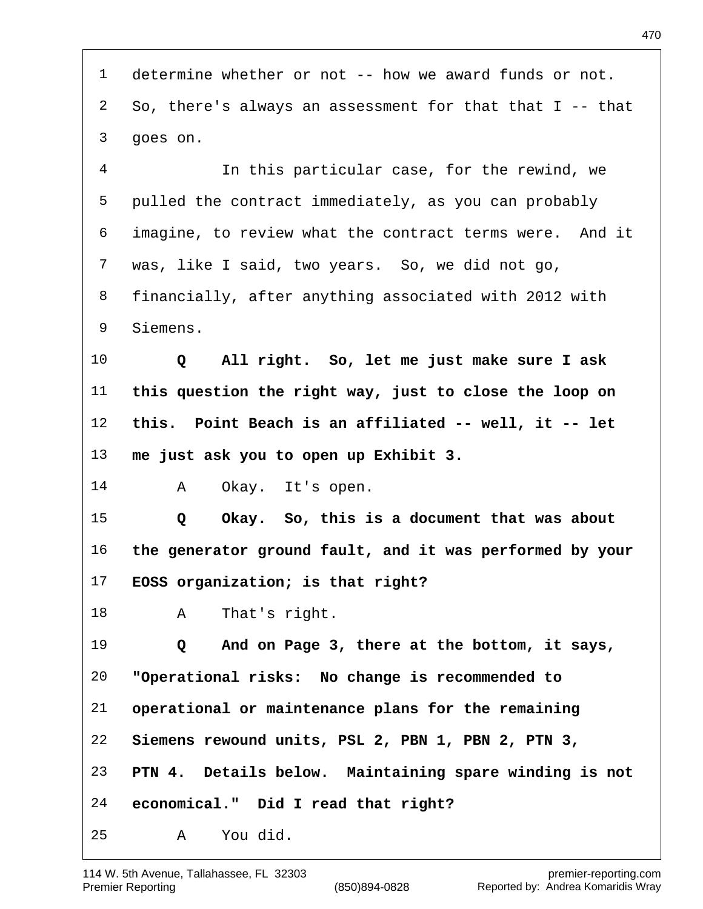determine whether or not -- how we award funds or not. So, there's always an assessment for that that I -- that goes on.

In this particular case, for the rewind, we pulled the contract immediately, as you can probably imagine, to review what the contract terms were. And it was, like I said, two years. So, we did not go, financially, after anything associated with 2012 with Siemens.

**Q All right. So, let me just make sure I ask this question the right way, just to close the loop on this. Point Beach is an affiliated -- well, it -- let me just ask you to open up Exhibit 3.**

A Okay. It's open.

**Q Okay. So, this is a document that was about the generator ground fault, and it was performed by your EOSS organization; is that right?**

A That's right.

**Q And on Page 3, there at the bottom, it says, "Operational risks: No change is recommended to operational or maintenance plans for the remaining Siemens rewound units, PSL 2, PBN 1, PBN 2, PTN 3, PTN 4. Details below. Maintaining spare winding is not economical." Did I read that right?**

A You did.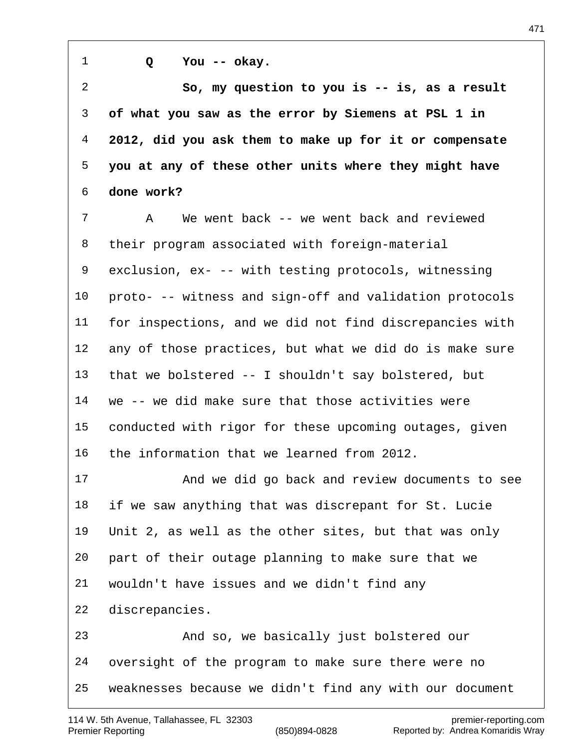**Q You -- okay.**

**So, my question to you is -- is, as a result of what you saw as the error by Siemens at PSL 1 in 2012, did you ask them to make up for it or compensate you at any of these other units where they might have done work?**

A We went back -- we went back and reviewed their program associated with foreign-material exclusion, ex- -- with testing protocols, witnessing proto- -- witness and sign-off and validation protocols for inspections, and we did not find discrepancies with any of those practices, but what we did do is make sure that we bolstered -- I shouldn't say bolstered, but we -- we did make sure that those activities were conducted with rigor for these upcoming outages, given the information that we learned from 2012.

And we did go back and review documents to see if we saw anything that was discrepant for St. Lucie Unit 2, as well as the other sites, but that was only part of their outage planning to make sure that we wouldn't have issues and we didn't find any discrepancies.

And so, we basically just bolstered our oversight of the program to make sure there were no weaknesses because we didn't find any with our document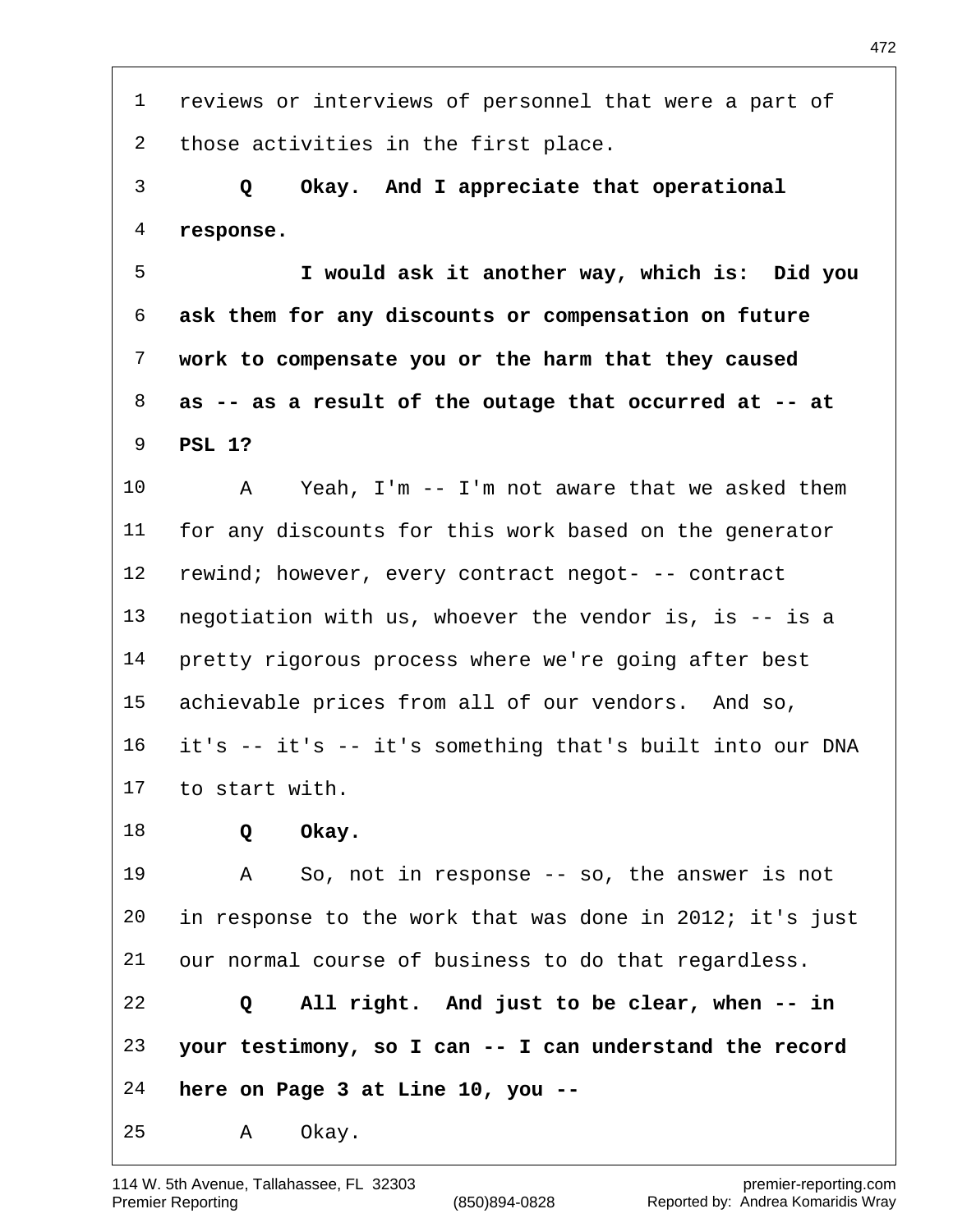reviews or interviews of personnel that were a part of those activities in the first place.

**Q Okay. And I appreciate that operational response.**

**I would ask it another way, which is: Did you ask them for any discounts or compensation on future work to compensate you or the harm that they caused as -- as a result of the outage that occurred at -- at PSL 1?**

A Yeah, I'm -- I'm not aware that we asked them for any discounts for this work based on the generator rewind; however, every contract negot- -- contract negotiation with us, whoever the vendor is, is -- is a pretty rigorous process where we're going after best achievable prices from all of our vendors. And so, it's -- it's -- it's something that's built into our DNA to start with.

**Q Okay.**

A So, not in response -- so, the answer is not in response to the work that was done in 2012; it's just our normal course of business to do that regardless.

**Q All right. And just to be clear, when -- in your testimony, so I can -- I can understand the record here on Page 3 at Line 10, you --**

A Okay.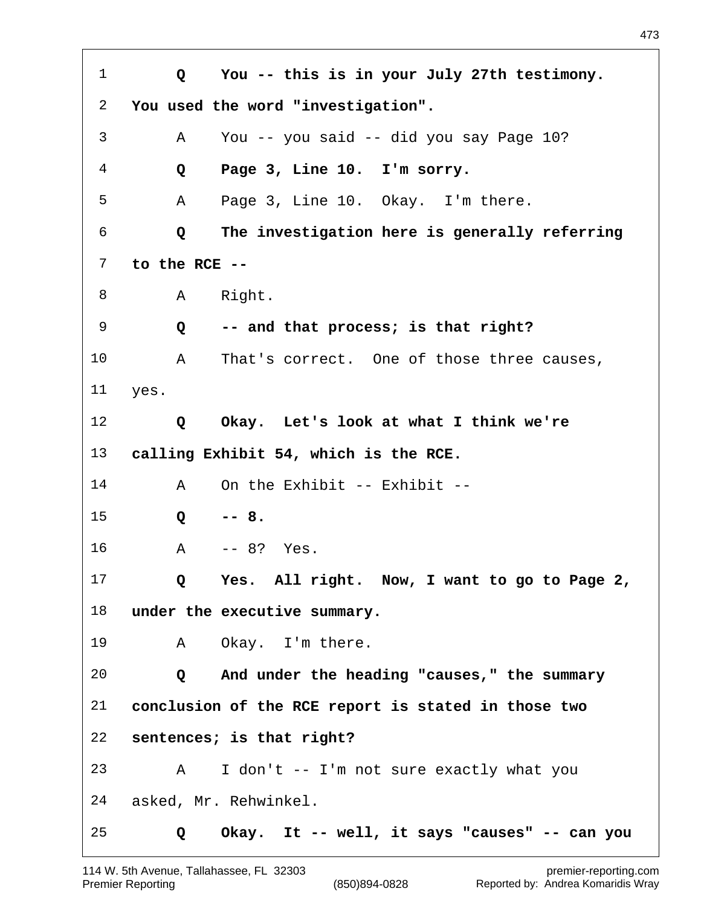1 **Q You -- this is in your July 27th testimony.**

2 **You used the word "investigation".**

3 A You -- you said -- did you say Page 10?

4 **Q Page 3, Line 10. I'm sorry.**

5 A Page 3, Line 10. Okay. I'm there.

6 **Q The investigation here is generally referring**

7 **to the RCE --**

8 A Right.

9 **Q -- and that process; is that right?**

10 A That's correct. One of those three causes,

11 yes.

12 **Q Okay. Let's look at what I think we're**

13 **calling Exhibit 54, which is the RCE.**

14 A On the Exhibit -- Exhibit --

15 **Q -- 8.**

16 A -- 8? Yes.

17 **Q Yes. All right. Now, I want to go to Page 2,**

18 **under the executive summary.**

19 A Okay. I'm there.

20 **Q And under the heading "causes," the summary**

21 **conclusion of the RCE report is stated in those two**

22 **sentences; is that right?**

23 A I don't -- I'm not sure exactly what you

24 asked, Mr. Rehwinkel.

25 **Q Okay. It -- well, it says "causes" -- can you**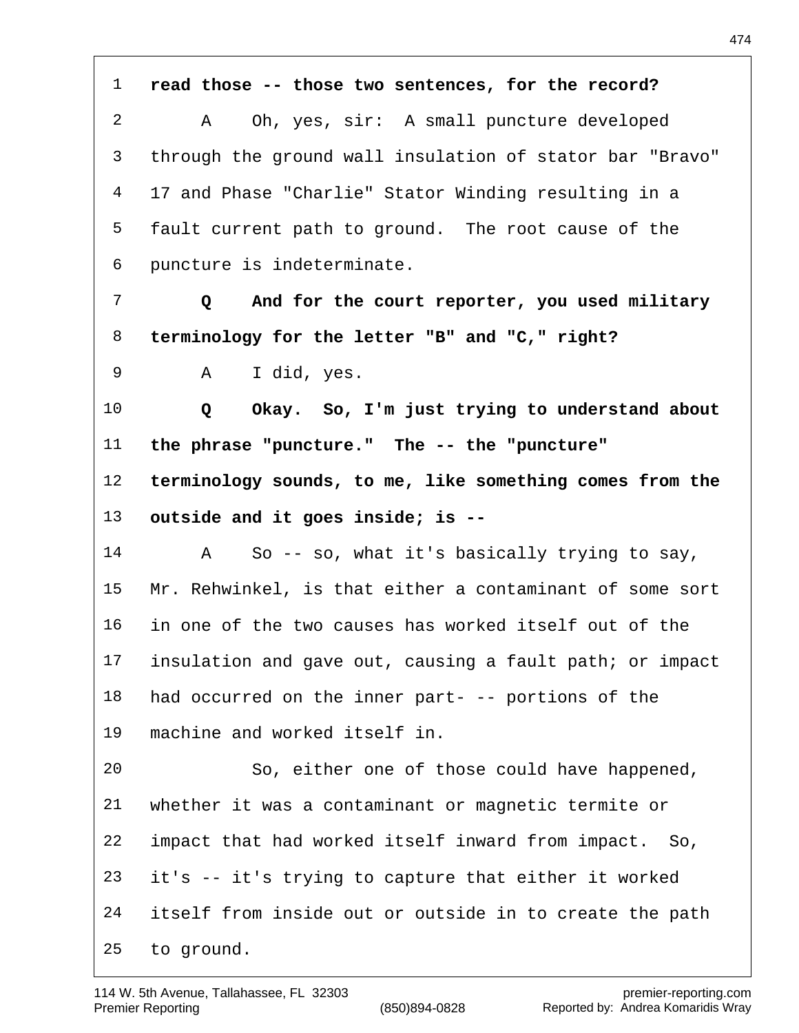**read those -- those two sentences, for the record?**

A Oh, yes, sir: A small puncture developed through the ground wall insulation of stator bar "Bravo" 17 and Phase "Charlie" Stator Winding resulting in a fault current path to ground. The root cause of the puncture is indeterminate.

**Q And for the court reporter, you used military terminology for the letter "B" and "C," right?**

A I did, yes.

**Q Okay. So, I'm just trying to understand about the phrase "puncture." The -- the "puncture" terminology sounds, to me, like something comes from the outside and it goes inside; is --**

A So -- so, what it's basically trying to say, Mr. Rehwinkel, is that either a contaminant of some sort in one of the two causes has worked itself out of the insulation and gave out, causing a fault path; or impact had occurred on the inner part- -- portions of the machine and worked itself in.

So, either one of those could have happened, whether it was a contaminant or magnetic termite or impact that had worked itself inward from impact. So, it's -- it's trying to capture that either it worked itself from inside out or outside in to create the path to ground.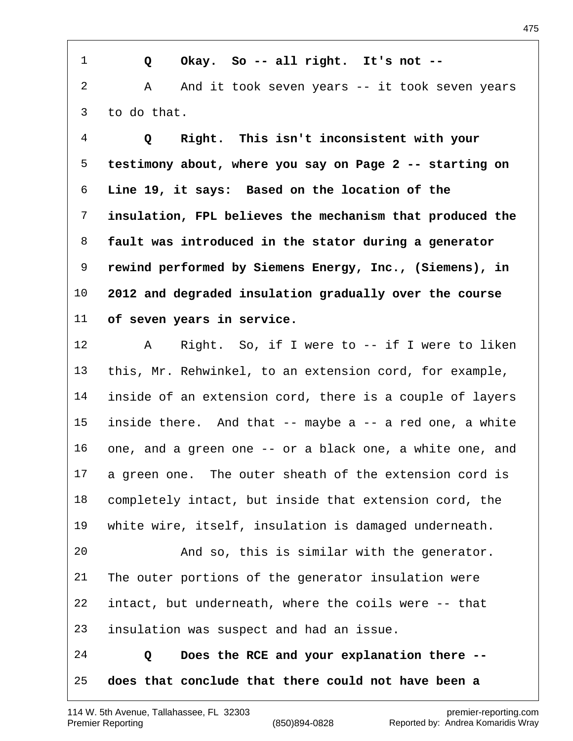**Q Okay. So -- all right. It's not --**

A And it took seven years -- it took seven years to do that.

**Q Right. This isn't inconsistent with your testimony about, where you say on Page 2 -- starting on Line 19, it says: Based on the location of the insulation, FPL believes the mechanism that produced the fault was introduced in the stator during a generator rewind performed by Siemens Energy, Inc., (Siemens), in 2012 and degraded insulation gradually over the course of seven years in service.**

A Right. So, if I were to -- if I were to liken this, Mr. Rehwinkel, to an extension cord, for example, inside of an extension cord, there is a couple of layers inside there. And that -- maybe a -- a red one, a white one, and a green one -- or a black one, a white one, and a green one. The outer sheath of the extension cord is completely intact, but inside that extension cord, the white wire, itself, insulation is damaged underneath.

And so, this is similar with the generator. The outer portions of the generator insulation were intact, but underneath, where the coils were -- that insulation was suspect and had an issue.

**Q Does the RCE and your explanation there -- does that conclude that there could not have been a**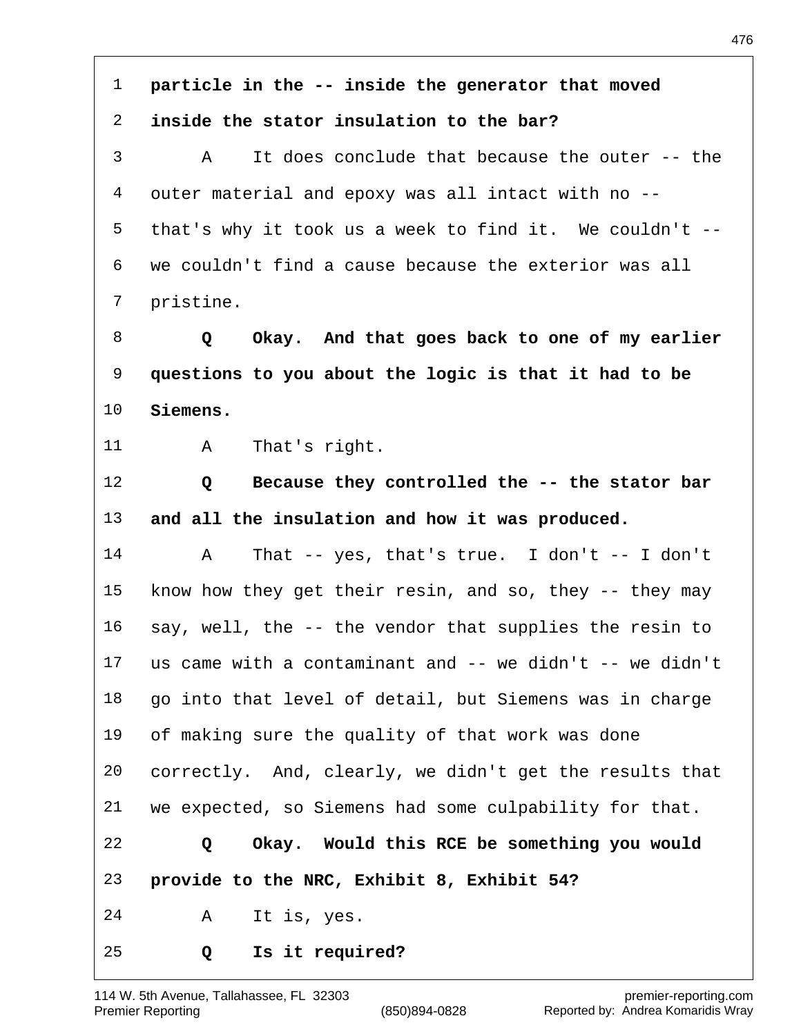**particle in the -- inside the generator that moved inside the stator insulation to the bar?**

A It does conclude that because the outer -- the outer material and epoxy was all intact with no -- that's why it took us a week to find it. We couldn't -- we couldn't find a cause because the exterior was all pristine.

**Q Okay. And that goes back to one of my earlier questions to you about the logic is that it had to be Siemens.**

A That's right.

**Q Because they controlled the -- the stator bar and all the insulation and how it was produced.**

A That -- yes, that's true. I don't -- I don't know how they get their resin, and so, they -- they may say, well, the -- the vendor that supplies the resin to us came with a contaminant and -- we didn't -- we didn't go into that level of detail, but Siemens was in charge of making sure the quality of that work was done correctly. And, clearly, we didn't get the results that we expected, so Siemens had some culpability for that.

**Q Okay. Would this RCE be something you would provide to the NRC, Exhibit 8, Exhibit 54?**

A It is, yes.

**Q Is it required?**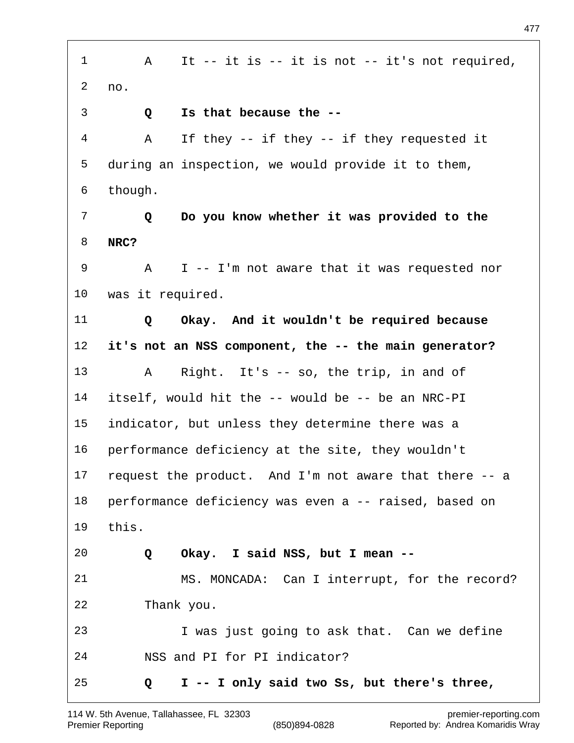A It -- it is -- it is not -- it's not required, no.

**Q Is that because the --**

A If they -- if they -- if they requested it during an inspection, we would provide it to them, though.

**Q Do you know whether it was provided to the NRC?**

A I -- I'm not aware that it was requested nor was it required.

**Q Okay. And it wouldn't be required because it's not an NSS component, the -- the main generator?**

A Right. It's -- so, the trip, in and of itself, would hit the -- would be -- be an NRC-PI indicator, but unless they determine there was a performance deficiency at the site, they wouldn't request the product. And I'm not aware that there -- a performance deficiency was even a -- raised, based on this.

**Q Okay. I said NSS, but I mean --**

MS. MONCADA: Can I interrupt, for the record? Thank you.

I was just going to ask that. Can we define NSS and PI for PI indicator?

**Q I -- I only said two Ss, but there's three,**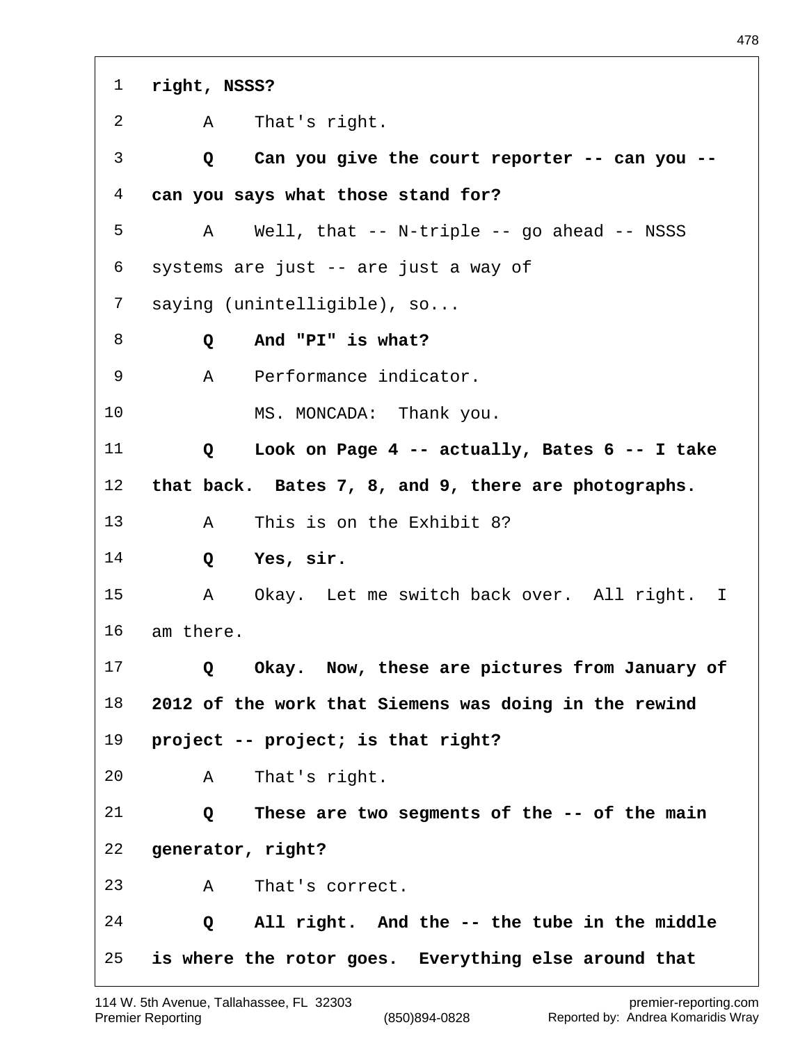1 **right, NSSS?**

2 A That's right.

3 **Q Can you give the court reporter -- can you --**

4 **can you says what those stand for?**

5 A Well, that -- N-triple -- go ahead -- NSSS

6 systems are just -- are just a way of

7 saying (unintelligible), so...

8 **Q And "PI" is what?**

9 A Performance indicator.

10 MS. MONCADA: Thank you.

11 **Q Look on Page 4 -- actually, Bates 6 -- I take**

12 **that back. Bates 7, 8, and 9, there are photographs.**

13 A This is on the Exhibit 8?

14 **Q Yes, sir.**

15 A Okay. Let me switch back over. All right. I

16 am there.

17 **Q Okay. Now, these are pictures from January of**

18 **2012 of the work that Siemens was doing in the rewind**

19 **project -- project; is that right?**

20 A That's right.

21 **Q These are two segments of the -- of the main**

22 **generator, right?**

23 A That's correct.

24 **Q All right. And the -- the tube in the middle**

25 **is where the rotor goes. Everything else around that**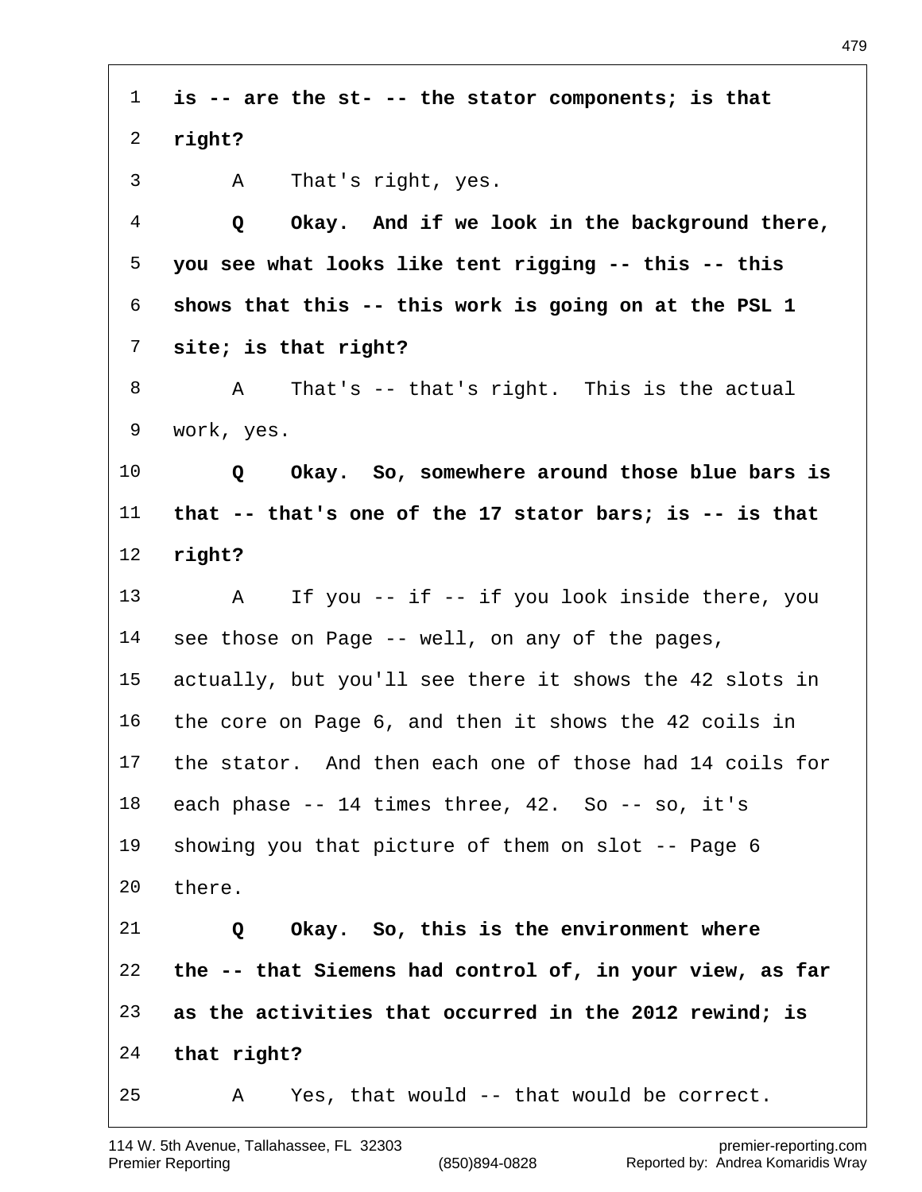**is -- are the st- -- the stator components; is that right?**

A That's right, yes.

**Q Okay. And if we look in the background there, you see what looks like tent rigging -- this -- this shows that this -- this work is going on at the PSL 1 site; is that right?**

A That's -- that's right. This is the actual work, yes.

**Q Okay. So, somewhere around those blue bars is that -- that's one of the 17 stator bars; is -- is that right?**

A If you -- if -- if you look inside there, you see those on Page -- well, on any of the pages, actually, but you'll see there it shows the 42 slots in the core on Page 6, and then it shows the 42 coils in the stator. And then each one of those had 14 coils for each phase -- 14 times three, 42. So -- so, it's showing you that picture of them on slot -- Page 6 there.

**Q Okay. So, this is the environment where the -- that Siemens had control of, in your view, as far as the activities that occurred in the 2012 rewind; is that right?**

A Yes, that would -- that would be correct.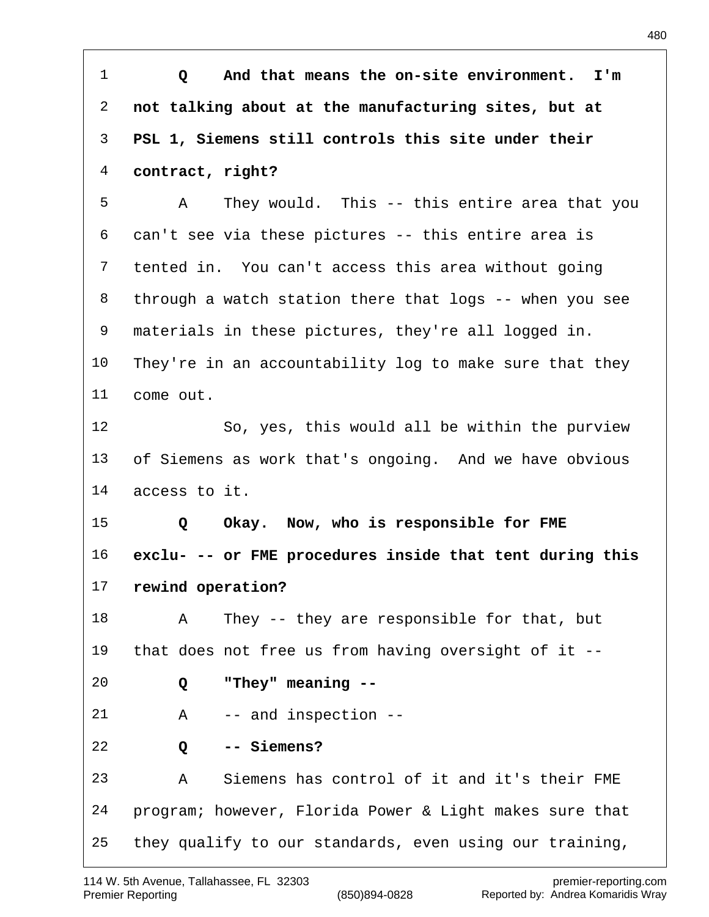**Q And that means the on-site environment. I'm not talking about at the manufacturing sites, but at PSL 1, Siemens still controls this site under their contract, right?**

A They would. This -- this entire area that you can't see via these pictures -- this entire area is tented in. You can't access this area without going through a watch station there that logs -- when you see materials in these pictures, they're all logged in. They're in an accountability log to make sure that they come out.

So, yes, this would all be within the purview of Siemens as work that's ongoing. And we have obvious access to it.

**Q Okay. Now, who is responsible for FME exclu- -- or FME procedures inside that tent during this rewind operation?**

A They -- they are responsible for that, but that does not free us from having oversight of it --

**Q "They" meaning --**

A -- and inspection --

**Q -- Siemens?**

A Siemens has control of it and it's their FME program; however, Florida Power & Light makes sure that they qualify to our standards, even using our training,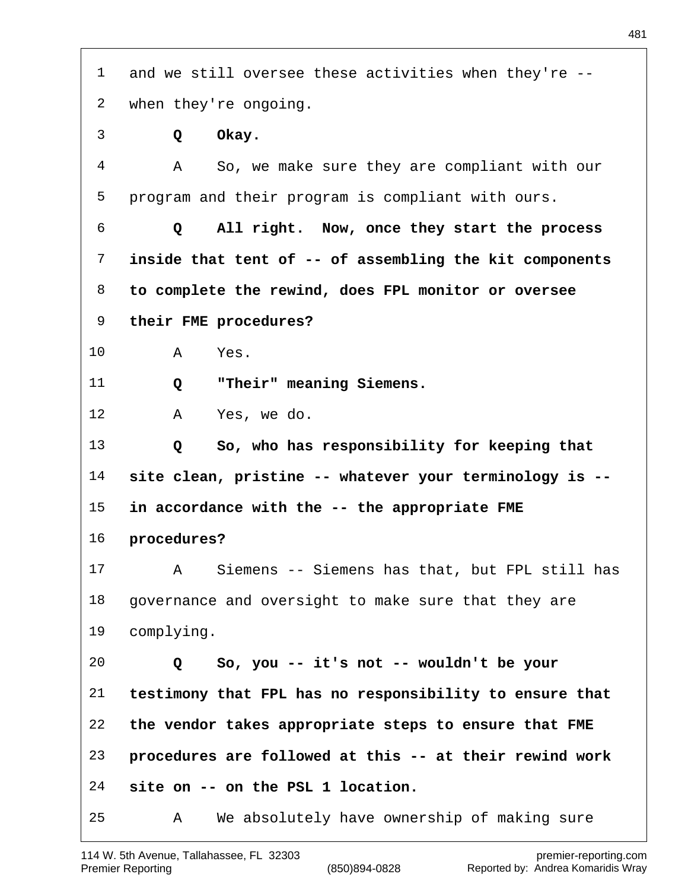1 and we still oversee these activities when they're --
2 when they're ongoing.

3 **Q Okay.**

4 A So, we make sure they are compliant with our
5 program and their program is compliant with ours.

6 **Q All right. Now, once they start the process**
7 **inside that tent of -- of assembling the kit components**
8 **to complete the rewind, does FPL monitor or oversee**
9 **their FME procedures?**

10 A Yes.

11 **Q "Their" meaning Siemens.**

12 A Yes, we do.

13 **Q So, who has responsibility for keeping that**
14 **site clean, pristine -- whatever your terminology is --**
15 **in accordance with the -- the appropriate FME**
16 **procedures?**

17 A Siemens -- Siemens has that, but FPL still has
18 governance and oversight to make sure that they are
19 complying.

20 **Q So, you -- it's not -- wouldn't be your**
21 **testimony that FPL has no responsibility to ensure that**
22 **the vendor takes appropriate steps to ensure that FME**
23 **procedures are followed at this -- at their rewind work**
24 **site on -- on the PSL 1 location.**

25 A We absolutely have ownership of making sure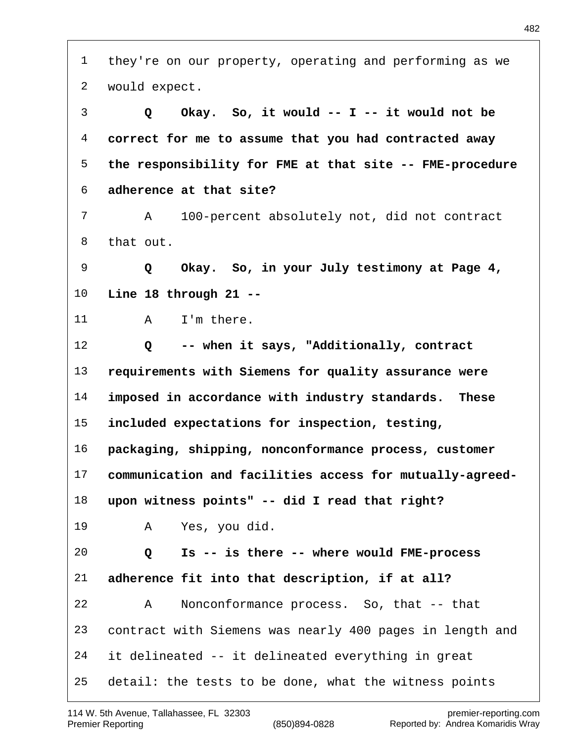1 they're on our property, operating and performing as we
2 would expect.

3 **Q Okay. So, it would -- I -- it would not be**
4 **correct for me to assume that you had contracted away**
5 **the responsibility for FME at that site -- FME-procedure**
6 **adherence at that site?**

7 A 100-percent absolutely not, did not contract
8 that out.

9 **Q Okay. So, in your July testimony at Page 4,**
10 **Line 18 through 21 --**

11 A I'm there.

12 **Q -- when it says, "Additionally, contract**
13 **requirements with Siemens for quality assurance were**
14 **imposed in accordance with industry standards. These**
15 **included expectations for inspection, testing,**
16 **packaging, shipping, nonconformance process, customer**
17 **communication and facilities access for mutually-agreed-**
18 **upon witness points" -- did I read that right?**

19 A Yes, you did.

20 **Q Is -- is there -- where would FME-process**
21 **adherence fit into that description, if at all?**

22 A Nonconformance process. So, that -- that
23 contract with Siemens was nearly 400 pages in length and
24 it delineated -- it delineated everything in great
25 detail: the tests to be done, what the witness points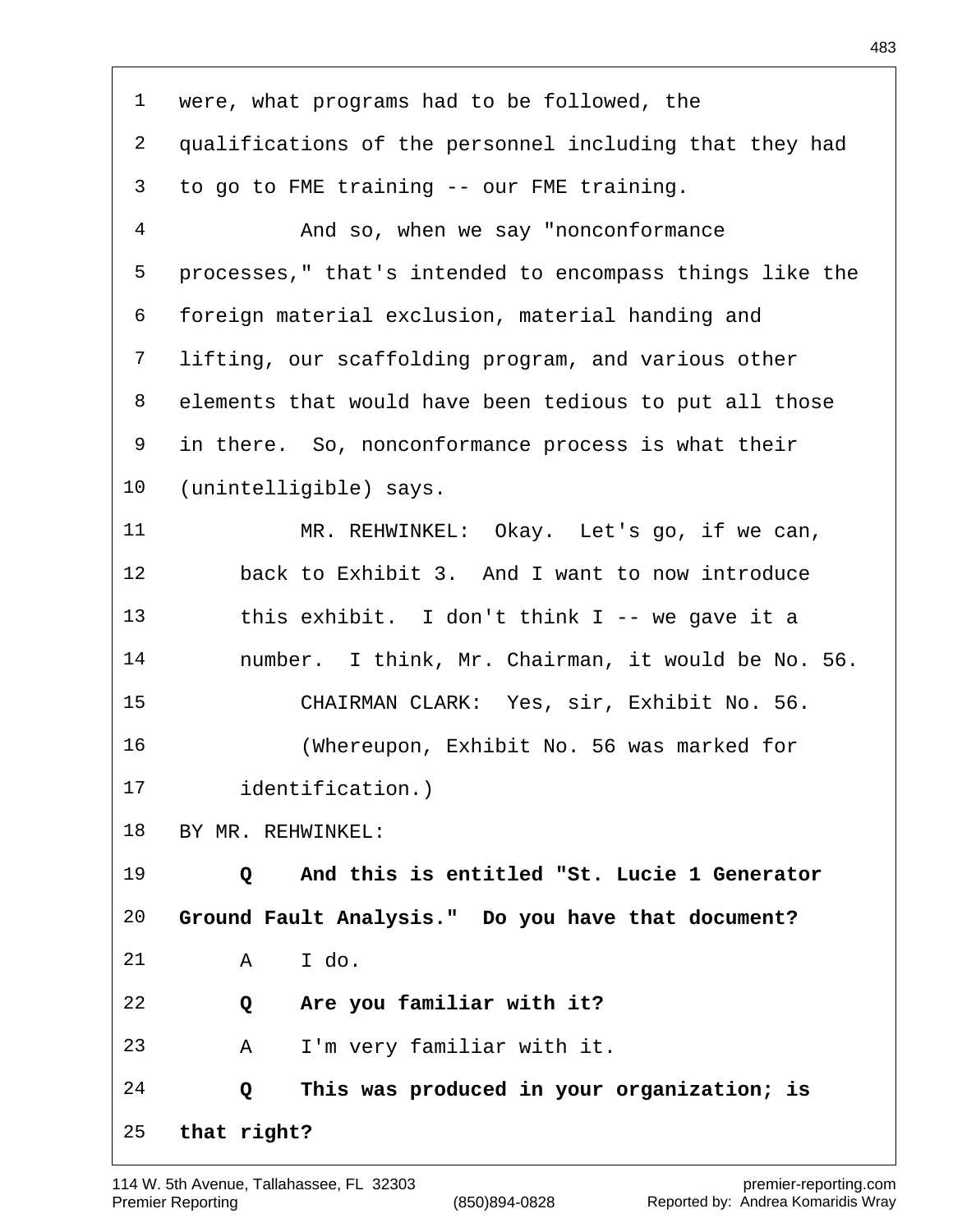were, what programs had to be followed, the qualifications of the personnel including that they had to go to FME training -- our FME training.

And so, when we say "nonconformance processes," that's intended to encompass things like the foreign material exclusion, material handing and lifting, our scaffolding program, and various other elements that would have been tedious to put all those in there. So, nonconformance process is what their (unintelligible) says.

MR. REHWINKEL: Okay. Let's go, if we can, back to Exhibit 3. And I want to now introduce this exhibit. I don't think I -- we gave it a number. I think, Mr. Chairman, it would be No. 56.

CHAIRMAN CLARK: Yes, sir, Exhibit No. 56.

(Whereupon, Exhibit No. 56 was marked for identification.)

BY MR. REHWINKEL:

**Q And this is entitled "St. Lucie 1 Generator Ground Fault Analysis." Do you have that document?**

A I do.

**Q Are you familiar with it?**

A I'm very familiar with it.

**Q This was produced in your organization; is that right?**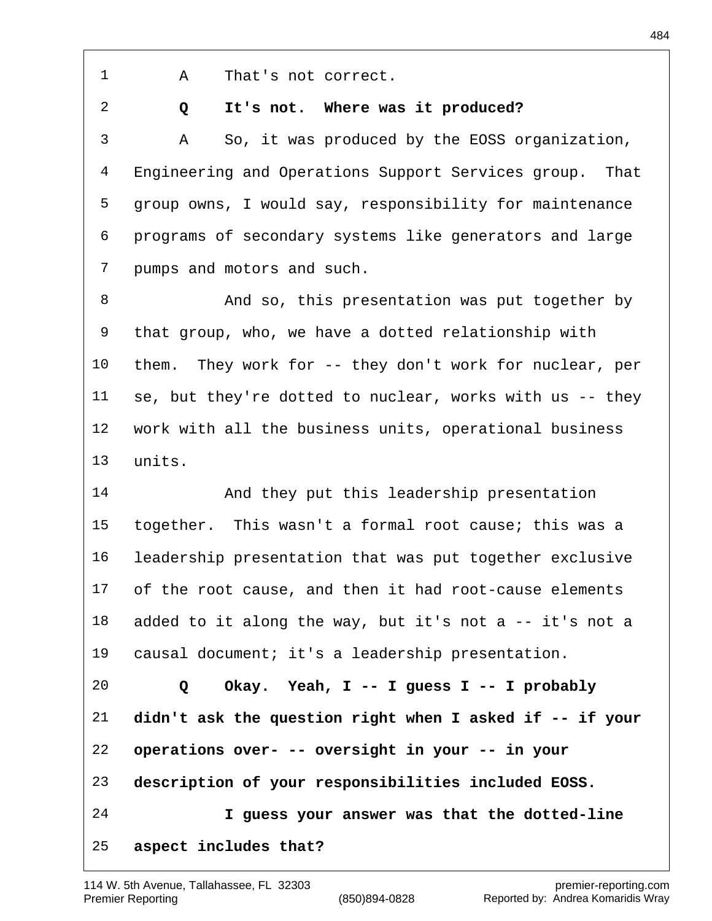1 A That's not correct.

2 **Q It's not. Where was it produced?**

3 A So, it was produced by the EOSS organization,

4 Engineering and Operations Support Services group. That

5 group owns, I would say, responsibility for maintenance

6 programs of secondary systems like generators and large

7 pumps and motors and such.

8 And so, this presentation was put together by

9 that group, who, we have a dotted relationship with

10 them. They work for -- they don't work for nuclear, per

11 se, but they're dotted to nuclear, works with us -- they

12 work with all the business units, operational business

13 units.

14 And they put this leadership presentation

15 together. This wasn't a formal root cause; this was a

16 leadership presentation that was put together exclusive

17 of the root cause, and then it had root-cause elements

18 added to it along the way, but it's not a -- it's not a

19 causal document; it's a leadership presentation.

20 **Q Okay. Yeah, I -- I guess I -- I probably**

21 **didn't ask the question right when I asked if -- if your**

22 **operations over- -- oversight in your -- in your**

23 **description of your responsibilities included EOSS.**

24 **I guess your answer was that the dotted-line**

25 **aspect includes that?**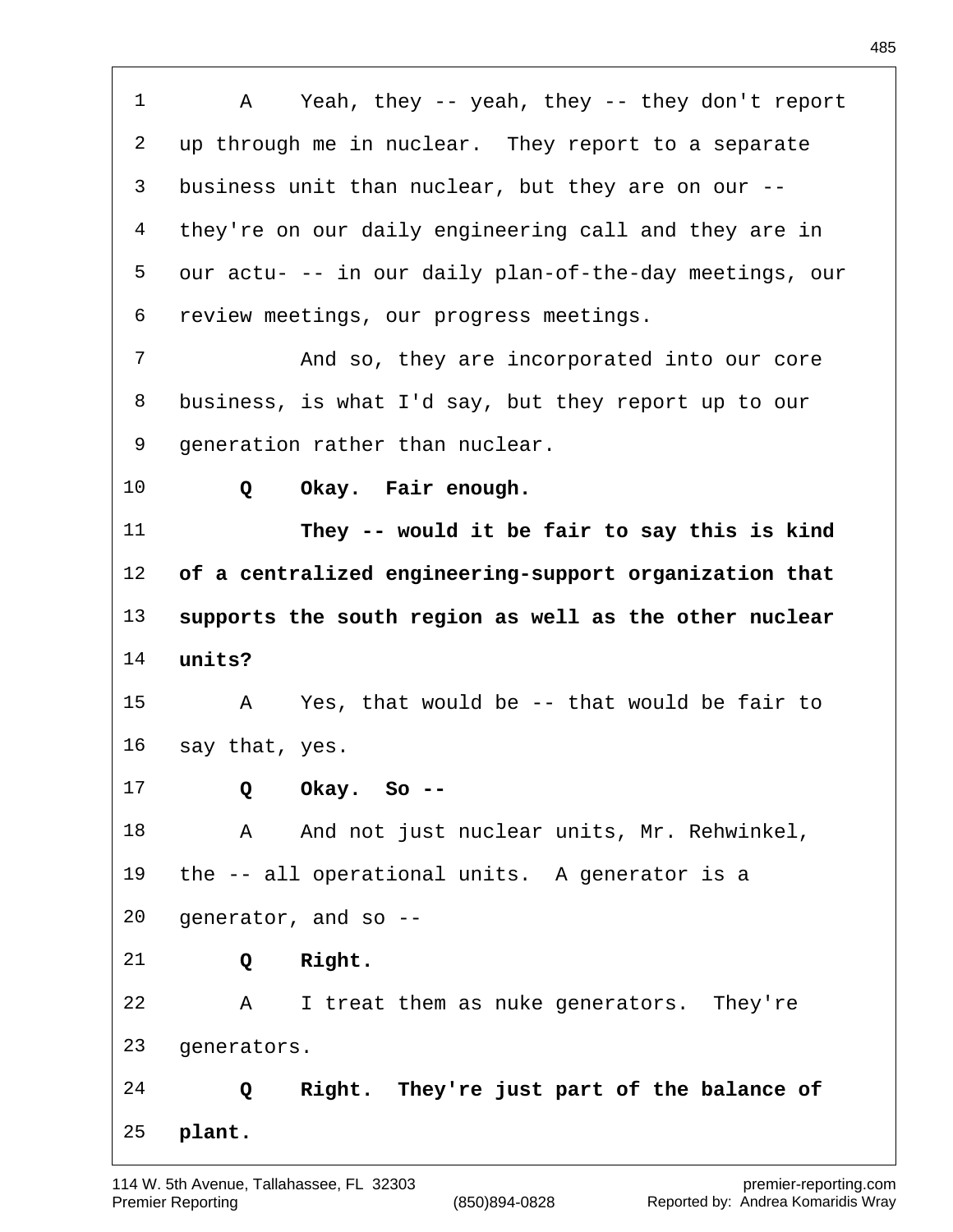A Yeah, they -- yeah, they -- they don't report up through me in nuclear. They report to a separate business unit than nuclear, but they are on our -- they're on our daily engineering call and they are in our actu- -- in our daily plan-of-the-day meetings, our review meetings, our progress meetings.

And so, they are incorporated into our core business, is what I'd say, but they report up to our generation rather than nuclear.

**Q Okay. Fair enough.**

**They -- would it be fair to say this is kind of a centralized engineering-support organization that supports the south region as well as the other nuclear units?**

A Yes, that would be -- that would be fair to say that, yes.

**Q Okay. So --**

A And not just nuclear units, Mr. Rehwinkel, the -- all operational units. A generator is a generator, and so --

**Q Right.**

A I treat them as nuke generators. They're generators.

**Q Right. They're just part of the balance of plant.**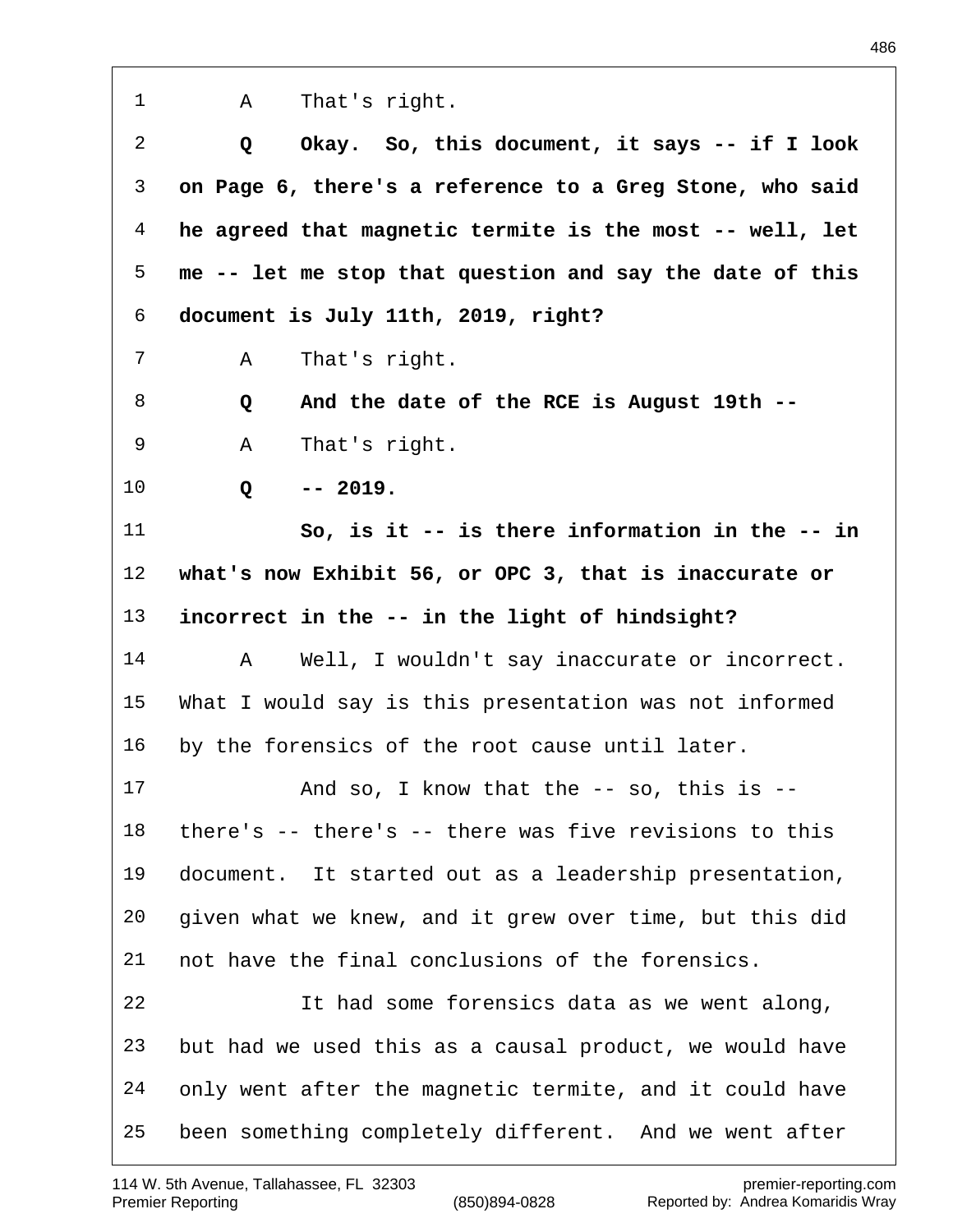1 A That's right.

2 **Q Okay. So, this document, it says -- if I look**
3 **on Page 6, there's a reference to a Greg Stone, who said**
4 **he agreed that magnetic termite is the most -- well, let**
5 **me -- let me stop that question and say the date of this**
6 **document is July 11th, 2019, right?**

7 A That's right.

8 **Q And the date of the RCE is August 19th --**

9 A That's right.

10 **Q -- 2019.**

11 **So, is it -- is there information in the -- in**
12 **what's now Exhibit 56, or OPC 3, that is inaccurate or**
13 **incorrect in the -- in the light of hindsight?**

14 A Well, I wouldn't say inaccurate or incorrect.
15 What I would say is this presentation was not informed
16 by the forensics of the root cause until later.

17 And so, I know that the -- so, this is --
18 there's -- there's -- there was five revisions to this
19 document. It started out as a leadership presentation,
20 given what we knew, and it grew over time, but this did
21 not have the final conclusions of the forensics.

22 It had some forensics data as we went along,
23 but had we used this as a causal product, we would have
24 only went after the magnetic termite, and it could have
25 been something completely different. And we went after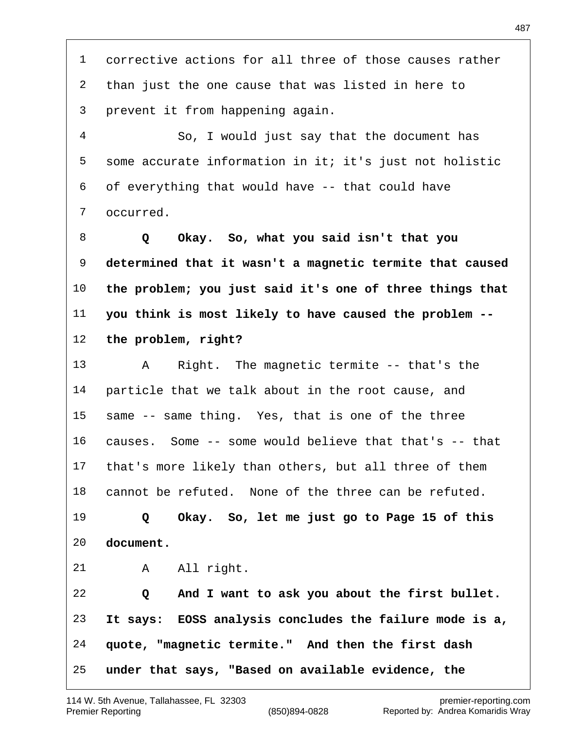corrective actions for all three of those causes rather than just the one cause that was listed in here to prevent it from happening again.

So, I would just say that the document has some accurate information in it; it's just not holistic of everything that would have -- that could have occurred.

**Q Okay. So, what you said isn't that you determined that it wasn't a magnetic termite that caused the problem; you just said it's one of three things that you think is most likely to have caused the problem -- the problem, right?**

A Right. The magnetic termite -- that's the particle that we talk about in the root cause, and same -- same thing. Yes, that is one of the three causes. Some -- some would believe that that's -- that that's more likely than others, but all three of them cannot be refuted. None of the three can be refuted.

**Q Okay. So, let me just go to Page 15 of this document.**

A All right.

**Q And I want to ask you about the first bullet. It says: EOSS analysis concludes the failure mode is a, quote, "magnetic termite." And then the first dash under that says, "Based on available evidence, the**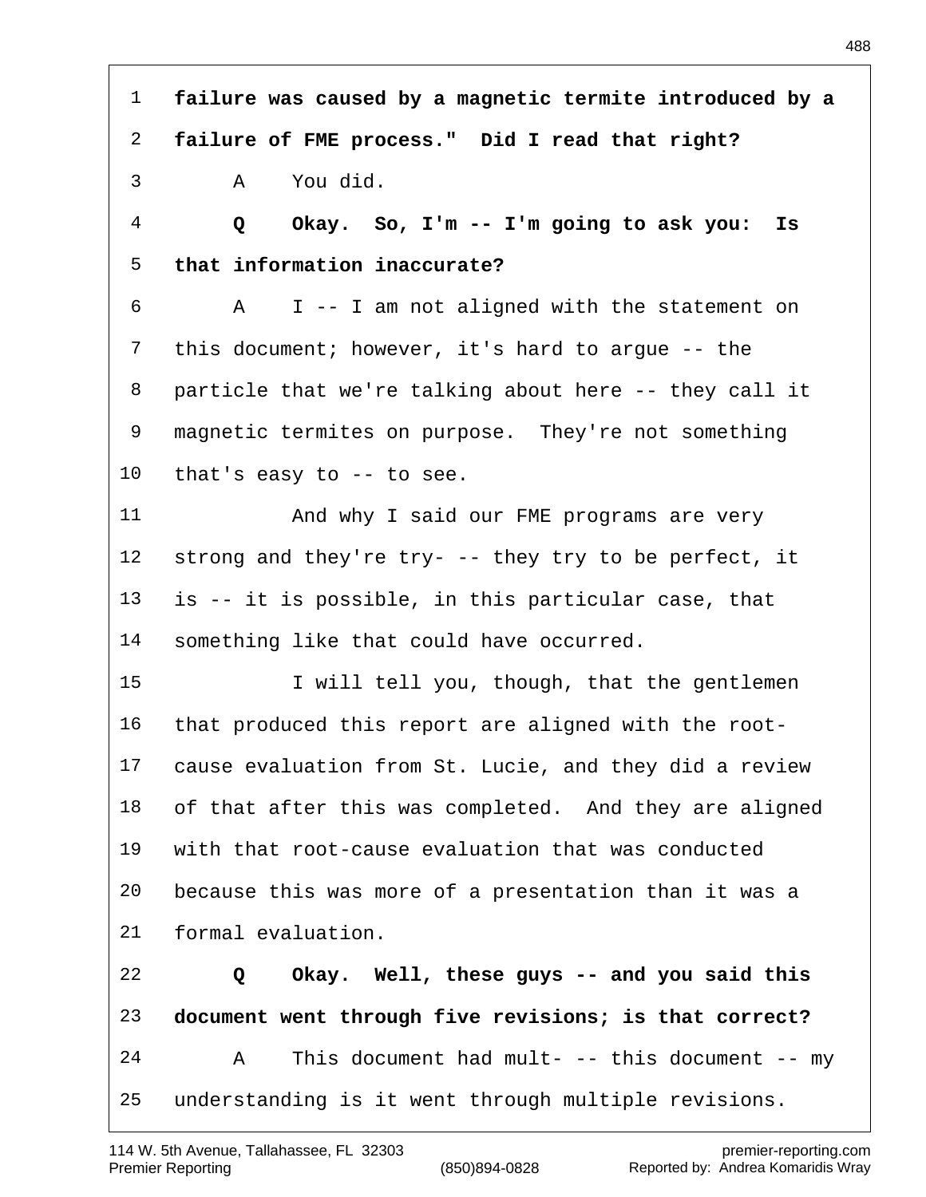**failure was caused by a magnetic termite introduced by a failure of FME process." Did I read that right?**

A You did.

**Q Okay. So, I'm -- I'm going to ask you: Is that information inaccurate?**

A I -- I am not aligned with the statement on this document; however, it's hard to argue -- the particle that we're talking about here -- they call it magnetic termites on purpose. They're not something that's easy to -- to see.

And why I said our FME programs are very strong and they're try- -- they try to be perfect, it is -- it is possible, in this particular case, that something like that could have occurred.

I will tell you, though, that the gentlemen that produced this report are aligned with the root-cause evaluation from St. Lucie, and they did a review of that after this was completed. And they are aligned with that root-cause evaluation that was conducted because this was more of a presentation than it was a formal evaluation.

**Q Okay. Well, these guys -- and you said this document went through five revisions; is that correct?**

A This document had mult- -- this document -- my understanding is it went through multiple revisions.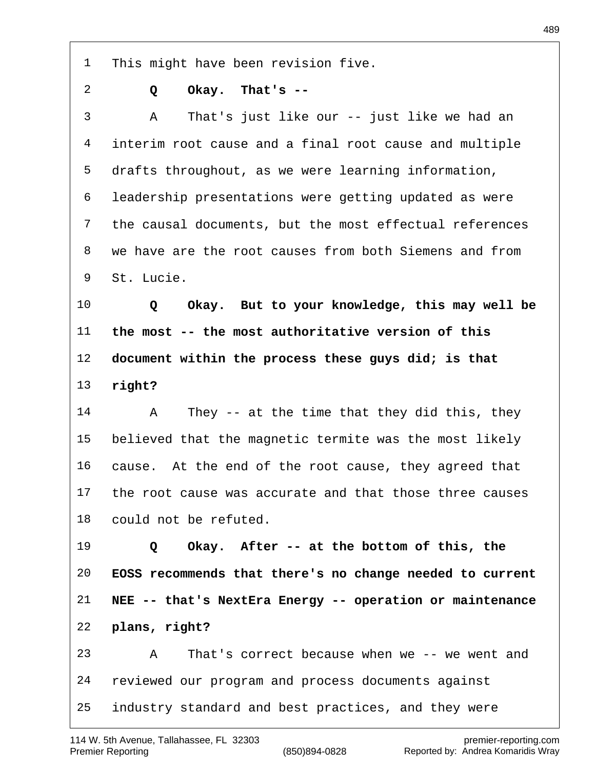1 This might have been revision five.

2 **Q Okay. That's --**

3 A That's just like our -- just like we had an

4 interim root cause and a final root cause and multiple

5 drafts throughout, as we were learning information,

6 leadership presentations were getting updated as were

7 the causal documents, but the most effectual references

8 we have are the root causes from both Siemens and from

9 St. Lucie.

10 **Q Okay. But to your knowledge, this may well be**

11 **the most -- the most authoritative version of this**

12 **document within the process these guys did; is that**

13 **right?**

14 A They -- at the time that they did this, they

15 believed that the magnetic termite was the most likely

16 cause. At the end of the root cause, they agreed that

17 the root cause was accurate and that those three causes

18 could not be refuted.

19 **Q Okay. After -- at the bottom of this, the**

20 **EOSS recommends that there's no change needed to current**

21 **NEE -- that's NextEra Energy -- operation or maintenance**

22 **plans, right?**

23 A That's correct because when we -- we went and

24 reviewed our program and process documents against

25 industry standard and best practices, and they were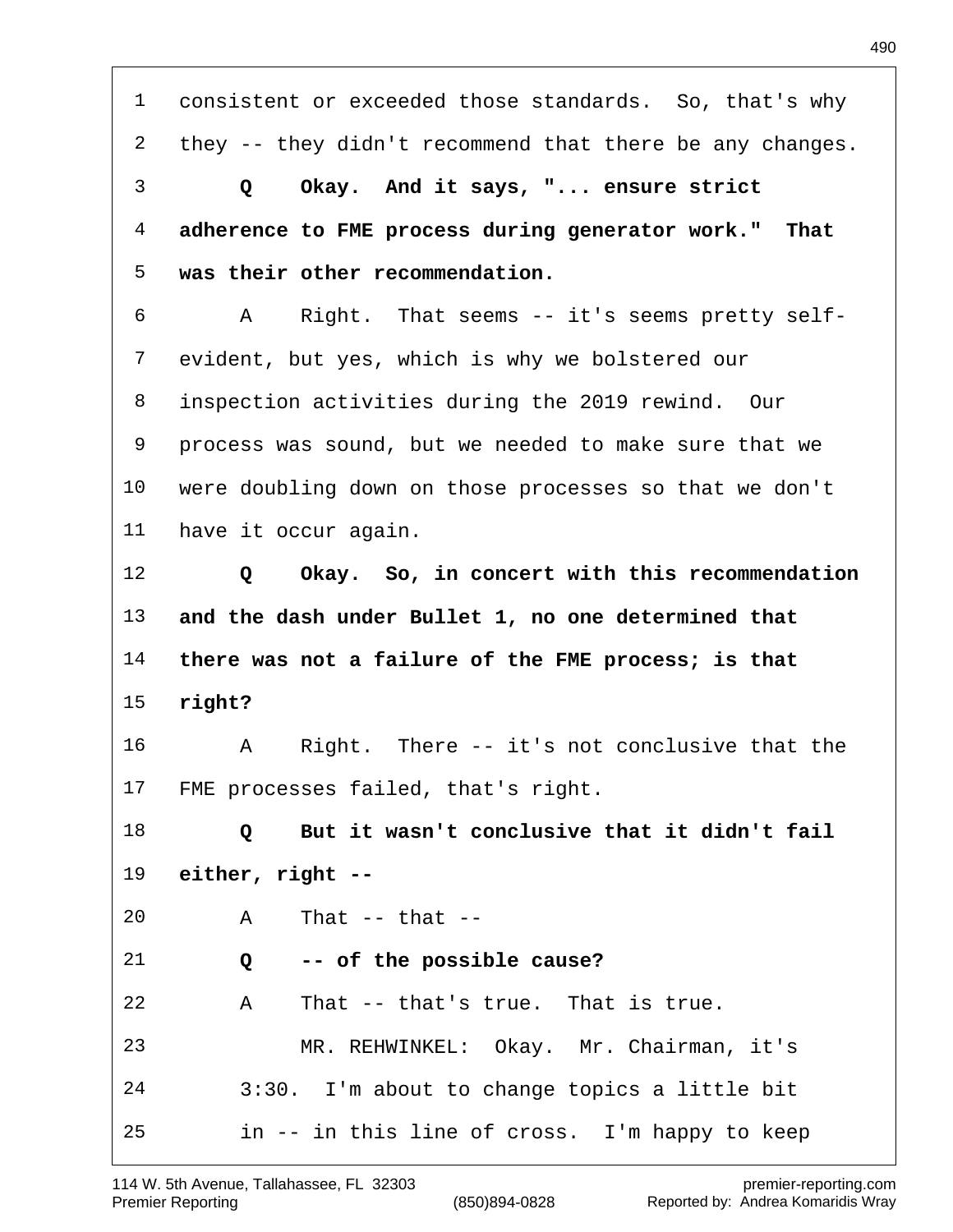consistent or exceeded those standards. So, that's why they -- they didn't recommend that there be any changes.

**Q Okay. And it says, "... ensure strict adherence to FME process during generator work." That was their other recommendation.**

A Right. That seems -- it's seems pretty self-evident, but yes, which is why we bolstered our inspection activities during the 2019 rewind. Our process was sound, but we needed to make sure that we were doubling down on those processes so that we don't have it occur again.

**Q Okay. So, in concert with this recommendation and the dash under Bullet 1, no one determined that there was not a failure of the FME process; is that right?**

A Right. There -- it's not conclusive that the FME processes failed, that's right.

**Q But it wasn't conclusive that it didn't fail either, right --**

A That -- that --

**Q -- of the possible cause?**

A That -- that's true. That is true.

MR. REHWINKEL: Okay. Mr. Chairman, it's 3:30. I'm about to change topics a little bit in -- in this line of cross. I'm happy to keep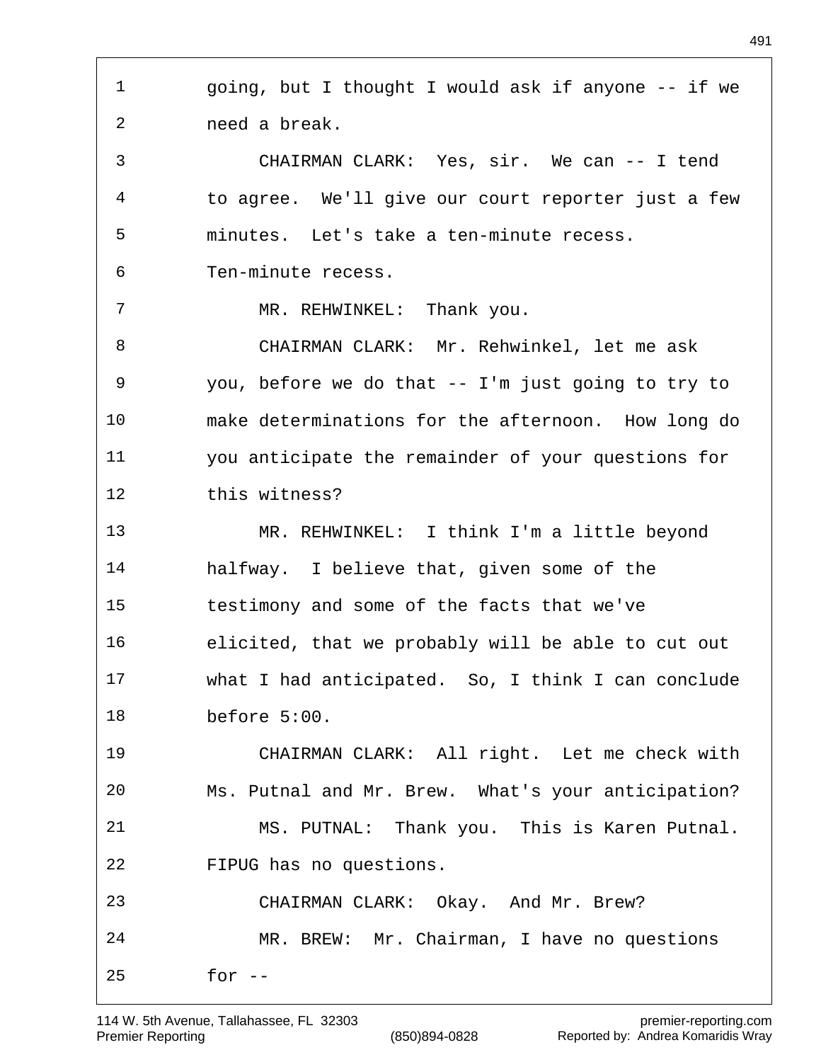1 going, but I thought I would ask if anyone -- if we
2 need a break.
3 CHAIRMAN CLARK: Yes, sir. We can -- I tend
4 to agree. We'll give our court reporter just a few
5 minutes. Let's take a ten-minute recess.
6 Ten-minute recess.
7 MR. REHWINKEL: Thank you.
8 CHAIRMAN CLARK: Mr. Rehwinkel, let me ask
9 you, before we do that -- I'm just going to try to
10 make determinations for the afternoon. How long do
11 you anticipate the remainder of your questions for
12 this witness?
13 MR. REHWINKEL: I think I'm a little beyond
14 halfway. I believe that, given some of the
15 testimony and some of the facts that we've
16 elicited, that we probably will be able to cut out
17 what I had anticipated. So, I think I can conclude
18 before 5:00.
19 CHAIRMAN CLARK: All right. Let me check with
20 Ms. Putnal and Mr. Brew. What's your anticipation?
21 MS. PUTNAL: Thank you. This is Karen Putnal.
22 FIPUG has no questions.
23 CHAIRMAN CLARK: Okay. And Mr. Brew?
24 MR. BREW: Mr. Chairman, I have no questions
25 for --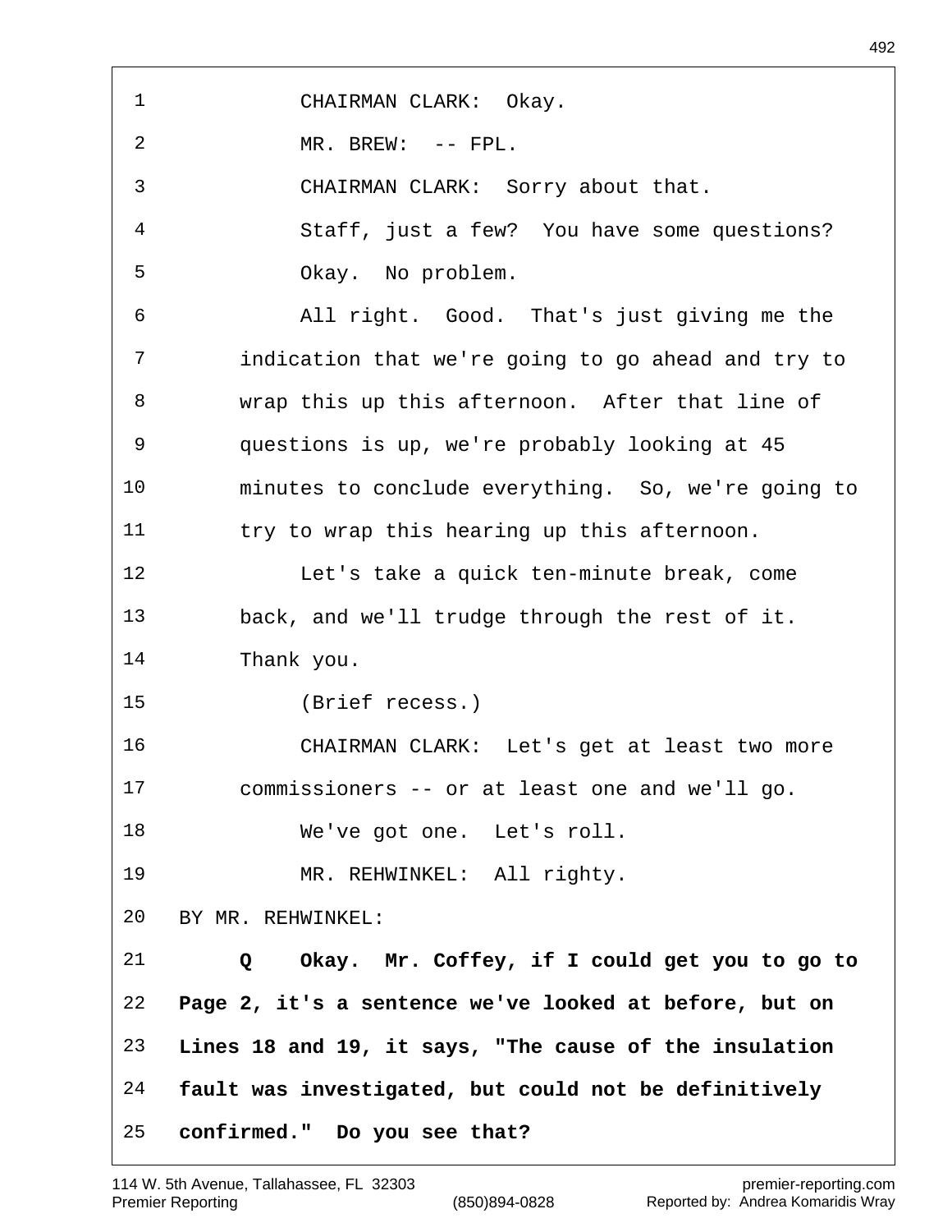CHAIRMAN CLARK: Okay.

MR. BREW: -- FPL.

CHAIRMAN CLARK: Sorry about that.

Staff, just a few? You have some questions?

Okay. No problem.

All right. Good. That's just giving me the indication that we're going to go ahead and try to wrap this up this afternoon. After that line of questions is up, we're probably looking at 45 minutes to conclude everything. So, we're going to try to wrap this hearing up this afternoon.

Let's take a quick ten-minute break, come back, and we'll trudge through the rest of it. Thank you.

(Brief recess.)

CHAIRMAN CLARK: Let's get at least two more commissioners -- or at least one and we'll go.

We've got one. Let's roll.

MR. REHWINKEL: All righty.

BY MR. REHWINKEL:

**Q Okay. Mr. Coffey, if I could get you to go to Page 2, it's a sentence we've looked at before, but on Lines 18 and 19, it says, "The cause of the insulation fault was investigated, but could not be definitively confirmed." Do you see that?**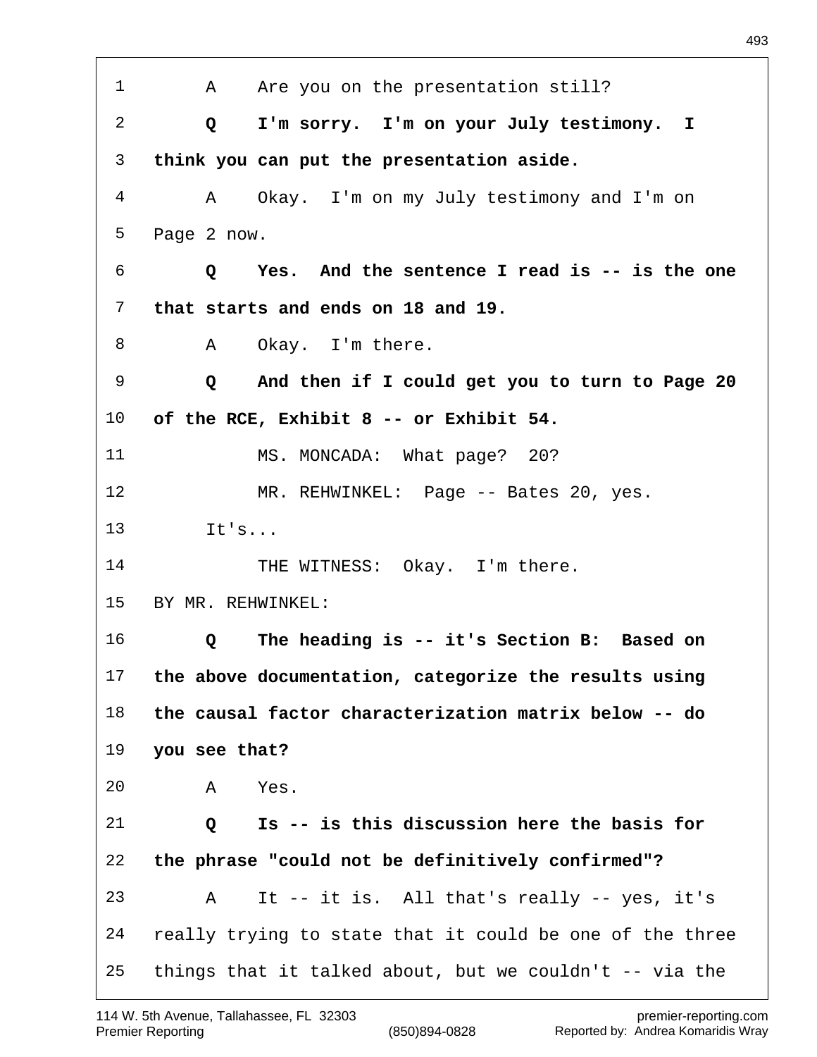1 A Are you on the presentation still?

2 **Q I'm sorry. I'm on your July testimony. I**

3 **think you can put the presentation aside.**

4 A Okay. I'm on my July testimony and I'm on

5 Page 2 now.

6 **Q Yes. And the sentence I read is -- is the one**

7 **that starts and ends on 18 and 19.**

8 A Okay. I'm there.

9 **Q And then if I could get you to turn to Page 20**

10 **of the RCE, Exhibit 8 -- or Exhibit 54.**

11 MS. MONCADA: What page? 20?

12 MR. REHWINKEL: Page -- Bates 20, yes.

13 It's...

14 THE WITNESS: Okay. I'm there.

15 BY MR. REHWINKEL:

16 **Q The heading is -- it's Section B: Based on**

17 **the above documentation, categorize the results using**

18 **the causal factor characterization matrix below -- do**

19 **you see that?**

20 A Yes.

21 **Q Is -- is this discussion here the basis for**

22 **the phrase "could not be definitively confirmed"?**

23 A It -- it is. All that's really -- yes, it's

24 really trying to state that it could be one of the three

25 things that it talked about, but we couldn't -- via the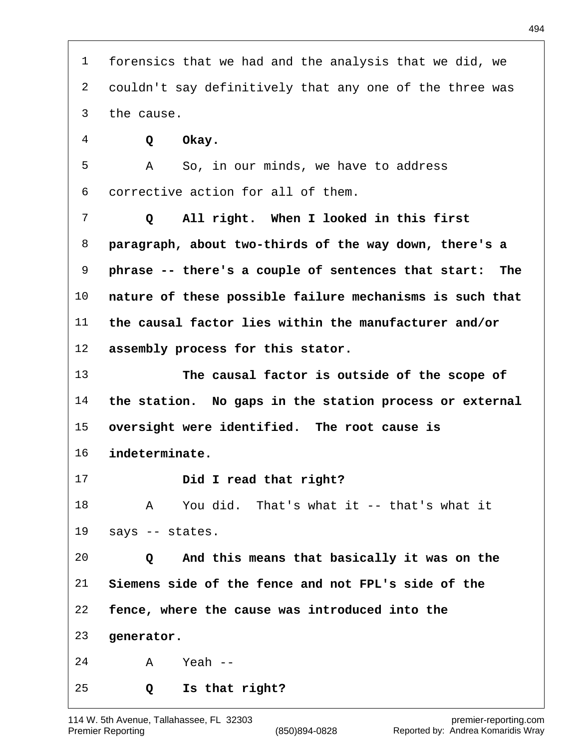forensics that we had and the analysis that we did, we couldn't say definitively that any one of the three was the cause.

**Q Okay.**

A So, in our minds, we have to address corrective action for all of them.

**Q All right. When I looked in this first paragraph, about two-thirds of the way down, there's a phrase -- there's a couple of sentences that start: The nature of these possible failure mechanisms is such that the causal factor lies within the manufacturer and/or assembly process for this stator.**

**The causal factor is outside of the scope of the station. No gaps in the station process or external oversight were identified. The root cause is indeterminate.**

**Did I read that right?**

A You did. That's what it -- that's what it says -- states.

**Q And this means that basically it was on the Siemens side of the fence and not FPL's side of the fence, where the cause was introduced into the generator.**

A Yeah --

**Q Is that right?**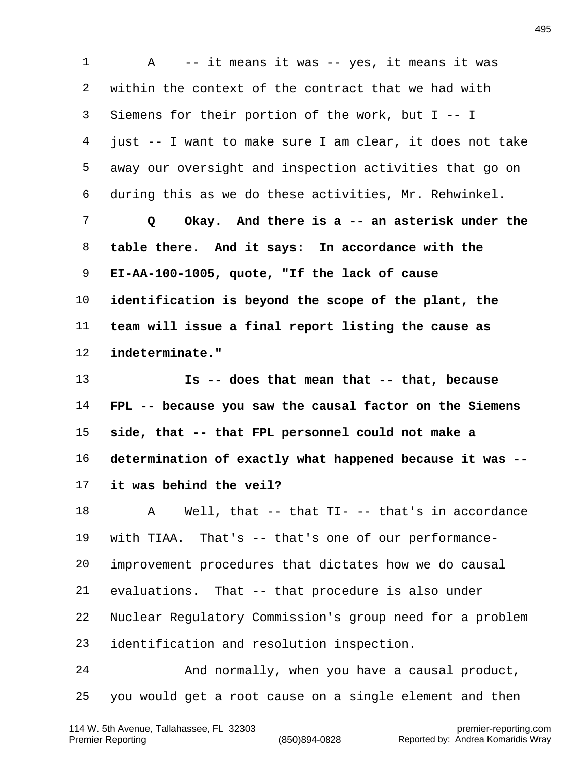1 A -- it means it was -- yes, it means it was
2 within the context of the contract that we had with
3 Siemens for their portion of the work, but I -- I
4 just -- I want to make sure I am clear, it does not take
5 away our oversight and inspection activities that go on
6 during this as we do these activities, Mr. Rehwinkel.

7 **Q Okay. And there is a -- an asterisk under the**
8 **table there. And it says: In accordance with the**
9 **EI-AA-100-1005, quote, "If the lack of cause**
10 **identification is beyond the scope of the plant, the**
11 **team will issue a final report listing the cause as**
12 **indeterminate."**

13 **Is -- does that mean that -- that, because**
14 **FPL -- because you saw the causal factor on the Siemens**
15 **side, that -- that FPL personnel could not make a**
16 **determination of exactly what happened because it was --**
17 **it was behind the veil?**

18 A Well, that -- that TI- -- that's in accordance
19 with TIAA. That's -- that's one of our performance-
20 improvement procedures that dictates how we do causal
21 evaluations. That -- that procedure is also under
22 Nuclear Regulatory Commission's group need for a problem
23 identification and resolution inspection.

24 And normally, when you have a causal product,
25 you would get a root cause on a single element and then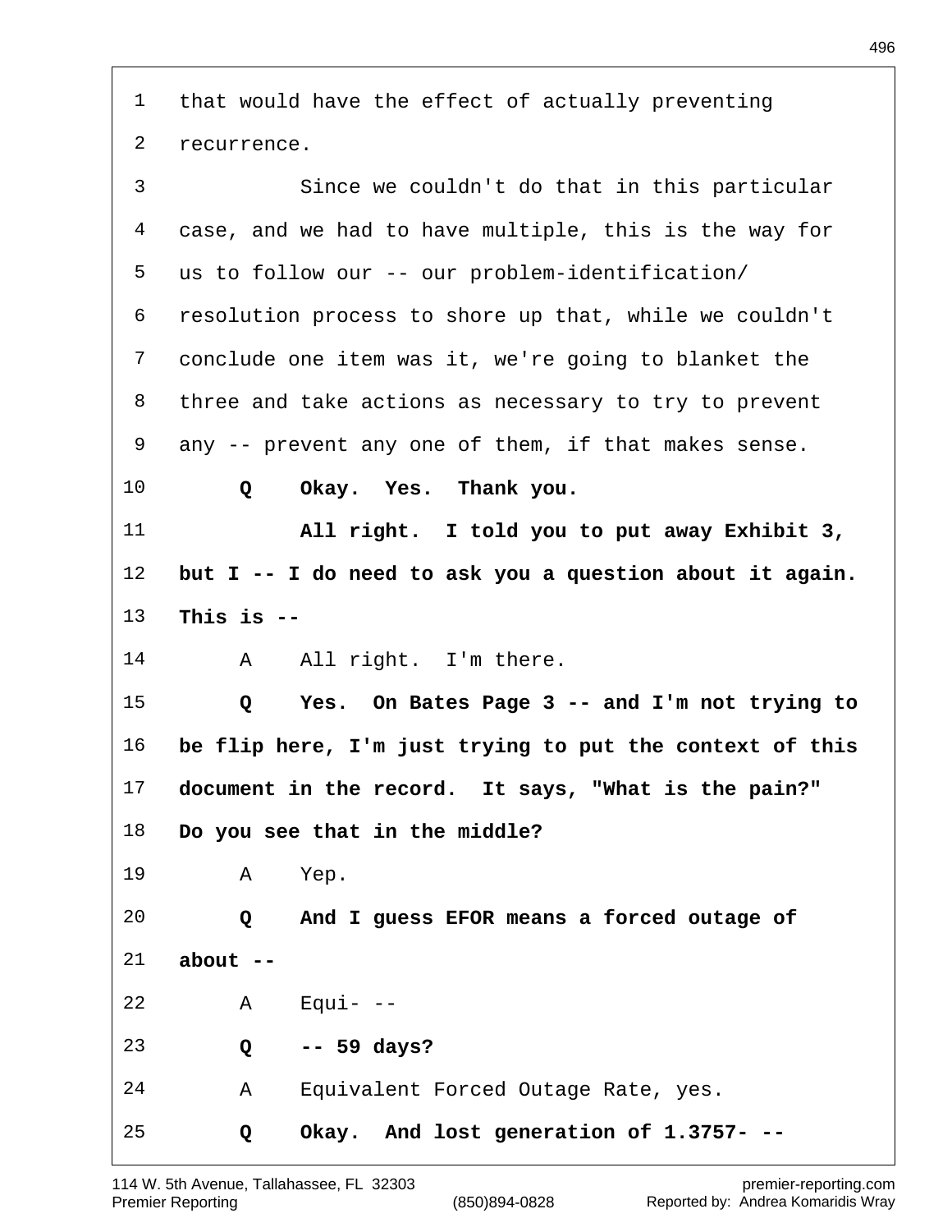that would have the effect of actually preventing recurrence.

Since we couldn't do that in this particular case, and we had to have multiple, this is the way for us to follow our -- our problem-identification/ resolution process to shore up that, while we couldn't conclude one item was it, we're going to blanket the three and take actions as necessary to try to prevent any -- prevent any one of them, if that makes sense.

**Q Okay. Yes. Thank you.**

**All right. I told you to put away Exhibit 3, but I -- I do need to ask you a question about it again. This is --**

A All right. I'm there.

**Q Yes. On Bates Page 3 -- and I'm not trying to be flip here, I'm just trying to put the context of this document in the record. It says, "What is the pain?" Do you see that in the middle?**

A Yep.

**Q And I guess EFOR means a forced outage of about --**

A Equi- --

**Q -- 59 days?**

A Equivalent Forced Outage Rate, yes.

**Q Okay. And lost generation of 1.3757- --**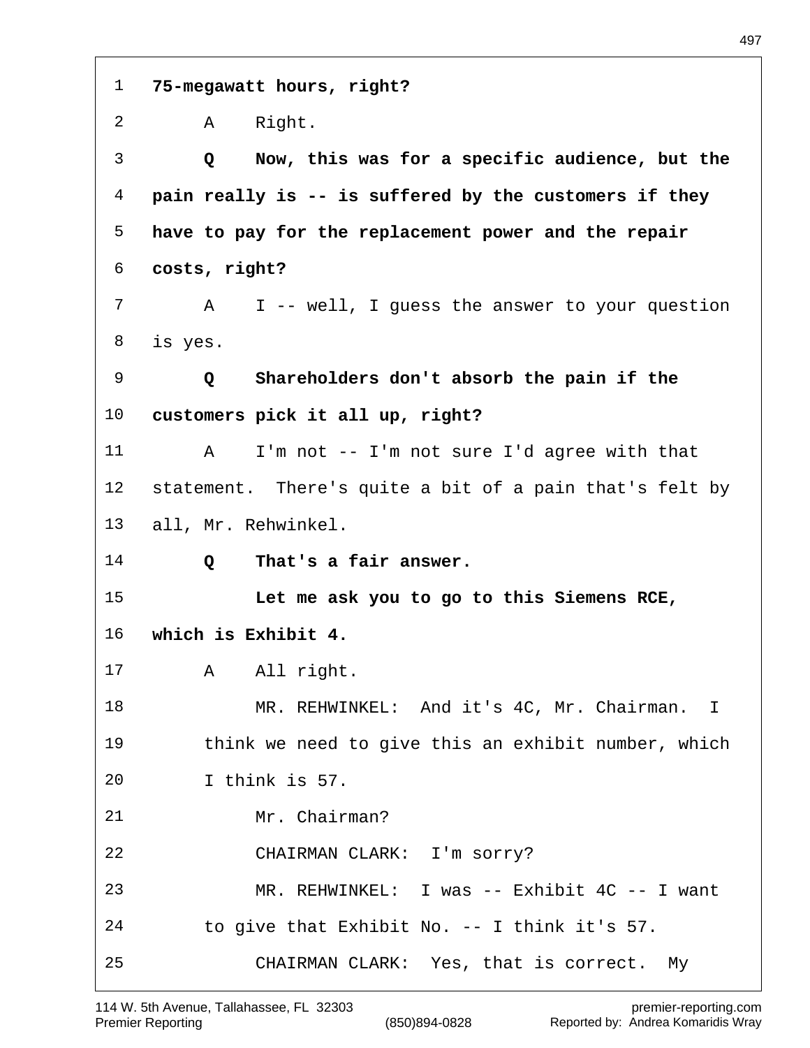**75-megawatt hours, right?**

A Right.

**Q Now, this was for a specific audience, but the pain really is -- is suffered by the customers if they have to pay for the replacement power and the repair costs, right?**

A I -- well, I guess the answer to your question is yes.

**Q Shareholders don't absorb the pain if the customers pick it all up, right?**

A I'm not -- I'm not sure I'd agree with that statement. There's quite a bit of a pain that's felt by all, Mr. Rehwinkel.

**Q That's a fair answer.**

**Let me ask you to go to this Siemens RCE, which is Exhibit 4.**

A All right.

MR. REHWINKEL: And it's 4C, Mr. Chairman. I think we need to give this an exhibit number, which I think is 57.

Mr. Chairman?

CHAIRMAN CLARK: I'm sorry?

MR. REHWINKEL: I was -- Exhibit 4C -- I want to give that Exhibit No. -- I think it's 57.

CHAIRMAN CLARK: Yes, that is correct. My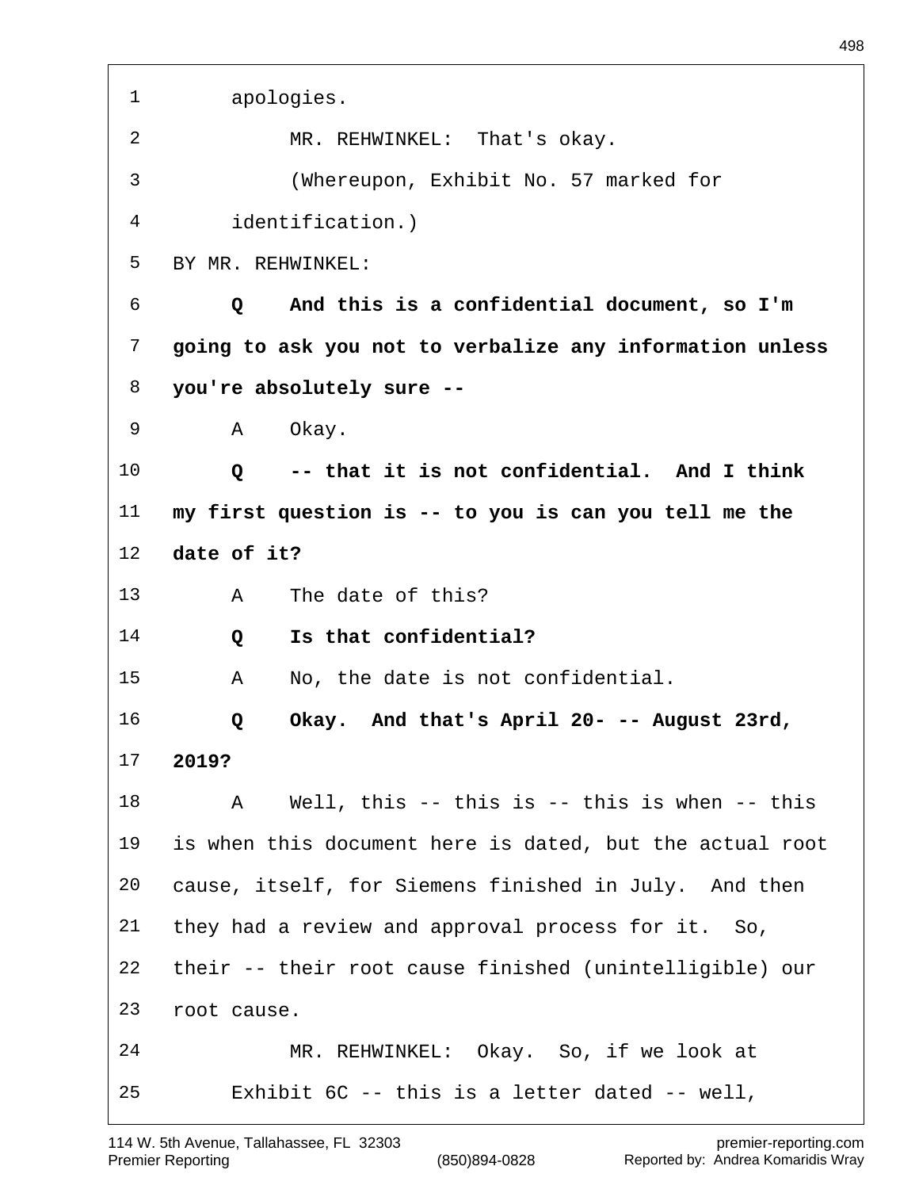1 apologies.

2 MR. REHWINKEL: That's okay.

3 (Whereupon, Exhibit No. 57 marked for

4 identification.)

5 BY MR. REHWINKEL:

6 **Q And this is a confidential document, so I'm**

7 **going to ask you not to verbalize any information unless**

8 **you're absolutely sure --**

9 A Okay.

10 **Q -- that it is not confidential. And I think**

11 **my first question is -- to you is can you tell me the**

12 **date of it?**

13 A The date of this?

14 **Q Is that confidential?**

15 A No, the date is not confidential.

16 **Q Okay. And that's April 20- -- August 23rd,**

17 **2019?**

18 A Well, this -- this is -- this is when -- this

19 is when this document here is dated, but the actual root

20 cause, itself, for Siemens finished in July. And then

21 they had a review and approval process for it. So,

22 their -- their root cause finished (unintelligible) our

23 root cause.

24 MR. REHWINKEL: Okay. So, if we look at

25 Exhibit 6C -- this is a letter dated -- well,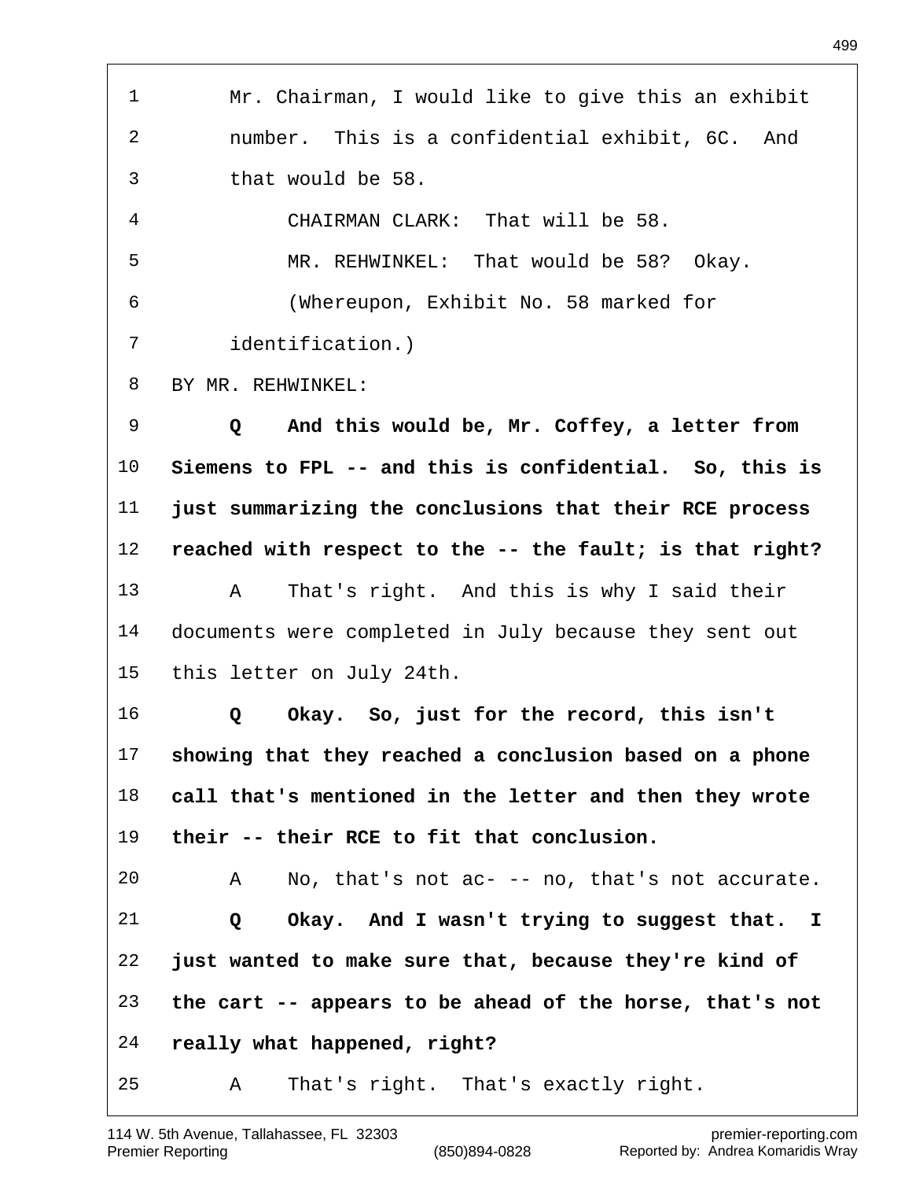Mr. Chairman, I would like to give this an exhibit number. This is a confidential exhibit, 6C. And that would be 58.

CHAIRMAN CLARK: That will be 58.

MR. REHWINKEL: That would be 58? Okay.

(Whereupon, Exhibit No. 58 marked for identification.)

BY MR. REHWINKEL:

**Q And this would be, Mr. Coffey, a letter from Siemens to FPL -- and this is confidential. So, this is just summarizing the conclusions that their RCE process reached with respect to the -- the fault; is that right?**

A That's right. And this is why I said their documents were completed in July because they sent out this letter on July 24th.

**Q Okay. So, just for the record, this isn't showing that they reached a conclusion based on a phone call that's mentioned in the letter and then they wrote their -- their RCE to fit that conclusion.**

A No, that's not ac- -- no, that's not accurate.

**Q Okay. And I wasn't trying to suggest that. I just wanted to make sure that, because they're kind of the cart -- appears to be ahead of the horse, that's not really what happened, right?**

A That's right. That's exactly right.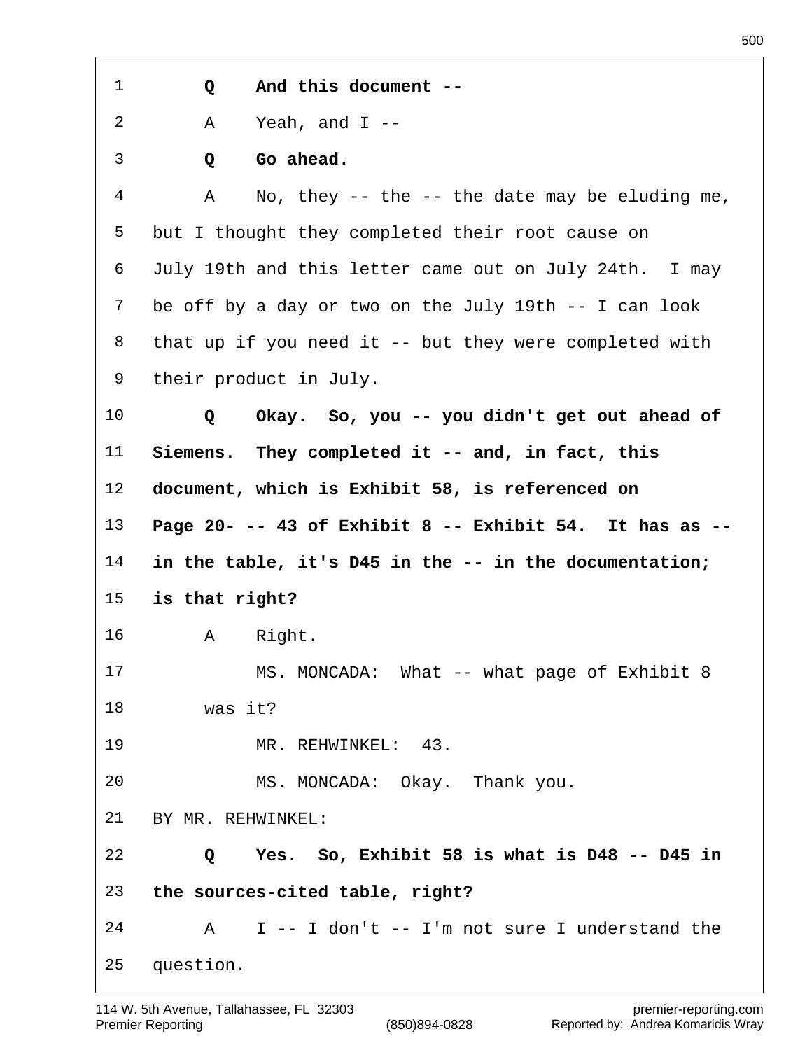**Q And this document --**

A Yeah, and I --

**Q Go ahead.**

A No, they -- the -- the date may be eluding me, but I thought they completed their root cause on July 19th and this letter came out on July 24th. I may be off by a day or two on the July 19th -- I can look that up if you need it -- but they were completed with their product in July.

**Q Okay. So, you -- you didn't get out ahead of Siemens. They completed it -- and, in fact, this document, which is Exhibit 58, is referenced on Page 20- -- 43 of Exhibit 8 -- Exhibit 54. It has as -- in the table, it's D45 in the -- in the documentation; is that right?**

A Right.

MS. MONCADA: What -- what page of Exhibit 8 was it?

MR. REHWINKEL: 43.

MS. MONCADA: Okay. Thank you.

BY MR. REHWINKEL:

**Q Yes. So, Exhibit 58 is what is D48 -- D45 in the sources-cited table, right?**

A I -- I don't -- I'm not sure I understand the question.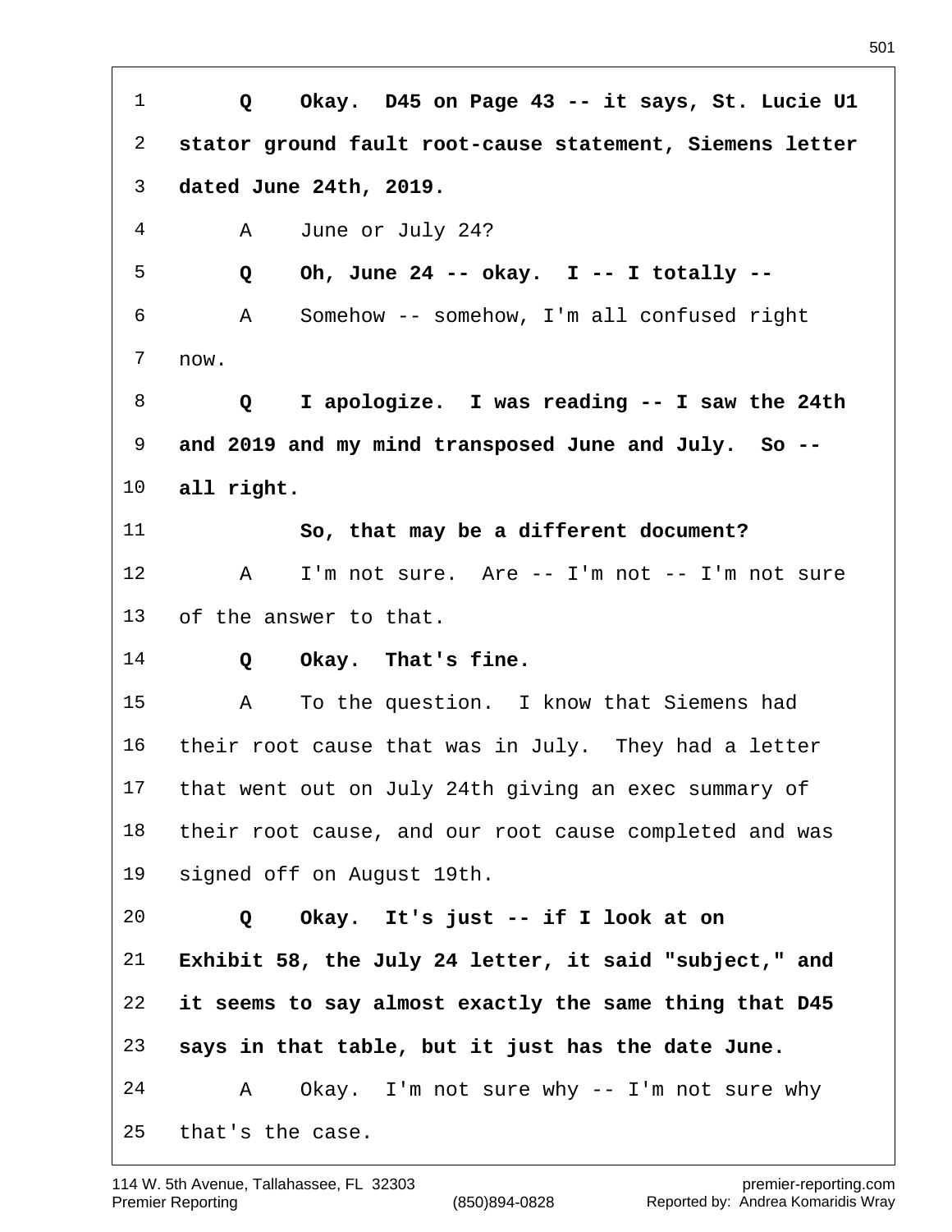**Q Okay. D45 on Page 43 -- it says, St. Lucie U1 stator ground fault root-cause statement, Siemens letter dated June 24th, 2019.**

A June or July 24?

**Q Oh, June 24 -- okay. I -- I totally --**

A Somehow -- somehow, I'm all confused right now.

**Q I apologize. I was reading -- I saw the 24th and 2019 and my mind transposed June and July. So -- all right.**

**So, that may be a different document?**

A I'm not sure. Are -- I'm not -- I'm not sure of the answer to that.

**Q Okay. That's fine.**

A To the question. I know that Siemens had their root cause that was in July. They had a letter that went out on July 24th giving an exec summary of their root cause, and our root cause completed and was signed off on August 19th.

**Q Okay. It's just -- if I look at on Exhibit 58, the July 24 letter, it said "subject," and it seems to say almost exactly the same thing that D45 says in that table, but it just has the date June.**

A Okay. I'm not sure why -- I'm not sure why that's the case.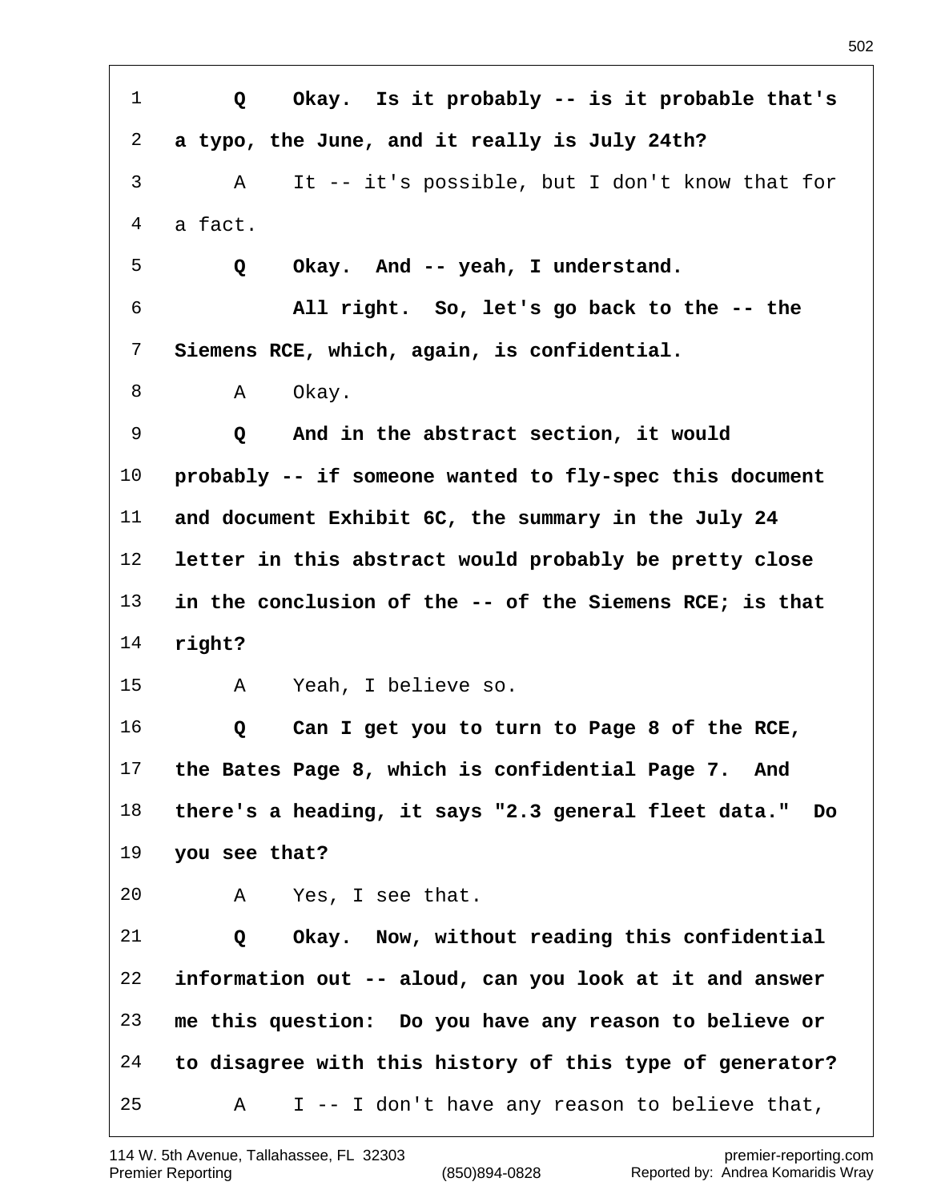**Q Okay. Is it probably -- is it probable that's a typo, the June, and it really is July 24th?**

A It -- it's possible, but I don't know that for a fact.

**Q Okay. And -- yeah, I understand.**

**All right. So, let's go back to the -- the Siemens RCE, which, again, is confidential.**

A Okay.

**Q And in the abstract section, it would probably -- if someone wanted to fly-spec this document and document Exhibit 6C, the summary in the July 24 letter in this abstract would probably be pretty close in the conclusion of the -- of the Siemens RCE; is that right?**

A Yeah, I believe so.

**Q Can I get you to turn to Page 8 of the RCE, the Bates Page 8, which is confidential Page 7. And there's a heading, it says "2.3 general fleet data." Do you see that?**

A Yes, I see that.

**Q Okay. Now, without reading this confidential information out -- aloud, can you look at it and answer me this question: Do you have any reason to believe or to disagree with this history of this type of generator?**

A I -- I don't have any reason to believe that,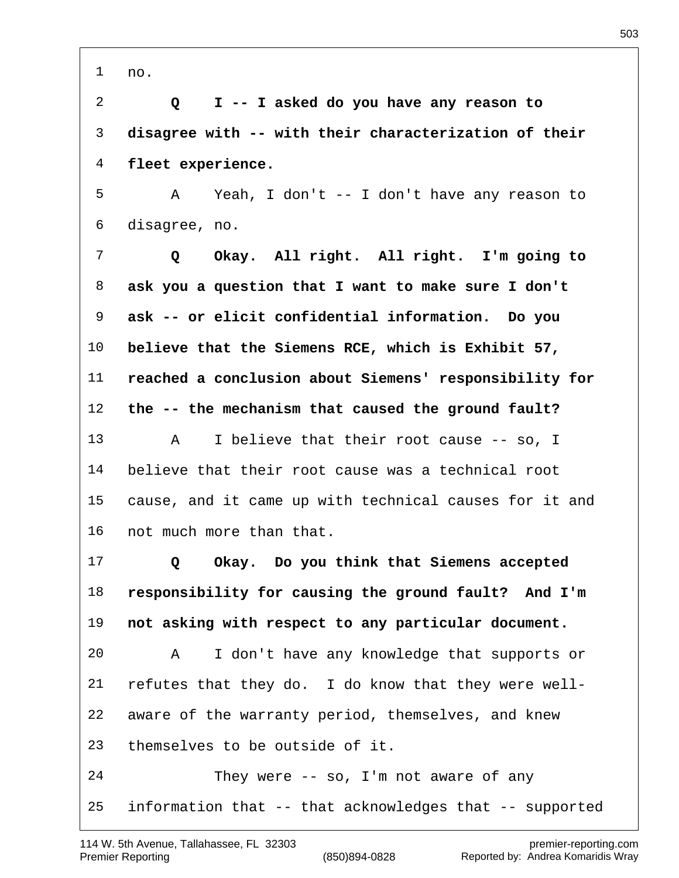1 no.

2 **Q I -- I asked do you have any reason to**

3 **disagree with -- with their characterization of their**

4 **fleet experience.**

5 A Yeah, I don't -- I don't have any reason to

6 disagree, no.

7 **Q Okay. All right. All right. I'm going to**

8 **ask you a question that I want to make sure I don't**

9 **ask -- or elicit confidential information. Do you**

10 **believe that the Siemens RCE, which is Exhibit 57,**

11 **reached a conclusion about Siemens' responsibility for**

12 **the -- the mechanism that caused the ground fault?**

13 A I believe that their root cause -- so, I

14 believe that their root cause was a technical root

15 cause, and it came up with technical causes for it and

16 not much more than that.

17 **Q Okay. Do you think that Siemens accepted**

18 **responsibility for causing the ground fault? And I'm**

19 **not asking with respect to any particular document.**

20 A I don't have any knowledge that supports or

21 refutes that they do. I do know that they were well-

22 aware of the warranty period, themselves, and knew

23 themselves to be outside of it.

24 They were -- so, I'm not aware of any

25 information that -- that acknowledges that -- supported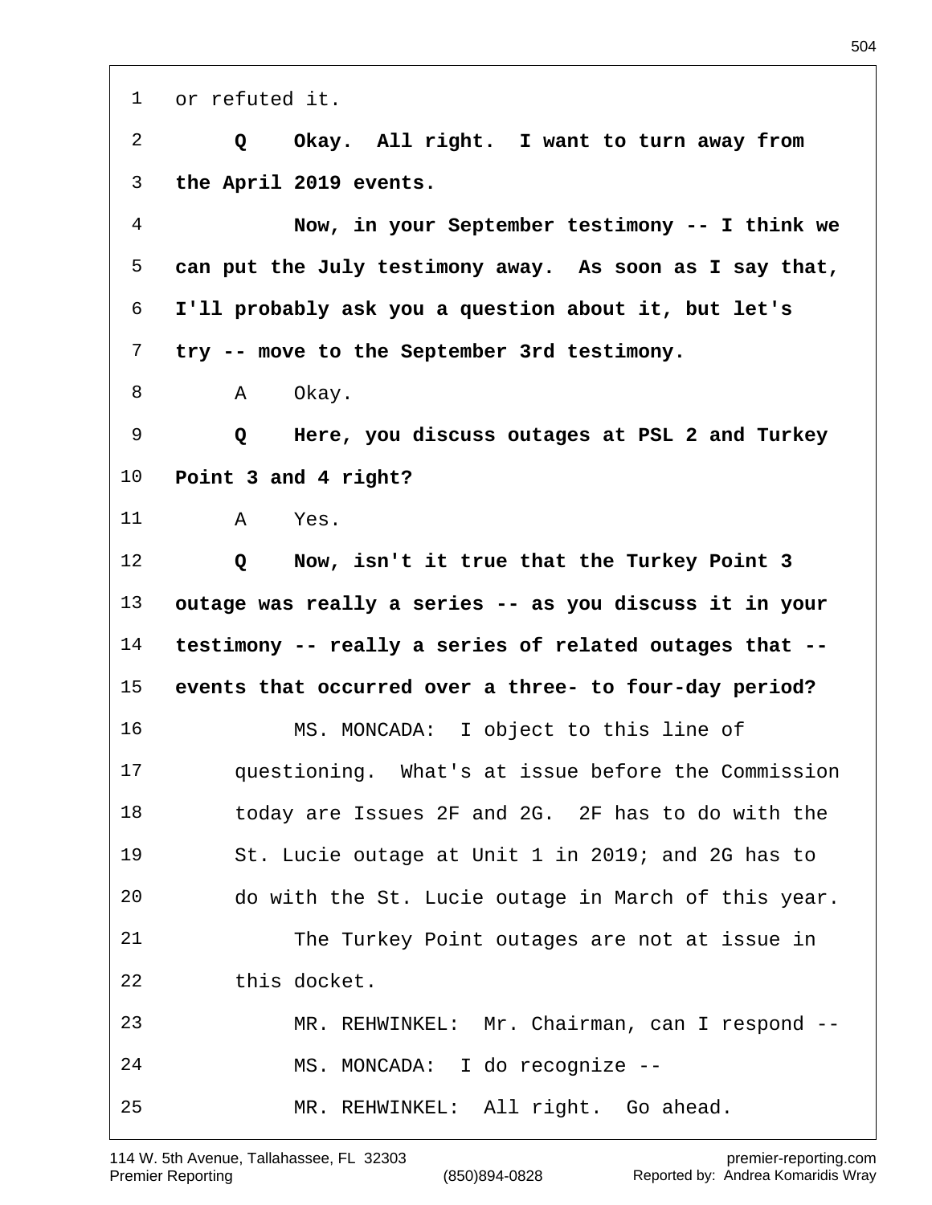1 or refuted it.

2 **Q Okay. All right. I want to turn away from**

3 **the April 2019 events.**

4 **Now, in your September testimony -- I think we**

5 **can put the July testimony away. As soon as I say that,**

6 **I'll probably ask you a question about it, but let's**

7 **try -- move to the September 3rd testimony.**

8 A Okay.

9 **Q Here, you discuss outages at PSL 2 and Turkey**

10 **Point 3 and 4 right?**

11 A Yes.

12 **Q Now, isn't it true that the Turkey Point 3**

13 **outage was really a series -- as you discuss it in your**

14 **testimony -- really a series of related outages that --**

15 **events that occurred over a three- to four-day period?**

16 MS. MONCADA: I object to this line of

17 questioning. What's at issue before the Commission

18 today are Issues 2F and 2G. 2F has to do with the

19 St. Lucie outage at Unit 1 in 2019; and 2G has to

20 do with the St. Lucie outage in March of this year.

21 The Turkey Point outages are not at issue in

22 this docket.

23 MR. REHWINKEL: Mr. Chairman, can I respond --

24 MS. MONCADA: I do recognize --

25 MR. REHWINKEL: All right. Go ahead.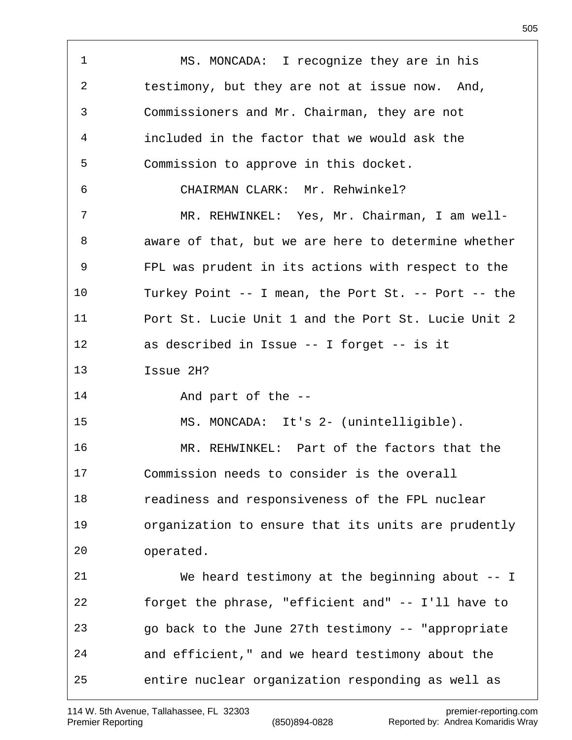MS. MONCADA: I recognize they are in his testimony, but they are not at issue now. And, Commissioners and Mr. Chairman, they are not included in the factor that we would ask the Commission to approve in this docket.

CHAIRMAN CLARK: Mr. Rehwinkel?

MR. REHWINKEL: Yes, Mr. Chairman, I am well-aware of that, but we are here to determine whether FPL was prudent in its actions with respect to the Turkey Point -- I mean, the Port St. -- Port -- the Port St. Lucie Unit 1 and the Port St. Lucie Unit 2 as described in Issue -- I forget -- is it Issue 2H?

And part of the --

MS. MONCADA: It's 2- (unintelligible).

MR. REHWINKEL: Part of the factors that the Commission needs to consider is the overall readiness and responsiveness of the FPL nuclear organization to ensure that its units are prudently operated.

We heard testimony at the beginning about -- I forget the phrase, "efficient and" -- I'll have to go back to the June 27th testimony -- "appropriate and efficient," and we heard testimony about the entire nuclear organization responding as well as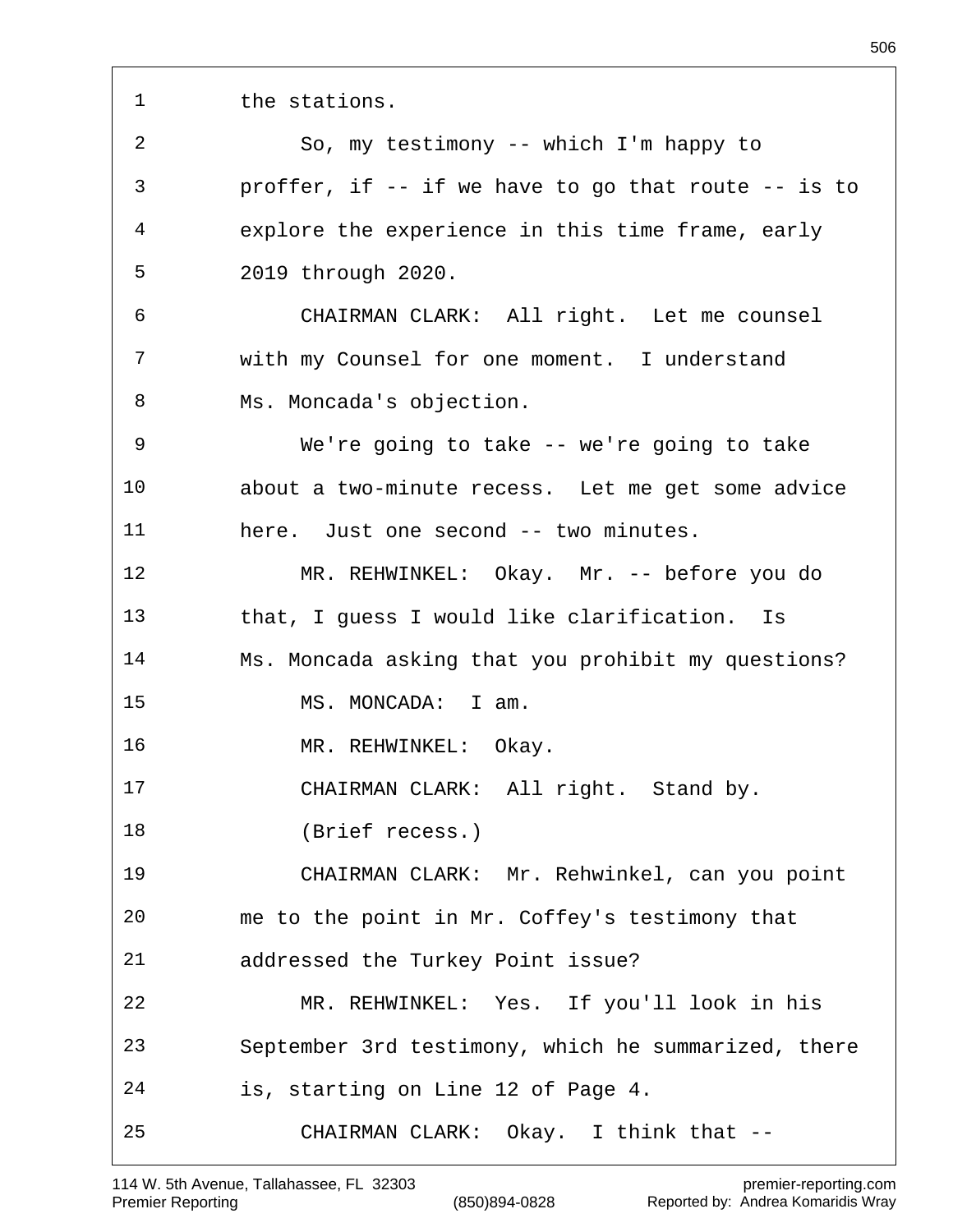the stations.

So, my testimony -- which I'm happy to proffer, if -- if we have to go that route -- is to explore the experience in this time frame, early 2019 through 2020.

CHAIRMAN CLARK: All right. Let me counsel with my Counsel for one moment. I understand Ms. Moncada's objection.

We're going to take -- we're going to take about a two-minute recess. Let me get some advice here. Just one second -- two minutes.

MR. REHWINKEL: Okay. Mr. -- before you do that, I guess I would like clarification. Is Ms. Moncada asking that you prohibit my questions?

MS. MONCADA: I am.

MR. REHWINKEL: Okay.

CHAIRMAN CLARK: All right. Stand by.

(Brief recess.)

CHAIRMAN CLARK: Mr. Rehwinkel, can you point me to the point in Mr. Coffey's testimony that addressed the Turkey Point issue?

MR. REHWINKEL: Yes. If you'll look in his September 3rd testimony, which he summarized, there is, starting on Line 12 of Page 4.

CHAIRMAN CLARK: Okay. I think that --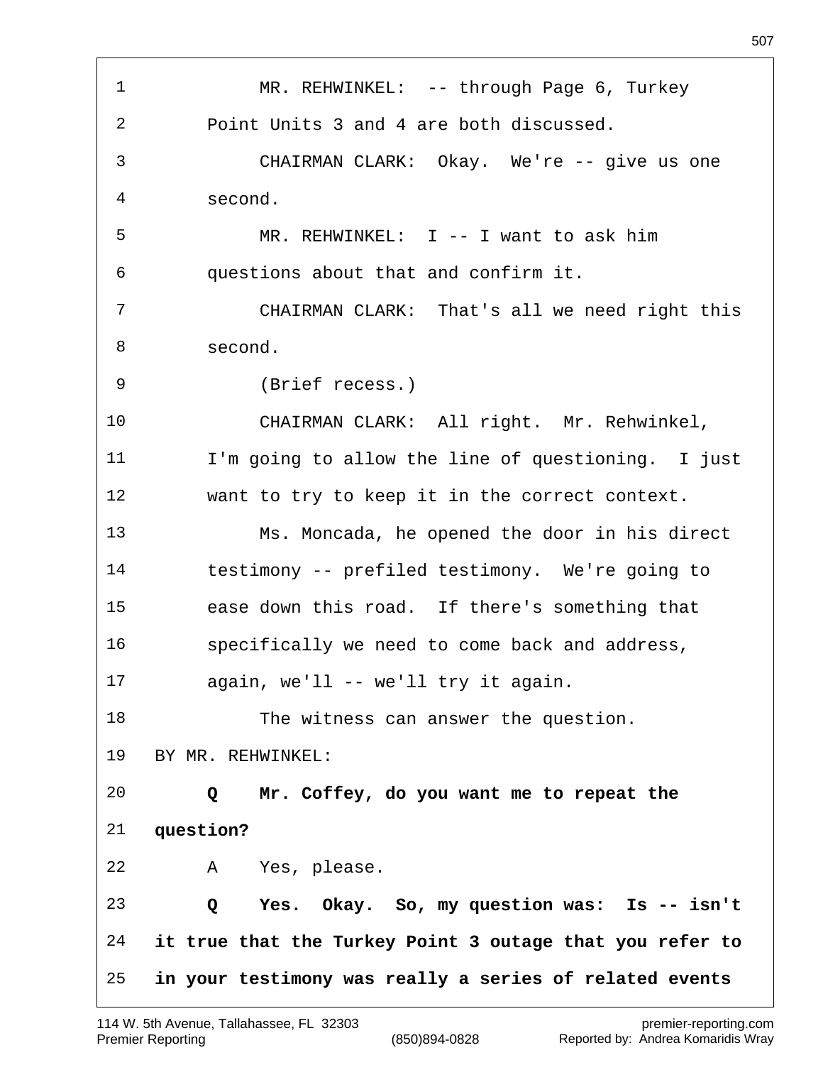1 MR. REHWINKEL: -- through Page 6, Turkey
2 Point Units 3 and 4 are both discussed.
3 CHAIRMAN CLARK: Okay. We're -- give us one
4 second.
5 MR. REHWINKEL: I -- I want to ask him
6 questions about that and confirm it.
7 CHAIRMAN CLARK: That's all we need right this
8 second.
9 (Brief recess.)
10 CHAIRMAN CLARK: All right. Mr. Rehwinkel,
11 I'm going to allow the line of questioning. I just
12 want to try to keep it in the correct context.
13 Ms. Moncada, he opened the door in his direct
14 testimony -- prefiled testimony. We're going to
15 ease down this road. If there's something that
16 specifically we need to come back and address,
17 again, we'll -- we'll try it again.
18 The witness can answer the question.
19 BY MR. REHWINKEL:
20 **Q Mr. Coffey, do you want me to repeat the**
21 **question?**
22 A Yes, please.
23 **Q Yes. Okay. So, my question was: Is -- isn't**
24 **it true that the Turkey Point 3 outage that you refer to**
25 **in your testimony was really a series of related events**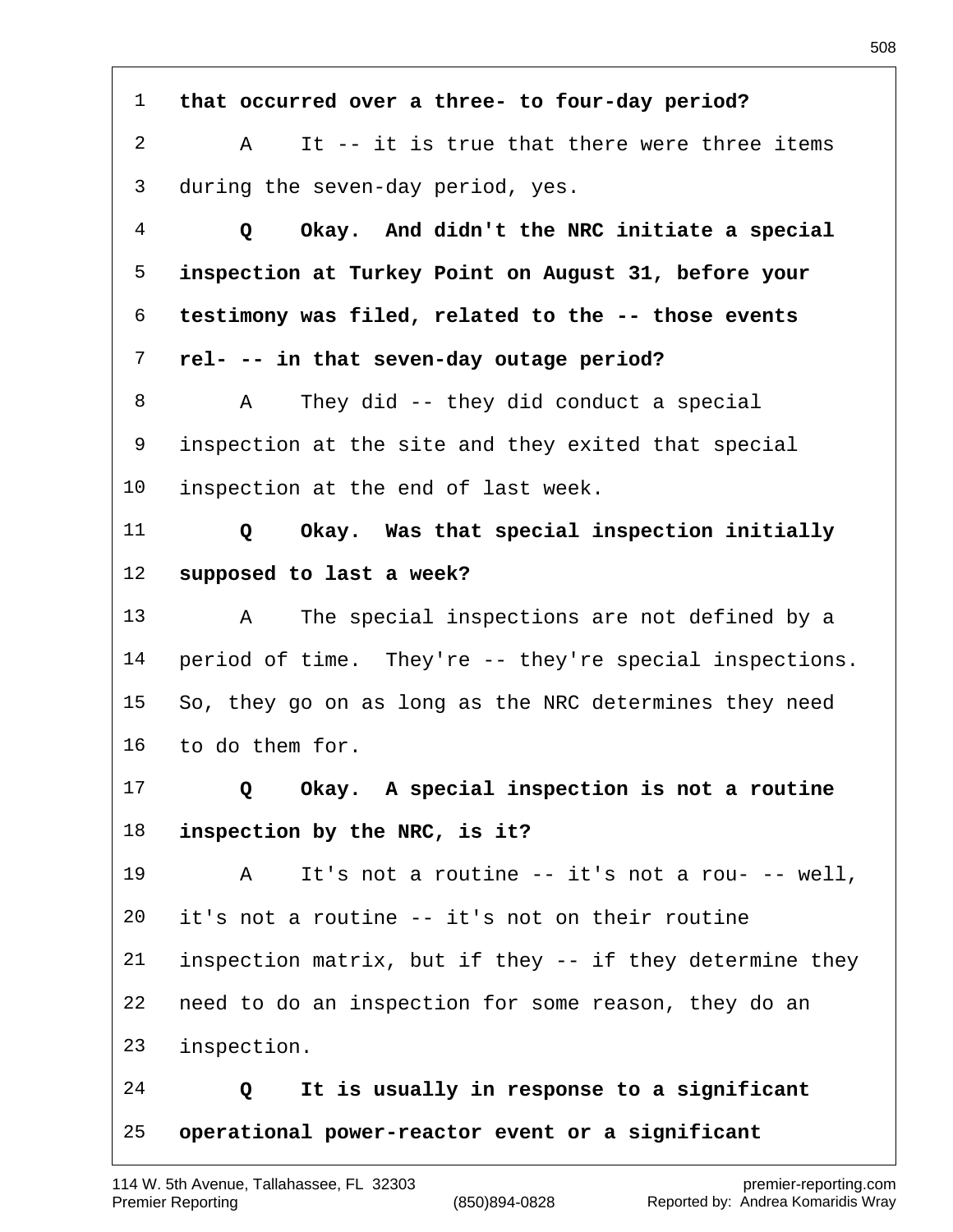**that occurred over a three- to four-day period?**

A It -- it is true that there were three items during the seven-day period, yes.

**Q Okay. And didn't the NRC initiate a special inspection at Turkey Point on August 31, before your testimony was filed, related to the -- those events rel- -- in that seven-day outage period?**

A They did -- they did conduct a special inspection at the site and they exited that special inspection at the end of last week.

**Q Okay. Was that special inspection initially supposed to last a week?**

A The special inspections are not defined by a period of time. They're -- they're special inspections. So, they go on as long as the NRC determines they need to do them for.

**Q Okay. A special inspection is not a routine inspection by the NRC, is it?**

A It's not a routine -- it's not a rou- -- well, it's not a routine -- it's not on their routine inspection matrix, but if they -- if they determine they need to do an inspection for some reason, they do an inspection.

**Q It is usually in response to a significant operational power-reactor event or a significant**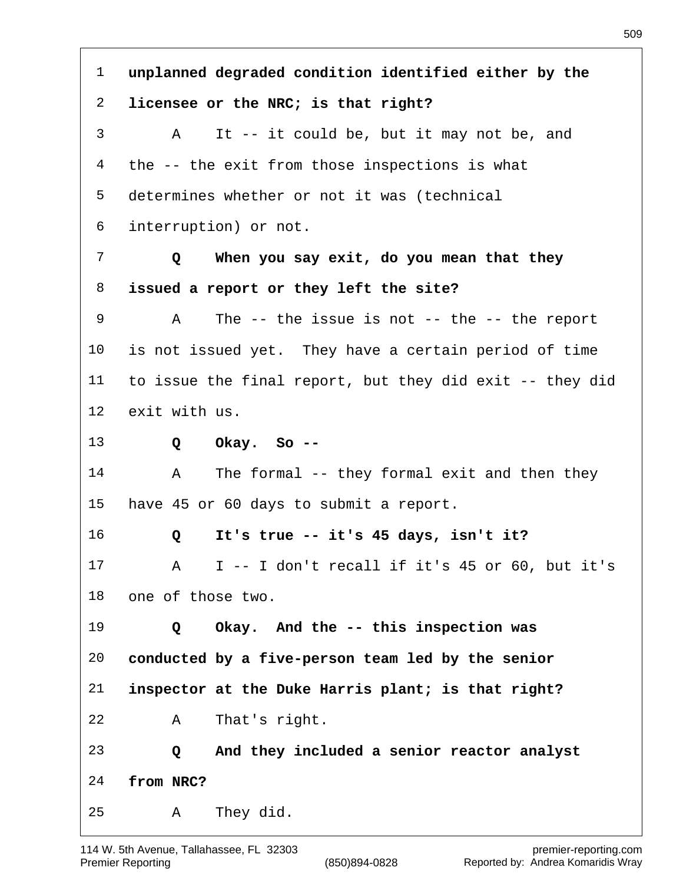**unplanned degraded condition identified either by the licensee or the NRC; is that right?**

A It -- it could be, but it may not be, and the -- the exit from those inspections is what determines whether or not it was (technical interruption) or not.

**Q When you say exit, do you mean that they issued a report or they left the site?**

A The -- the issue is not -- the -- the report is not issued yet. They have a certain period of time to issue the final report, but they did exit -- they did exit with us.

**Q Okay. So --**

A The formal -- they formal exit and then they have 45 or 60 days to submit a report.

**Q It's true -- it's 45 days, isn't it?**

A I -- I don't recall if it's 45 or 60, but it's one of those two.

**Q Okay. And the -- this inspection was conducted by a five-person team led by the senior inspector at the Duke Harris plant; is that right?**

A That's right.

**Q And they included a senior reactor analyst from NRC?**

A They did.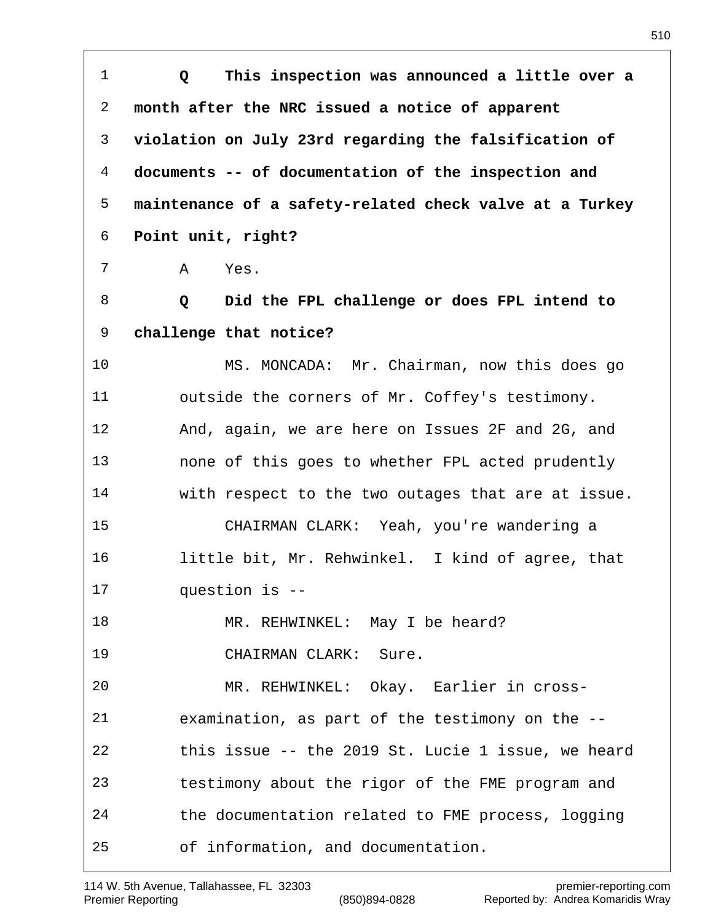**Q This inspection was announced a little over a month after the NRC issued a notice of apparent violation on July 23rd regarding the falsification of documents -- of documentation of the inspection and maintenance of a safety-related check valve at a Turkey Point unit, right?**

A Yes.

**Q Did the FPL challenge or does FPL intend to challenge that notice?**

MS. MONCADA: Mr. Chairman, now this does go outside the corners of Mr. Coffey's testimony. And, again, we are here on Issues 2F and 2G, and none of this goes to whether FPL acted prudently with respect to the two outages that are at issue.

CHAIRMAN CLARK: Yeah, you're wandering a little bit, Mr. Rehwinkel. I kind of agree, that question is --

MR. REHWINKEL: May I be heard?

CHAIRMAN CLARK: Sure.

MR. REHWINKEL: Okay. Earlier in cross-examination, as part of the testimony on the -- this issue -- the 2019 St. Lucie 1 issue, we heard testimony about the rigor of the FME program and the documentation related to FME process, logging of information, and documentation.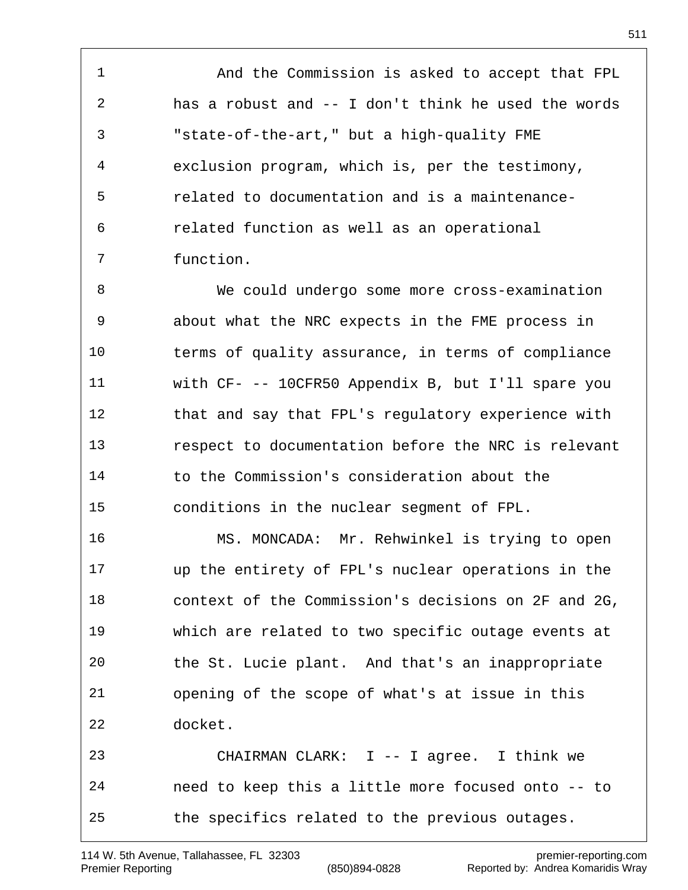And the Commission is asked to accept that FPL has a robust and -- I don't think he used the words "state-of-the-art," but a high-quality FME exclusion program, which is, per the testimony, related to documentation and is a maintenance-related function as well as an operational function.

We could undergo some more cross-examination about what the NRC expects in the FME process in terms of quality assurance, in terms of compliance with CF- -- 10CFR50 Appendix B, but I'll spare you that and say that FPL's regulatory experience with respect to documentation before the NRC is relevant to the Commission's consideration about the conditions in the nuclear segment of FPL.

MS. MONCADA: Mr. Rehwinkel is trying to open up the entirety of FPL's nuclear operations in the context of the Commission's decisions on 2F and 2G, which are related to two specific outage events at the St. Lucie plant. And that's an inappropriate opening of the scope of what's at issue in this docket.

CHAIRMAN CLARK: I -- I agree. I think we need to keep this a little more focused onto -- to the specifics related to the previous outages.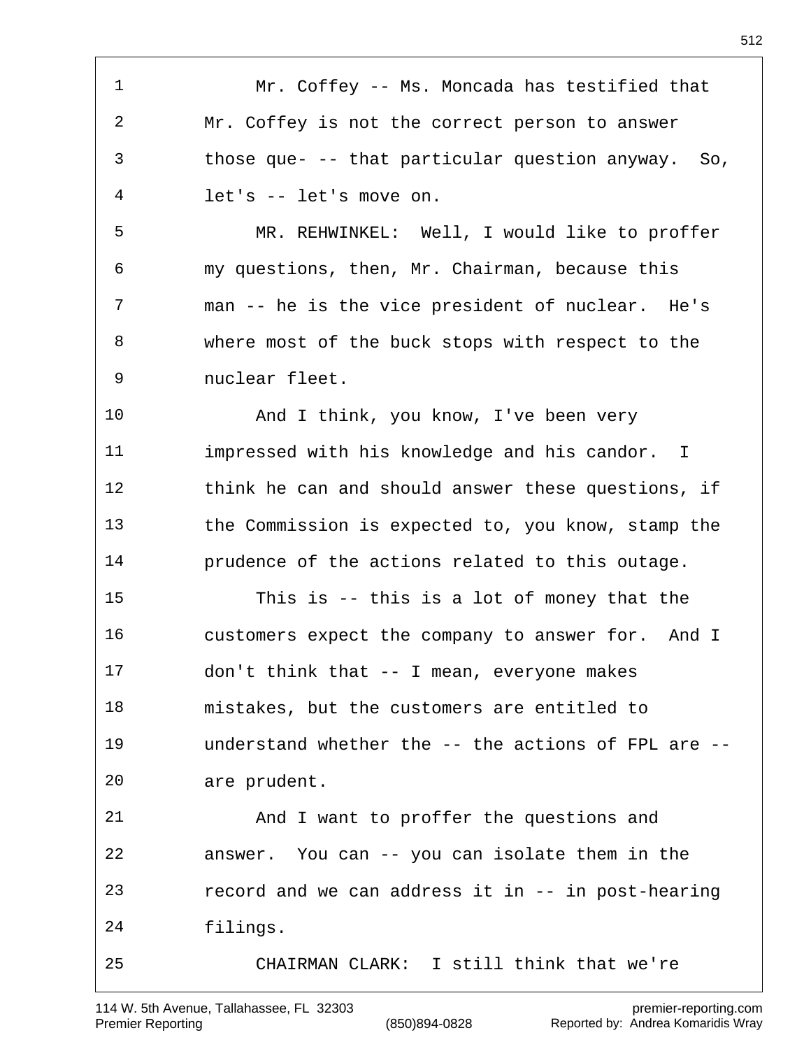Mr. Coffey -- Ms. Moncada has testified that Mr. Coffey is not the correct person to answer those que- -- that particular question anyway. So, let's -- let's move on.

MR. REHWINKEL: Well, I would like to proffer my questions, then, Mr. Chairman, because this man -- he is the vice president of nuclear. He's where most of the buck stops with respect to the nuclear fleet.

And I think, you know, I've been very impressed with his knowledge and his candor. I think he can and should answer these questions, if the Commission is expected to, you know, stamp the prudence of the actions related to this outage.

This is -- this is a lot of money that the customers expect the company to answer for. And I don't think that -- I mean, everyone makes mistakes, but the customers are entitled to understand whether the -- the actions of FPL are -- are prudent.

And I want to proffer the questions and answer. You can -- you can isolate them in the record and we can address it in -- in post-hearing filings.

CHAIRMAN CLARK: I still think that we're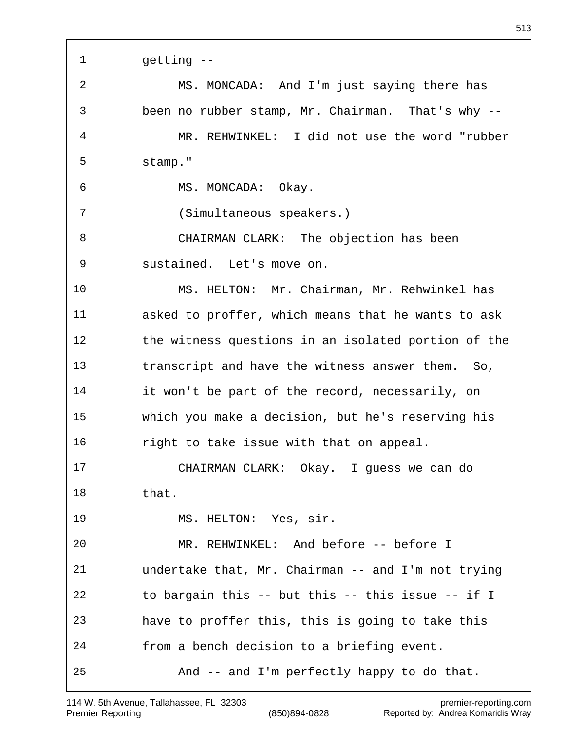getting --

MS. MONCADA: And I'm just saying there has been no rubber stamp, Mr. Chairman. That's why --

MR. REHWINKEL: I did not use the word "rubber stamp."

MS. MONCADA: Okay.

(Simultaneous speakers.)

CHAIRMAN CLARK: The objection has been sustained. Let's move on.

MS. HELTON: Mr. Chairman, Mr. Rehwinkel has asked to proffer, which means that he wants to ask the witness questions in an isolated portion of the transcript and have the witness answer them. So, it won't be part of the record, necessarily, on which you make a decision, but he's reserving his right to take issue with that on appeal.

CHAIRMAN CLARK: Okay. I guess we can do that.

MS. HELTON: Yes, sir.

MR. REHWINKEL: And before -- before I undertake that, Mr. Chairman -- and I'm not trying to bargain this -- but this -- this issue -- if I have to proffer this, this is going to take this from a bench decision to a briefing event.

And -- and I'm perfectly happy to do that.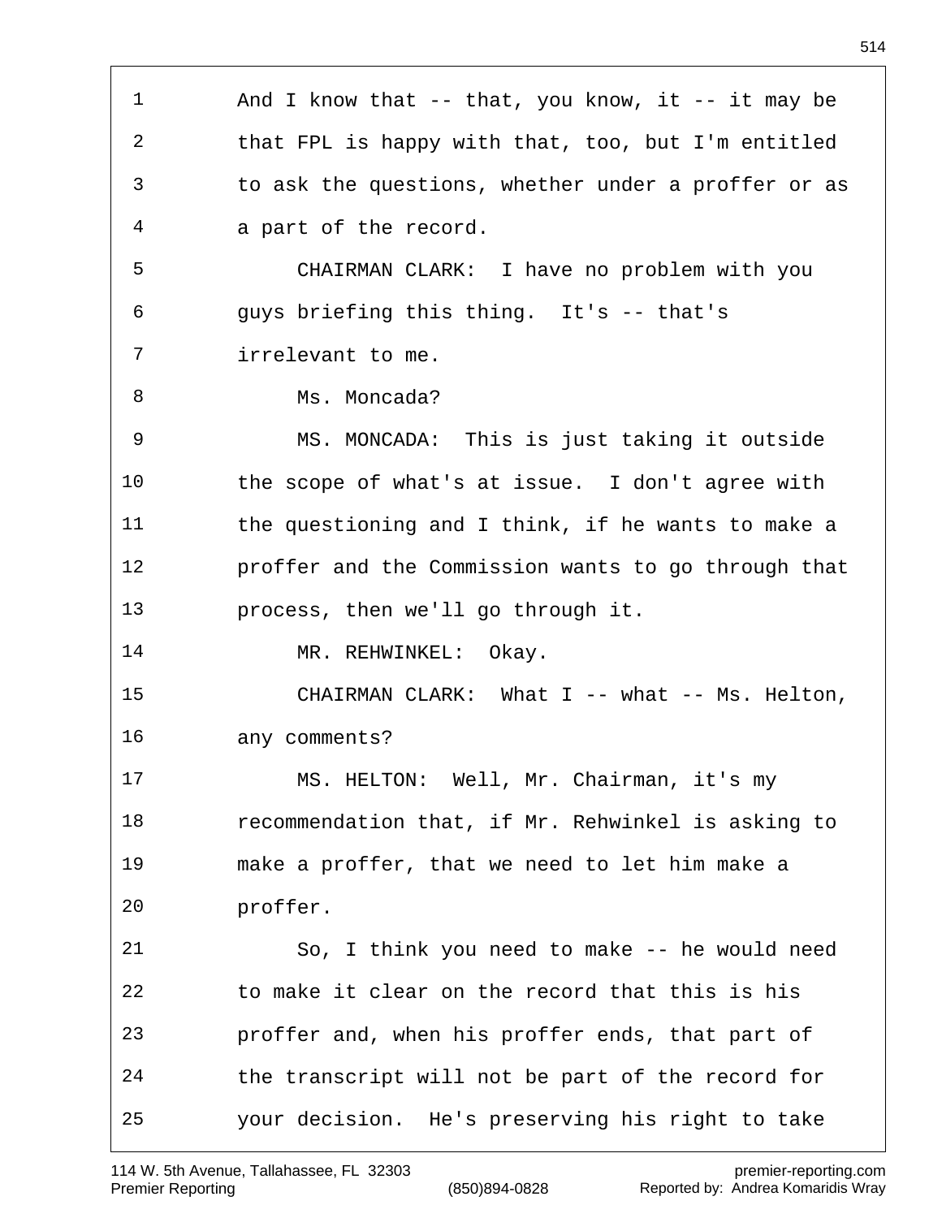And I know that -- that, you know, it -- it may be that FPL is happy with that, too, but I'm entitled to ask the questions, whether under a proffer or as a part of the record.

CHAIRMAN CLARK: I have no problem with you guys briefing this thing. It's -- that's irrelevant to me.

Ms. Moncada?

MS. MONCADA: This is just taking it outside the scope of what's at issue. I don't agree with the questioning and I think, if he wants to make a proffer and the Commission wants to go through that process, then we'll go through it.

MR. REHWINKEL: Okay.

CHAIRMAN CLARK: What I -- what -- Ms. Helton, any comments?

MS. HELTON: Well, Mr. Chairman, it's my recommendation that, if Mr. Rehwinkel is asking to make a proffer, that we need to let him make a proffer.

So, I think you need to make -- he would need to make it clear on the record that this is his proffer and, when his proffer ends, that part of the transcript will not be part of the record for your decision. He's preserving his right to take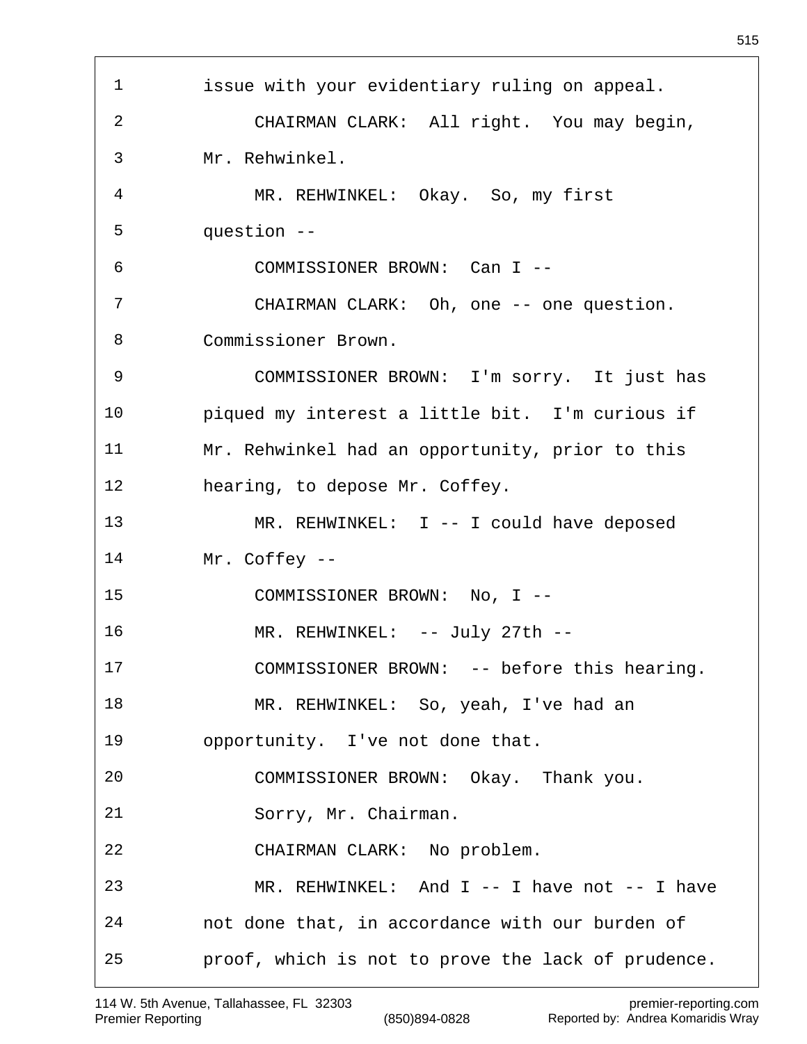issue with your evidentiary ruling on appeal.

CHAIRMAN CLARK: All right. You may begin, Mr. Rehwinkel.

MR. REHWINKEL: Okay. So, my first question --

COMMISSIONER BROWN: Can I --

CHAIRMAN CLARK: Oh, one -- one question. Commissioner Brown.

COMMISSIONER BROWN: I'm sorry. It just has piqued my interest a little bit. I'm curious if Mr. Rehwinkel had an opportunity, prior to this hearing, to depose Mr. Coffey.

MR. REHWINKEL: I -- I could have deposed Mr. Coffey --

COMMISSIONER BROWN: No, I --

MR. REHWINKEL: -- July 27th --

COMMISSIONER BROWN: -- before this hearing.

MR. REHWINKEL: So, yeah, I've had an opportunity. I've not done that.

COMMISSIONER BROWN: Okay. Thank you.

Sorry, Mr. Chairman.

CHAIRMAN CLARK: No problem.

MR. REHWINKEL: And I -- I have not -- I have not done that, in accordance with our burden of proof, which is not to prove the lack of prudence.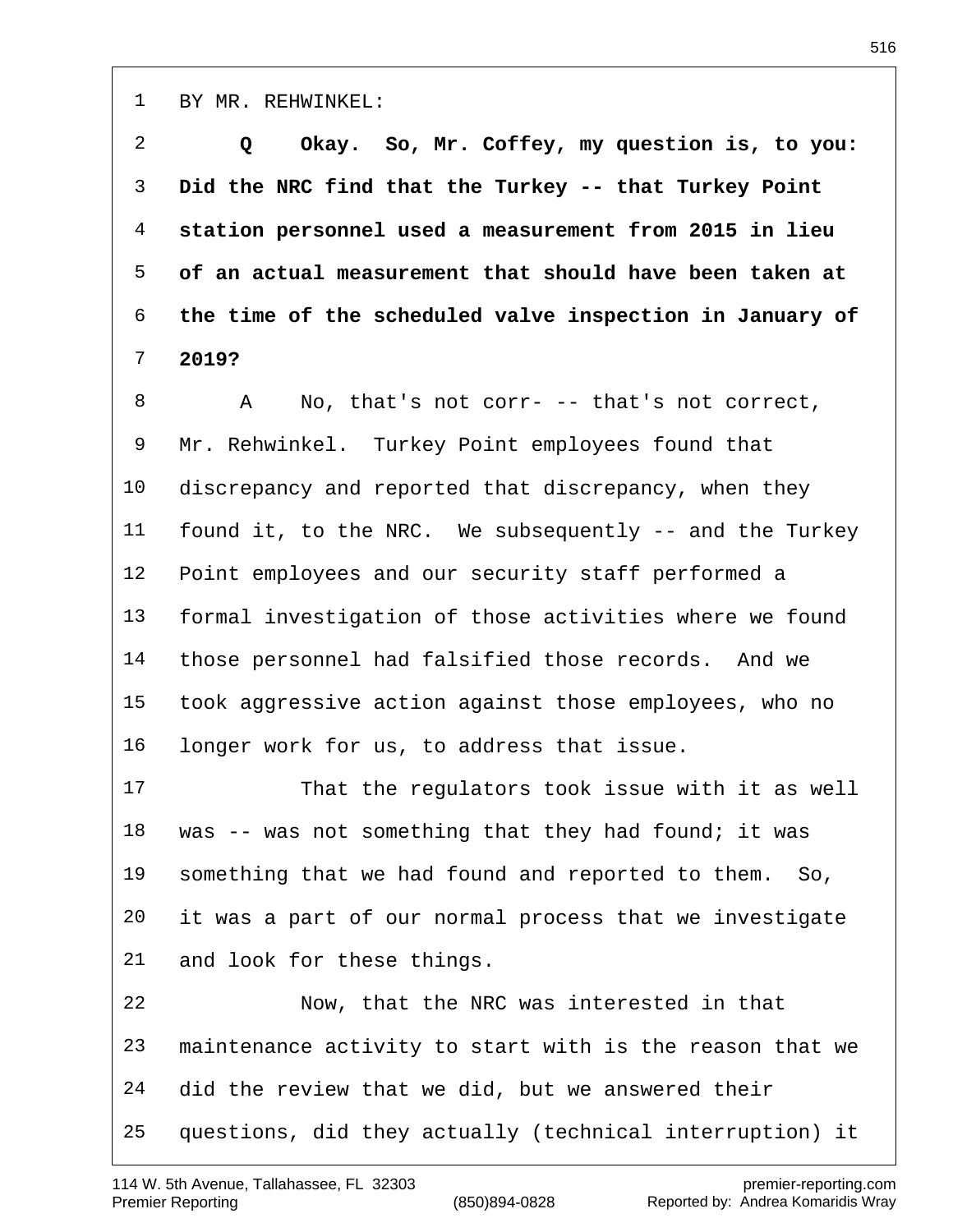BY MR. REHWINKEL:

**Q Okay. So, Mr. Coffey, my question is, to you: Did the NRC find that the Turkey -- that Turkey Point station personnel used a measurement from 2015 in lieu of an actual measurement that should have been taken at the time of the scheduled valve inspection in January of 2019?**

A No, that's not corr- -- that's not correct, Mr. Rehwinkel. Turkey Point employees found that discrepancy and reported that discrepancy, when they found it, to the NRC. We subsequently -- and the Turkey Point employees and our security staff performed a formal investigation of those activities where we found those personnel had falsified those records. And we took aggressive action against those employees, who no longer work for us, to address that issue.

That the regulators took issue with it as well was -- was not something that they had found; it was something that we had found and reported to them. So, it was a part of our normal process that we investigate and look for these things.

Now, that the NRC was interested in that maintenance activity to start with is the reason that we did the review that we did, but we answered their questions, did they actually (technical interruption) it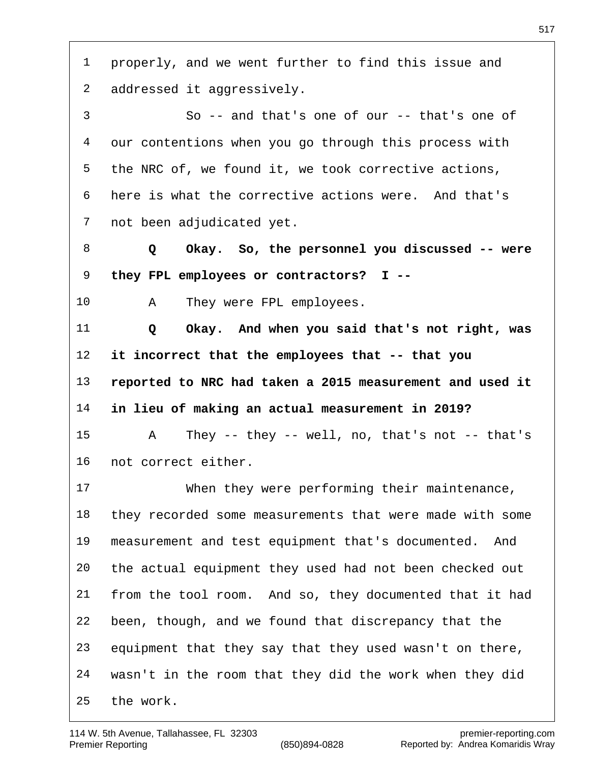properly, and we went further to find this issue and addressed it aggressively.

So -- and that's one of our -- that's one of our contentions when you go through this process with the NRC of, we found it, we took corrective actions, here is what the corrective actions were. And that's not been adjudicated yet.

**Q Okay. So, the personnel you discussed -- were they FPL employees or contractors? I --**

A They were FPL employees.

**Q Okay. And when you said that's not right, was it incorrect that the employees that -- that you reported to NRC had taken a 2015 measurement and used it in lieu of making an actual measurement in 2019?**

A They -- they -- well, no, that's not -- that's not correct either.

When they were performing their maintenance, they recorded some measurements that were made with some measurement and test equipment that's documented. And the actual equipment they used had not been checked out from the tool room. And so, they documented that it had been, though, and we found that discrepancy that the equipment that they say that they used wasn't on there, wasn't in the room that they did the work when they did the work.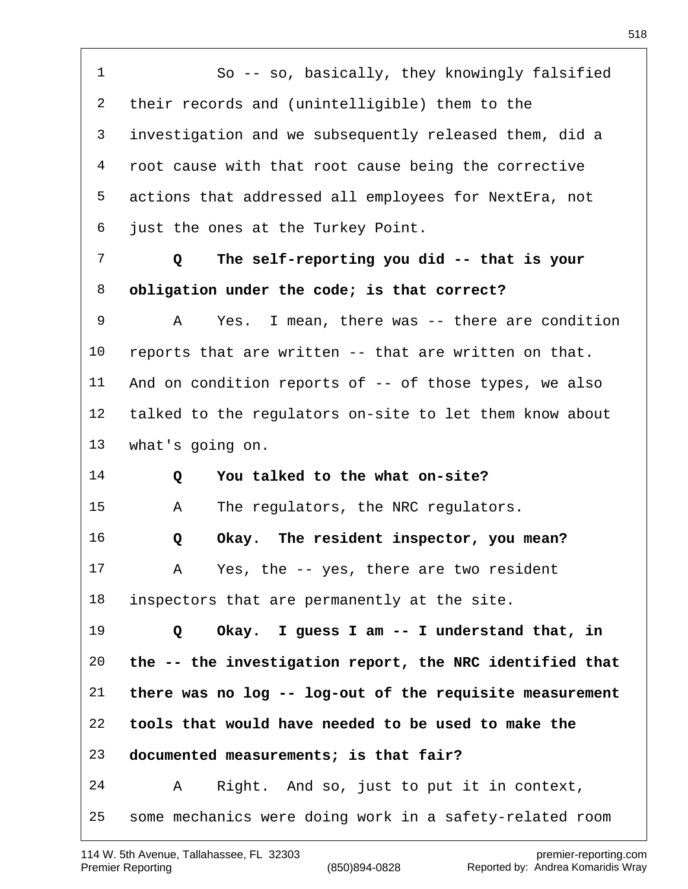1 So -- so, basically, they knowingly falsified
2 their records and (unintelligible) them to the
3 investigation and we subsequently released them, did a
4 root cause with that root cause being the corrective
5 actions that addressed all employees for NextEra, not
6 just the ones at the Turkey Point.

7 **Q The self-reporting you did -- that is your**
8 **obligation under the code; is that correct?**

9 A Yes. I mean, there was -- there are condition
10 reports that are written -- that are written on that.
11 And on condition reports of -- of those types, we also
12 talked to the regulators on-site to let them know about
13 what's going on.

14 **Q You talked to the what on-site?**

15 A The regulators, the NRC regulators.

16 **Q Okay. The resident inspector, you mean?**

17 A Yes, the -- yes, there are two resident
18 inspectors that are permanently at the site.

19 **Q Okay. I guess I am -- I understand that, in**
20 **the -- the investigation report, the NRC identified that**
21 **there was no log -- log-out of the requisite measurement**
22 **tools that would have needed to be used to make the**
23 **documented measurements; is that fair?**

24 A Right. And so, just to put it in context,
25 some mechanics were doing work in a safety-related room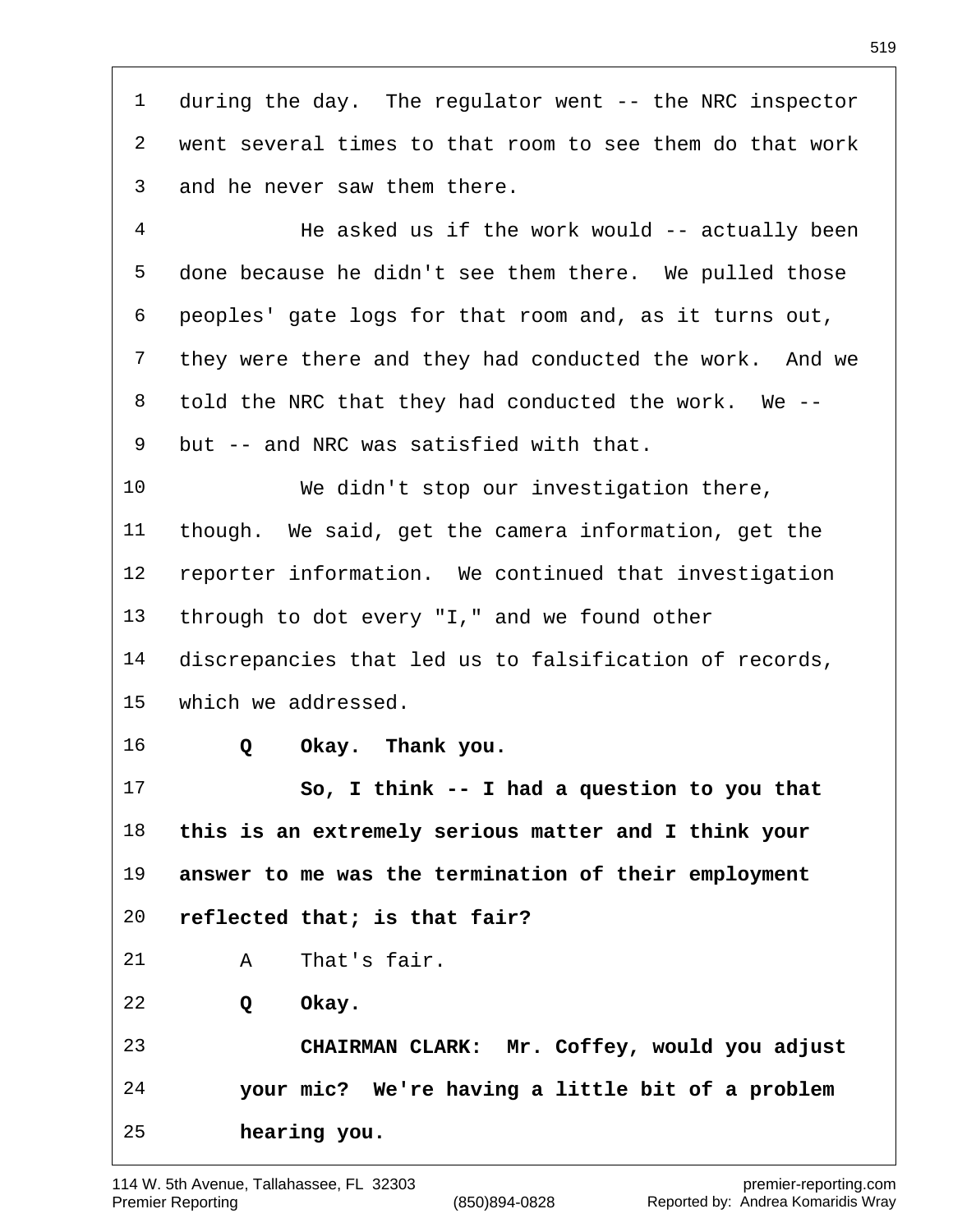during the day. The regulator went -- the NRC inspector went several times to that room to see them do that work and he never saw them there.

He asked us if the work would -- actually been done because he didn't see them there. We pulled those peoples' gate logs for that room and, as it turns out, they were there and they had conducted the work. And we told the NRC that they had conducted the work. We -- but -- and NRC was satisfied with that.

We didn't stop our investigation there, though. We said, get the camera information, get the reporter information. We continued that investigation through to dot every "I," and we found other discrepancies that led us to falsification of records, which we addressed.

**Q Okay. Thank you.**

**So, I think -- I had a question to you that this is an extremely serious matter and I think your answer to me was the termination of their employment reflected that; is that fair?**

A That's fair.

**Q Okay.**

**CHAIRMAN CLARK: Mr. Coffey, would you adjust your mic? We're having a little bit of a problem hearing you.**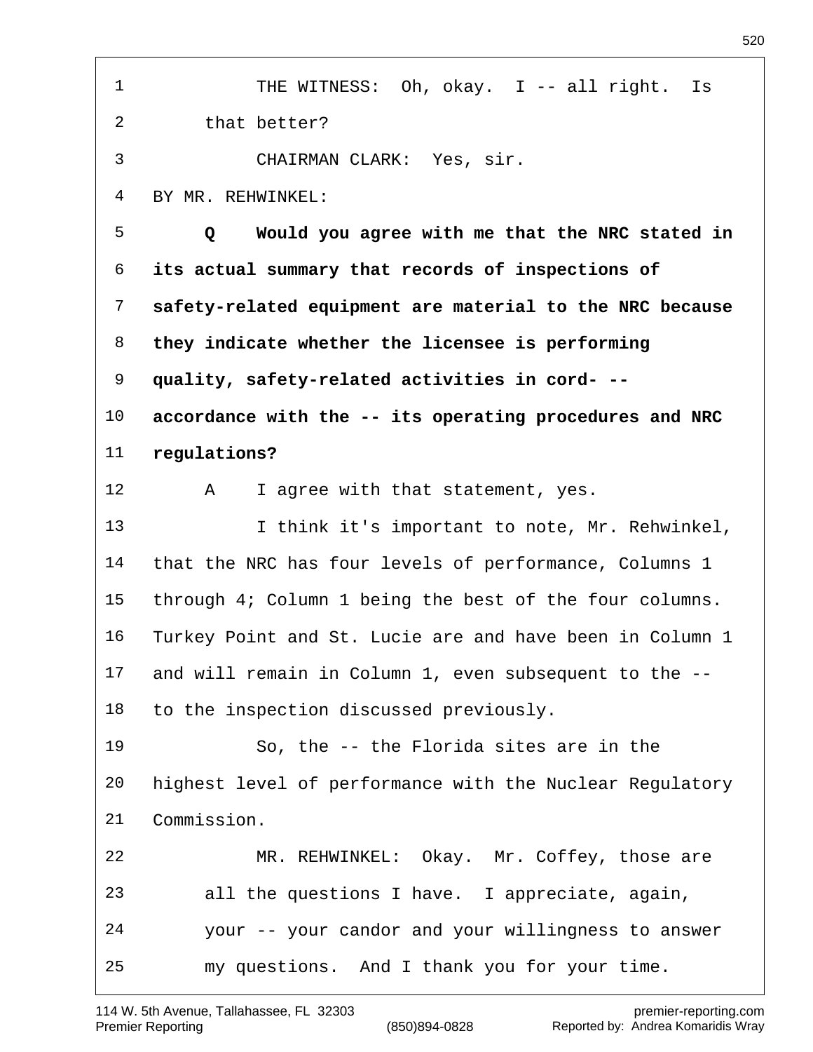THE WITNESS: Oh, okay. I -- all right. Is that better?

CHAIRMAN CLARK: Yes, sir.

BY MR. REHWINKEL:

**Q Would you agree with me that the NRC stated in its actual summary that records of inspections of safety-related equipment are material to the NRC because they indicate whether the licensee is performing quality, safety-related activities in cord- -- accordance with the -- its operating procedures and NRC regulations?**

A I agree with that statement, yes.

I think it's important to note, Mr. Rehwinkel, that the NRC has four levels of performance, Columns 1 through 4; Column 1 being the best of the four columns. Turkey Point and St. Lucie are and have been in Column 1 and will remain in Column 1, even subsequent to the -- to the inspection discussed previously.

So, the -- the Florida sites are in the highest level of performance with the Nuclear Regulatory Commission.

MR. REHWINKEL: Okay. Mr. Coffey, those are all the questions I have. I appreciate, again, your -- your candor and your willingness to answer my questions. And I thank you for your time.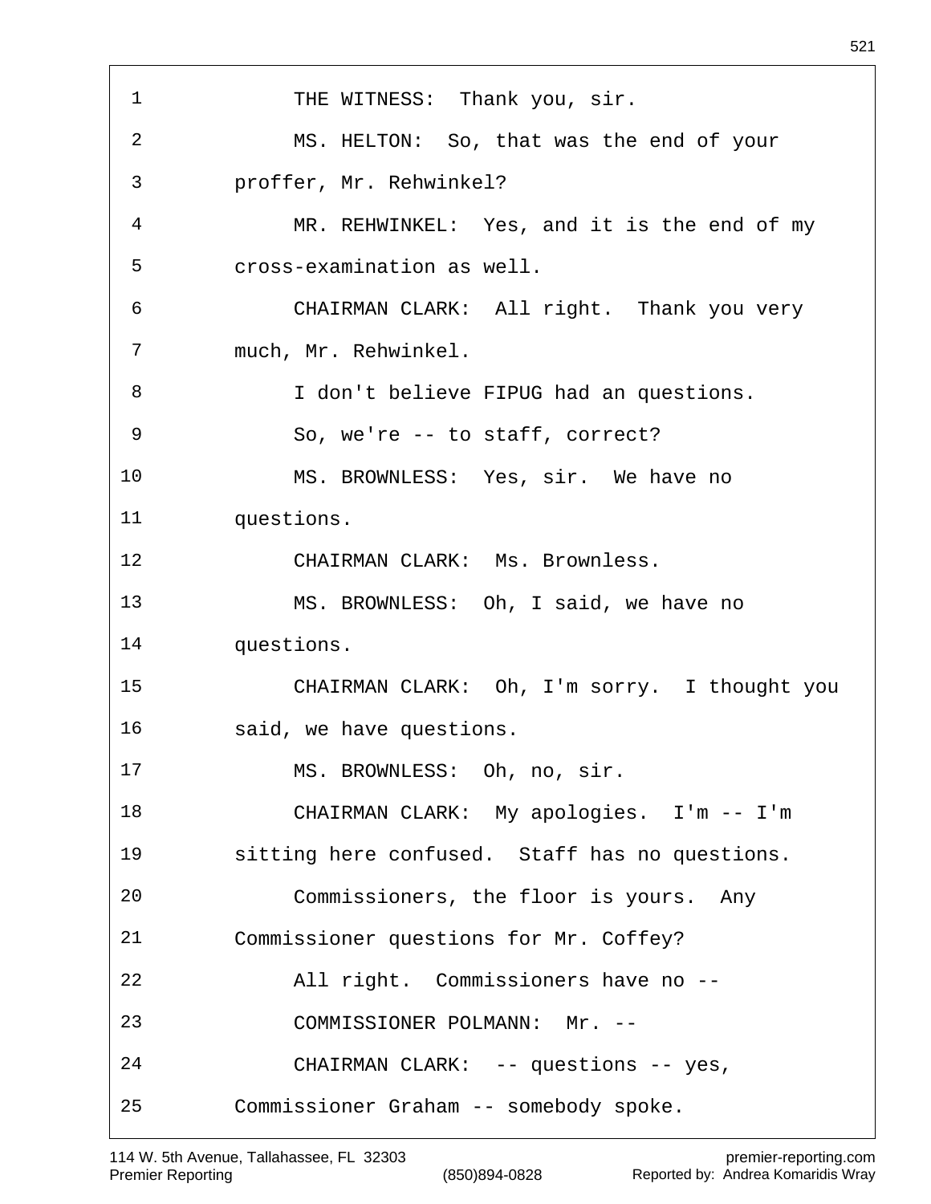THE WITNESS: Thank you, sir.

MS. HELTON: So, that was the end of your proffer, Mr. Rehwinkel?

MR. REHWINKEL: Yes, and it is the end of my cross-examination as well.

CHAIRMAN CLARK: All right. Thank you very much, Mr. Rehwinkel.

I don't believe FIPUG had an questions.

So, we're -- to staff, correct?

MS. BROWNLESS: Yes, sir. We have no questions.

CHAIRMAN CLARK: Ms. Brownless.

MS. BROWNLESS: Oh, I said, we have no questions.

CHAIRMAN CLARK: Oh, I'm sorry. I thought you said, we have questions.

MS. BROWNLESS: Oh, no, sir.

CHAIRMAN CLARK: My apologies. I'm -- I'm sitting here confused. Staff has no questions.

Commissioners, the floor is yours. Any Commissioner questions for Mr. Coffey?

All right. Commissioners have no --

COMMISSIONER POLMANN: Mr. --

CHAIRMAN CLARK: -- questions -- yes, Commissioner Graham -- somebody spoke.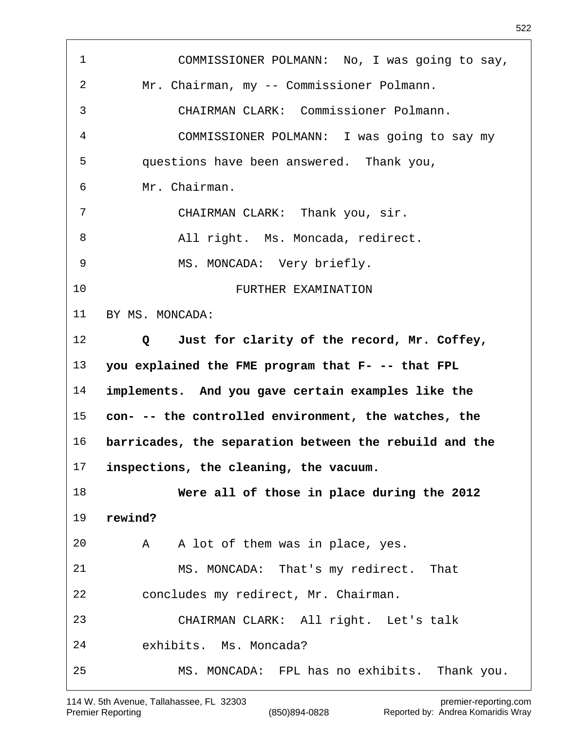COMMISSIONER POLMANN: No, I was going to say, Mr. Chairman, my -- Commissioner Polmann.

CHAIRMAN CLARK: Commissioner Polmann.

COMMISSIONER POLMANN: I was going to say my questions have been answered. Thank you, Mr. Chairman.

CHAIRMAN CLARK: Thank you, sir.

All right. Ms. Moncada, redirect.

MS. MONCADA: Very briefly.

FURTHER EXAMINATION

BY MS. MONCADA:

**Q Just for clarity of the record, Mr. Coffey, you explained the FME program that F- -- that FPL implements. And you gave certain examples like the con- -- the controlled environment, the watches, the barricades, the separation between the rebuild and the inspections, the cleaning, the vacuum.**

**Were all of those in place during the 2012 rewind?**

A A lot of them was in place, yes.

MS. MONCADA: That's my redirect. That concludes my redirect, Mr. Chairman.

CHAIRMAN CLARK: All right. Let's talk exhibits. Ms. Moncada?

MS. MONCADA: FPL has no exhibits. Thank you.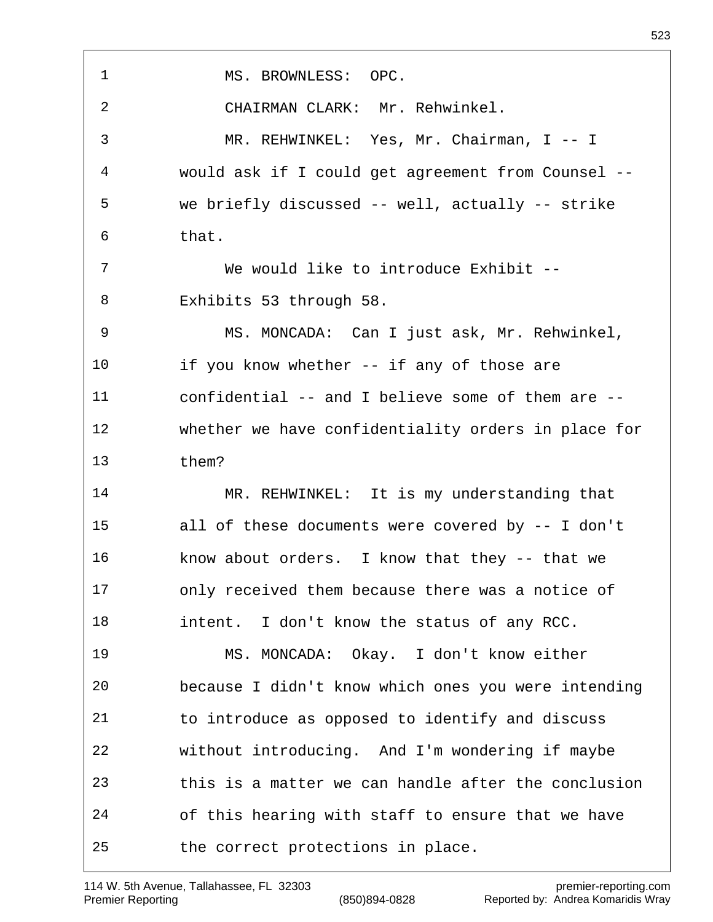MS. BROWNLESS: OPC.

CHAIRMAN CLARK: Mr. Rehwinkel.

MR. REHWINKEL: Yes, Mr. Chairman, I -- I would ask if I could get agreement from Counsel -- we briefly discussed -- well, actually -- strike that.

We would like to introduce Exhibit -- Exhibits 53 through 58.

MS. MONCADA: Can I just ask, Mr. Rehwinkel, if you know whether -- if any of those are confidential -- and I believe some of them are -- whether we have confidentiality orders in place for them?

MR. REHWINKEL: It is my understanding that all of these documents were covered by -- I don't know about orders. I know that they -- that we only received them because there was a notice of intent. I don't know the status of any RCC.

MS. MONCADA: Okay. I don't know either because I didn't know which ones you were intending to introduce as opposed to identify and discuss without introducing. And I'm wondering if maybe this is a matter we can handle after the conclusion of this hearing with staff to ensure that we have the correct protections in place.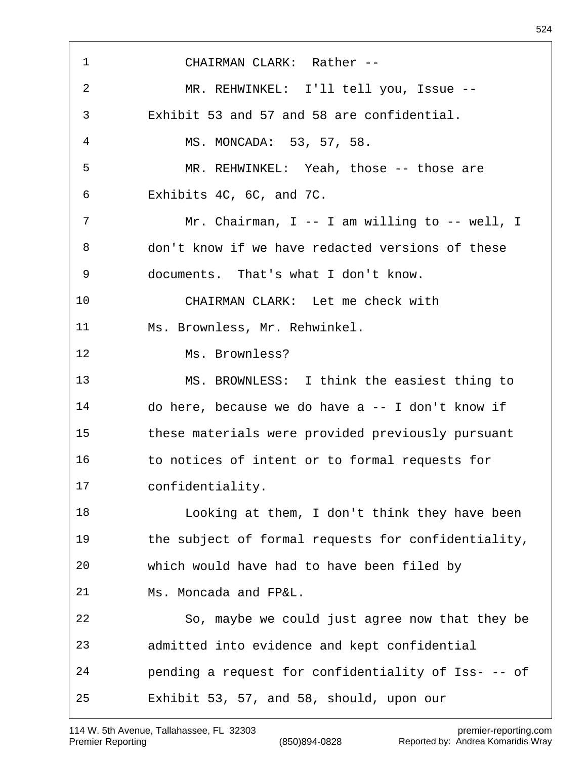CHAIRMAN CLARK: Rather --

MR. REHWINKEL: I'll tell you, Issue -- Exhibit 53 and 57 and 58 are confidential.

MS. MONCADA: 53, 57, 58.

MR. REHWINKEL: Yeah, those -- those are Exhibits 4C, 6C, and 7C.

Mr. Chairman, I -- I am willing to -- well, I don't know if we have redacted versions of these documents. That's what I don't know.

CHAIRMAN CLARK: Let me check with Ms. Brownless, Mr. Rehwinkel.

Ms. Brownless?

MS. BROWNLESS: I think the easiest thing to do here, because we do have a -- I don't know if these materials were provided previously pursuant to notices of intent or to formal requests for confidentiality.

Looking at them, I don't think they have been the subject of formal requests for confidentiality, which would have had to have been filed by Ms. Moncada and FP&L.

So, maybe we could just agree now that they be admitted into evidence and kept confidential pending a request for confidentiality of Iss- -- of Exhibit 53, 57, and 58, should, upon our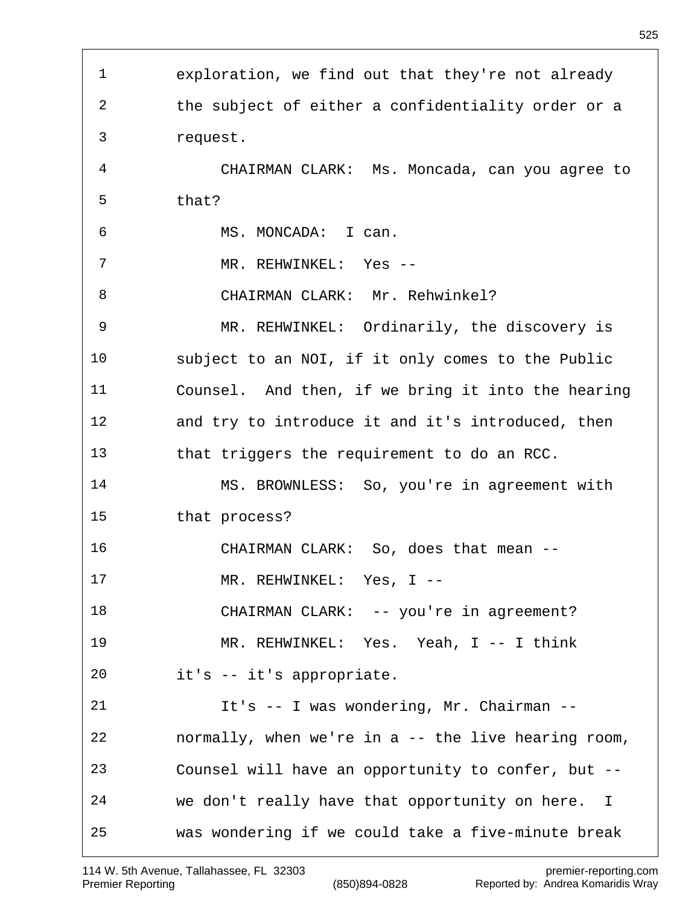exploration, we find out that they're not already the subject of either a confidentiality order or a request.

CHAIRMAN CLARK: Ms. Moncada, can you agree to that?

MS. MONCADA: I can.

MR. REHWINKEL: Yes --

CHAIRMAN CLARK: Mr. Rehwinkel?

MR. REHWINKEL: Ordinarily, the discovery is subject to an NOI, if it only comes to the Public Counsel. And then, if we bring it into the hearing and try to introduce it and it's introduced, then that triggers the requirement to do an RCC.

MS. BROWNLESS: So, you're in agreement with that process?

CHAIRMAN CLARK: So, does that mean --

MR. REHWINKEL: Yes, I --

CHAIRMAN CLARK: -- you're in agreement?

MR. REHWINKEL: Yes. Yeah, I -- I think it's -- it's appropriate.

It's -- I was wondering, Mr. Chairman -- normally, when we're in a -- the live hearing room, Counsel will have an opportunity to confer, but -- we don't really have that opportunity on here. I was wondering if we could take a five-minute break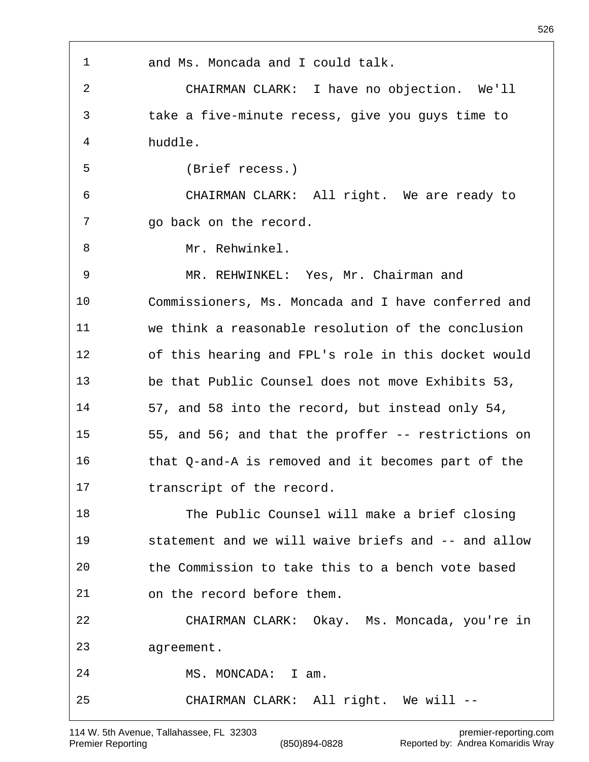and Ms. Moncada and I could talk.

CHAIRMAN CLARK: I have no objection. We'll take a five-minute recess, give you guys time to huddle.

(Brief recess.)

CHAIRMAN CLARK: All right. We are ready to go back on the record.

Mr. Rehwinkel.

MR. REHWINKEL: Yes, Mr. Chairman and Commissioners, Ms. Moncada and I have conferred and we think a reasonable resolution of the conclusion of this hearing and FPL's role in this docket would be that Public Counsel does not move Exhibits 53, 57, and 58 into the record, but instead only 54, 55, and 56; and that the proffer -- restrictions on that Q-and-A is removed and it becomes part of the transcript of the record.

The Public Counsel will make a brief closing statement and we will waive briefs and -- and allow the Commission to take this to a bench vote based on the record before them.

CHAIRMAN CLARK: Okay. Ms. Moncada, you're in agreement.

MS. MONCADA: I am.

CHAIRMAN CLARK: All right. We will --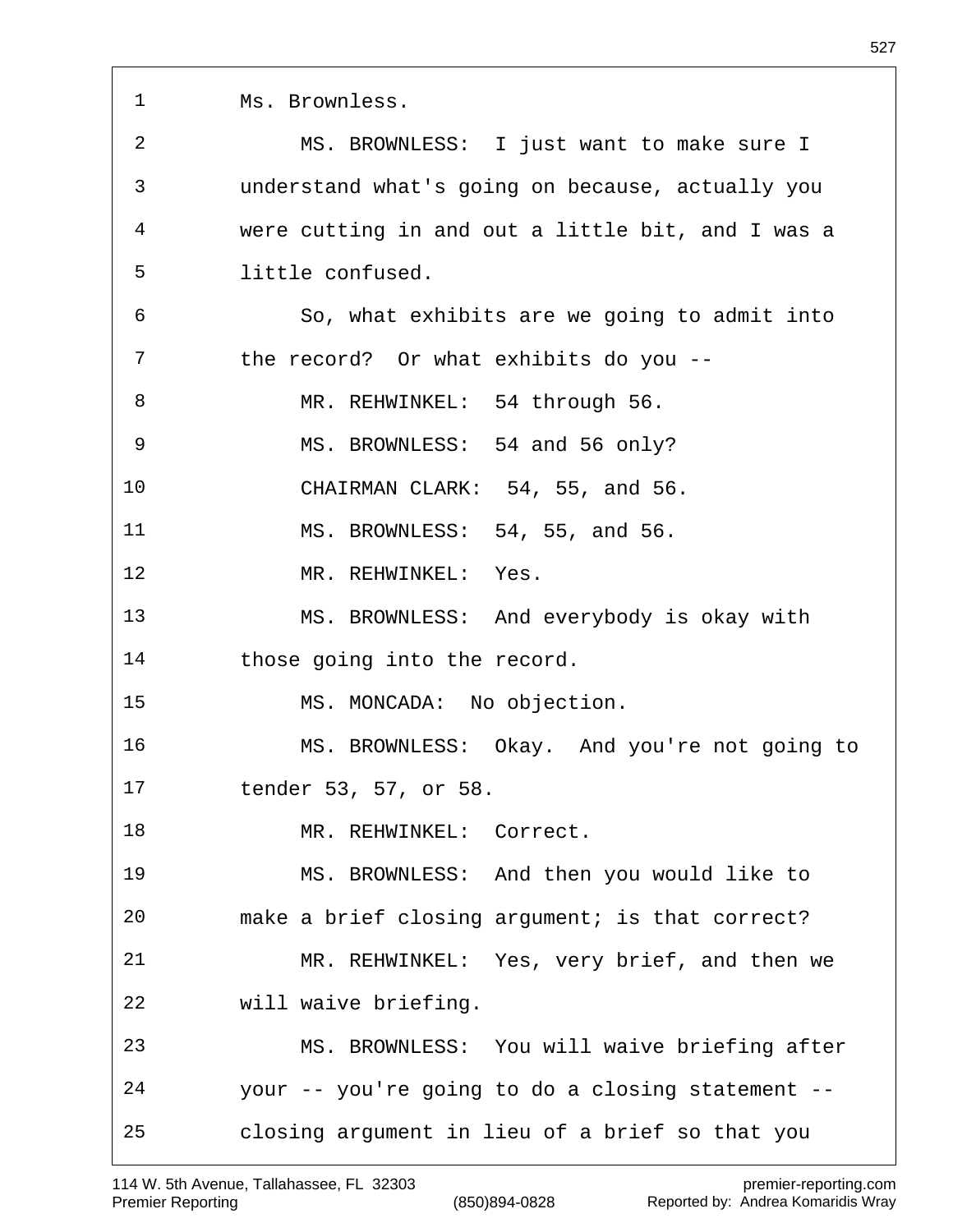1 Ms. Brownless.

2 MS. BROWNLESS: I just want to make sure I

3 understand what's going on because, actually you

4 were cutting in and out a little bit, and I was a

5 little confused.

6 So, what exhibits are we going to admit into

7 the record? Or what exhibits do you --

8 MR. REHWINKEL: 54 through 56.

9 MS. BROWNLESS: 54 and 56 only?

10 CHAIRMAN CLARK: 54, 55, and 56.

11 MS. BROWNLESS: 54, 55, and 56.

12 MR. REHWINKEL: Yes.

13 MS. BROWNLESS: And everybody is okay with

14 those going into the record.

15 MS. MONCADA: No objection.

16 MS. BROWNLESS: Okay. And you're not going to

17 tender 53, 57, or 58.

18 MR. REHWINKEL: Correct.

19 MS. BROWNLESS: And then you would like to

20 make a brief closing argument; is that correct?

21 MR. REHWINKEL: Yes, very brief, and then we

22 will waive briefing.

23 MS. BROWNLESS: You will waive briefing after

24 your -- you're going to do a closing statement --

25 closing argument in lieu of a brief so that you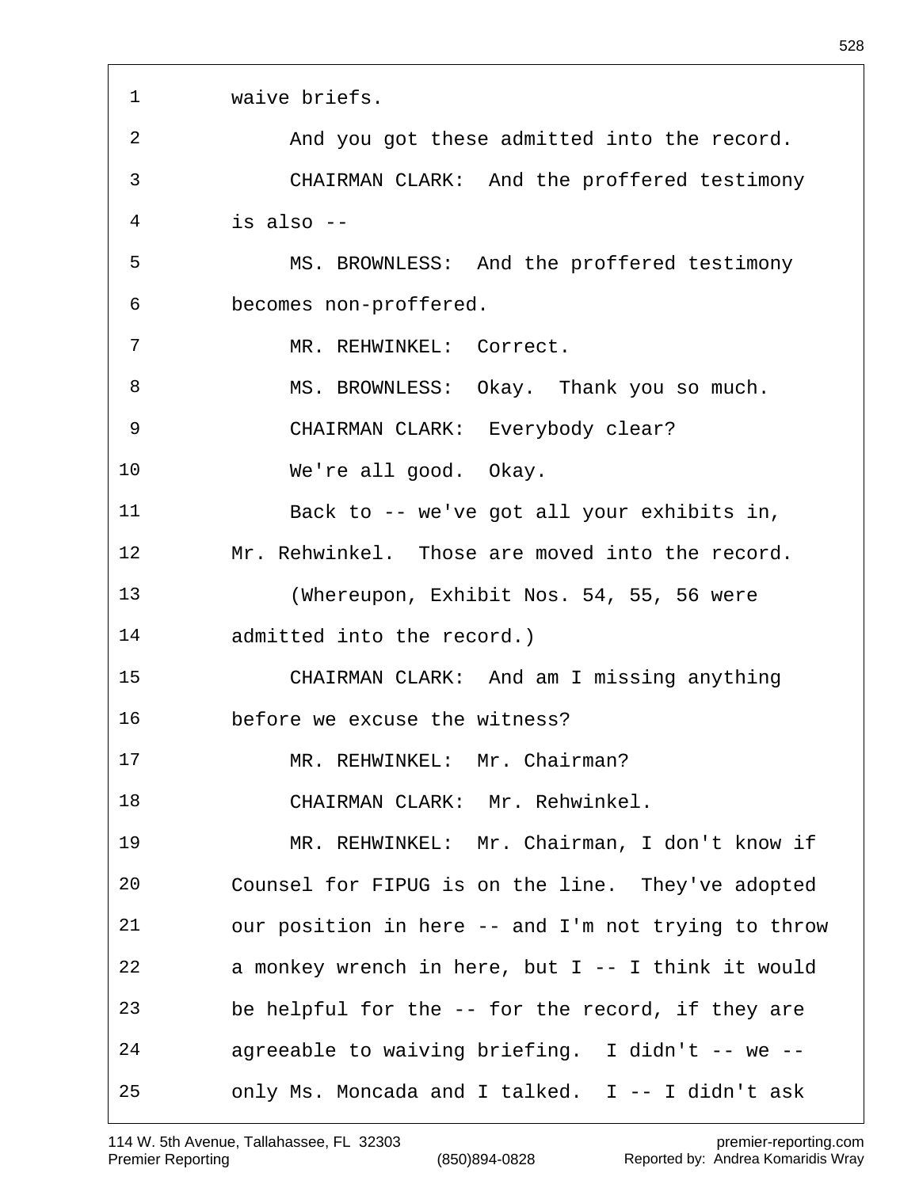waive briefs.

And you got these admitted into the record.

CHAIRMAN CLARK: And the proffered testimony is also --

MS. BROWNLESS: And the proffered testimony becomes non-proffered.

MR. REHWINKEL: Correct.

MS. BROWNLESS: Okay. Thank you so much.

CHAIRMAN CLARK: Everybody clear?

We're all good. Okay.

Back to -- we've got all your exhibits in, Mr. Rehwinkel. Those are moved into the record.

(Whereupon, Exhibit Nos. 54, 55, 56 were admitted into the record.)

CHAIRMAN CLARK: And am I missing anything before we excuse the witness?

MR. REHWINKEL: Mr. Chairman?

CHAIRMAN CLARK: Mr. Rehwinkel.

MR. REHWINKEL: Mr. Chairman, I don't know if Counsel for FIPUG is on the line. They've adopted our position in here -- and I'm not trying to throw a monkey wrench in here, but I -- I think it would be helpful for the -- for the record, if they are agreeable to waiving briefing. I didn't -- we -- only Ms. Moncada and I talked. I -- I didn't ask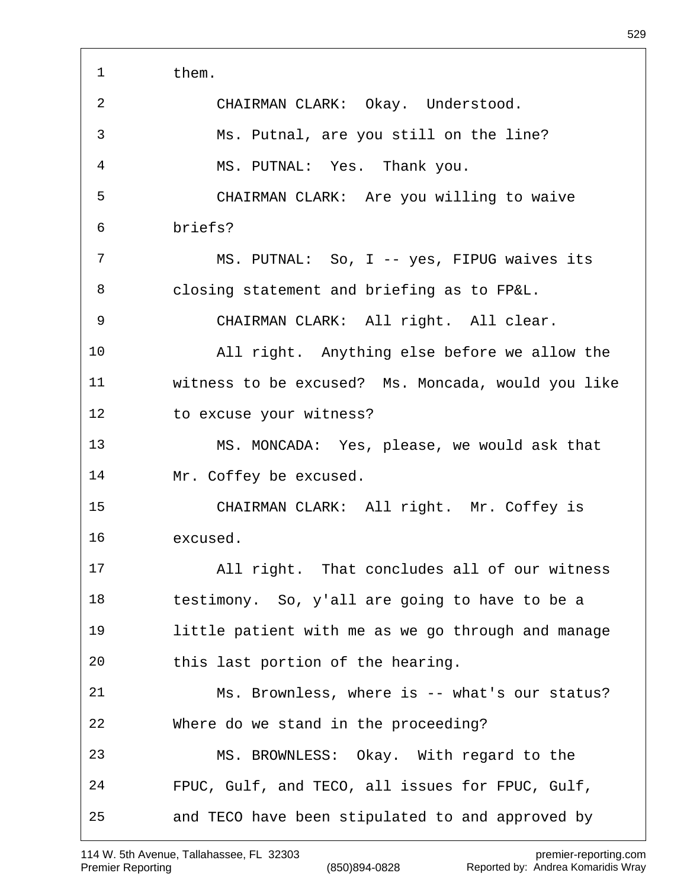1 them.

2 CHAIRMAN CLARK: Okay. Understood.

3 Ms. Putnal, are you still on the line?

4 MS. PUTNAL: Yes. Thank you.

5 CHAIRMAN CLARK: Are you willing to waive

6 briefs?

7 MS. PUTNAL: So, I -- yes, FIPUG waives its

8 closing statement and briefing as to FP&L.

9 CHAIRMAN CLARK: All right. All clear.

10 All right. Anything else before we allow the

11 witness to be excused? Ms. Moncada, would you like

12 to excuse your witness?

13 MS. MONCADA: Yes, please, we would ask that

14 Mr. Coffey be excused.

15 CHAIRMAN CLARK: All right. Mr. Coffey is

16 excused.

17 All right. That concludes all of our witness

18 testimony. So, y'all are going to have to be a

19 little patient with me as we go through and manage

20 this last portion of the hearing.

21 Ms. Brownless, where is -- what's our status?

22 Where do we stand in the proceeding?

23 MS. BROWNLESS: Okay. With regard to the

24 FPUC, Gulf, and TECO, all issues for FPUC, Gulf,

25 and TECO have been stipulated to and approved by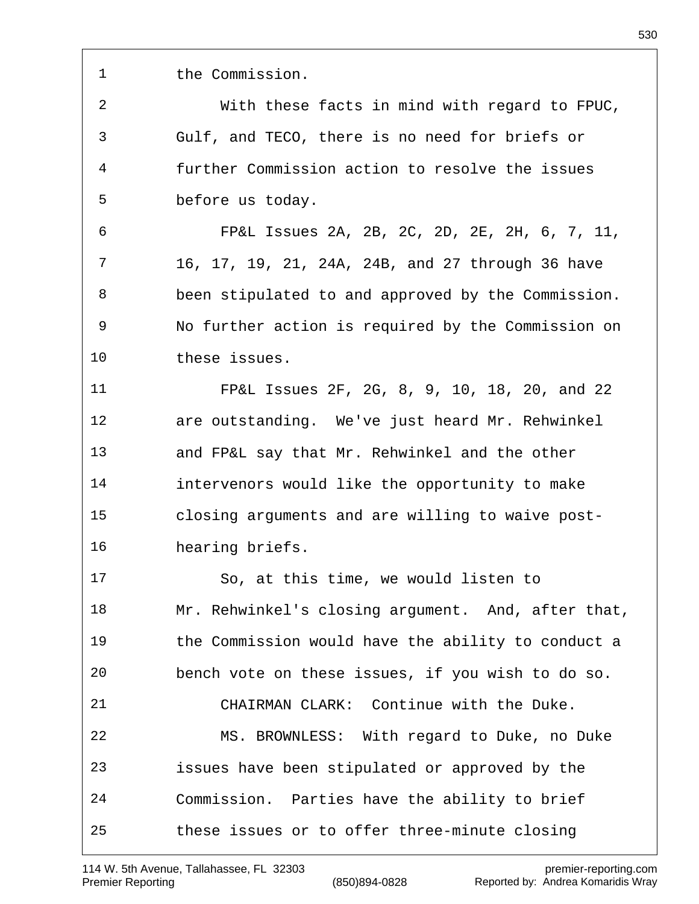the Commission.

With these facts in mind with regard to FPUC, Gulf, and TECO, there is no need for briefs or further Commission action to resolve the issues before us today.

FP&L Issues 2A, 2B, 2C, 2D, 2E, 2H, 6, 7, 11, 16, 17, 19, 21, 24A, 24B, and 27 through 36 have been stipulated to and approved by the Commission. No further action is required by the Commission on these issues.

FP&L Issues 2F, 2G, 8, 9, 10, 18, 20, and 22 are outstanding. We've just heard Mr. Rehwinkel and FP&L say that Mr. Rehwinkel and the other intervenors would like the opportunity to make closing arguments and are willing to waive post-hearing briefs.

So, at this time, we would listen to Mr. Rehwinkel's closing argument. And, after that, the Commission would have the ability to conduct a bench vote on these issues, if you wish to do so.

CHAIRMAN CLARK: Continue with the Duke.

MS. BROWNLESS: With regard to Duke, no Duke issues have been stipulated or approved by the Commission. Parties have the ability to brief these issues or to offer three-minute closing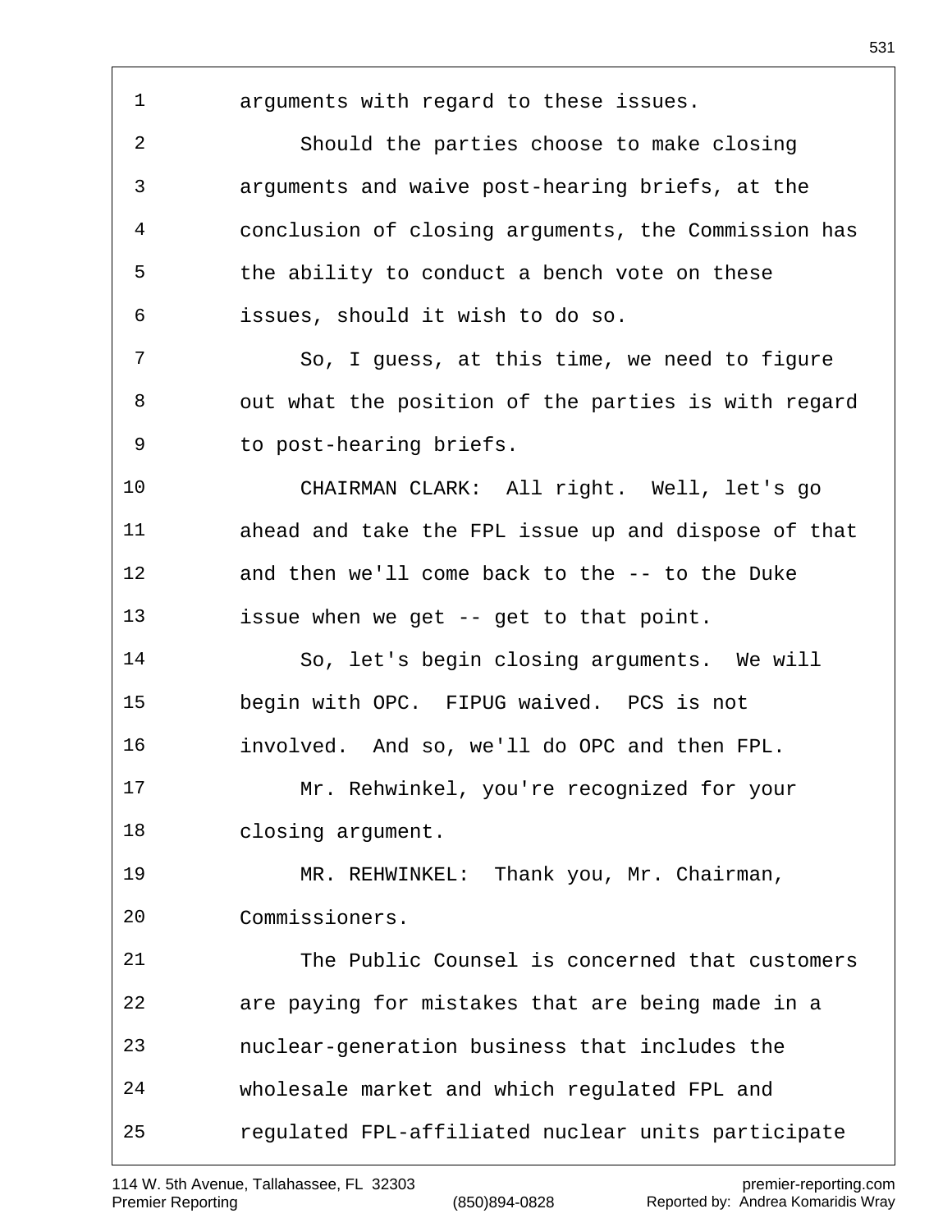arguments with regard to these issues.

Should the parties choose to make closing arguments and waive post-hearing briefs, at the conclusion of closing arguments, the Commission has the ability to conduct a bench vote on these issues, should it wish to do so.

So, I guess, at this time, we need to figure out what the position of the parties is with regard to post-hearing briefs.

CHAIRMAN CLARK: All right. Well, let's go ahead and take the FPL issue up and dispose of that and then we'll come back to the -- to the Duke issue when we get -- get to that point.

So, let's begin closing arguments. We will begin with OPC. FIPUG waived. PCS is not involved. And so, we'll do OPC and then FPL.

Mr. Rehwinkel, you're recognized for your closing argument.

MR. REHWINKEL: Thank you, Mr. Chairman, Commissioners.

The Public Counsel is concerned that customers are paying for mistakes that are being made in a nuclear-generation business that includes the wholesale market and which regulated FPL and regulated FPL-affiliated nuclear units participate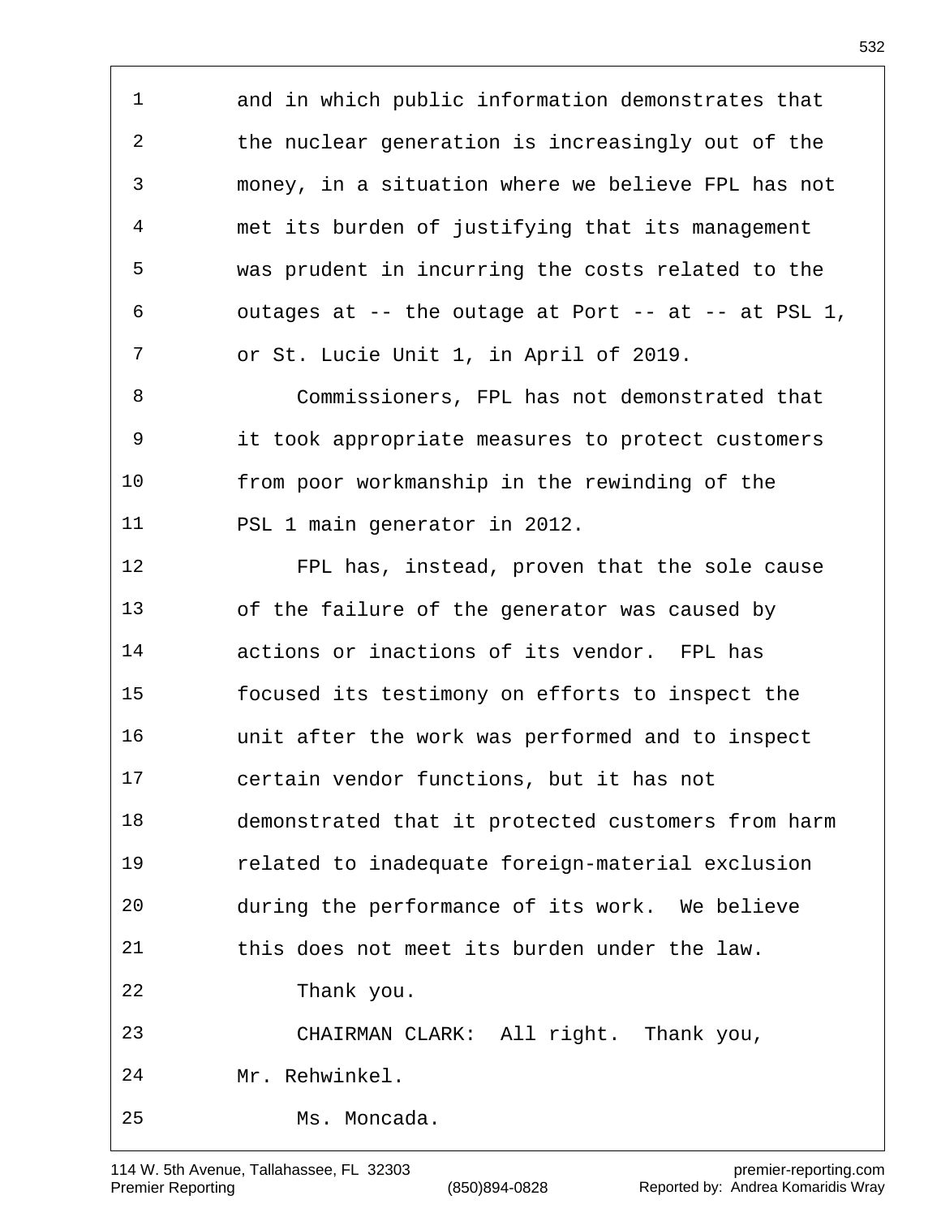and in which public information demonstrates that the nuclear generation is increasingly out of the money, in a situation where we believe FPL has not met its burden of justifying that its management was prudent in incurring the costs related to the outages at -- the outage at Port -- at -- at PSL 1, or St. Lucie Unit 1, in April of 2019.

Commissioners, FPL has not demonstrated that it took appropriate measures to protect customers from poor workmanship in the rewinding of the PSL 1 main generator in 2012.

FPL has, instead, proven that the sole cause of the failure of the generator was caused by actions or inactions of its vendor. FPL has focused its testimony on efforts to inspect the unit after the work was performed and to inspect certain vendor functions, but it has not demonstrated that it protected customers from harm related to inadequate foreign-material exclusion during the performance of its work. We believe this does not meet its burden under the law.

Thank you.

CHAIRMAN CLARK: All right. Thank you, Mr. Rehwinkel.

Ms. Moncada.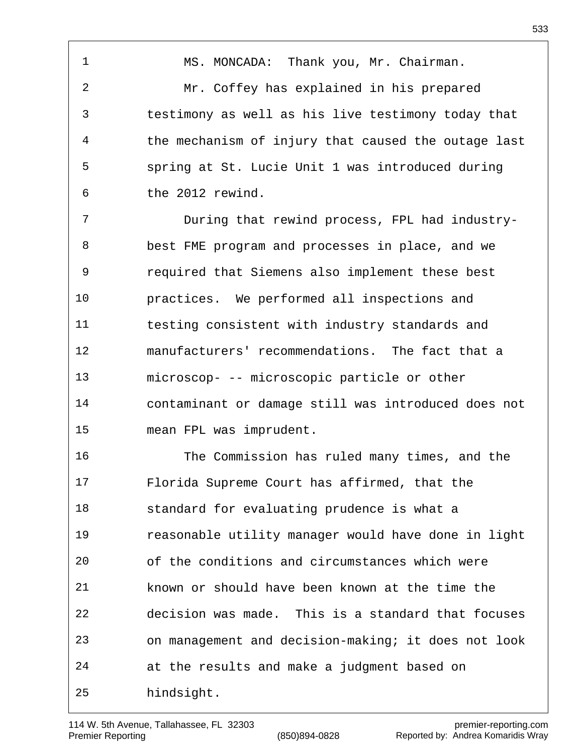MS. MONCADA: Thank you, Mr. Chairman.

Mr. Coffey has explained in his prepared testimony as well as his live testimony today that the mechanism of injury that caused the outage last spring at St. Lucie Unit 1 was introduced during the 2012 rewind.

During that rewind process, FPL had industry-best FME program and processes in place, and we required that Siemens also implement these best practices. We performed all inspections and testing consistent with industry standards and manufacturers' recommendations. The fact that a microscop- -- microscopic particle or other contaminant or damage still was introduced does not mean FPL was imprudent.

The Commission has ruled many times, and the Florida Supreme Court has affirmed, that the standard for evaluating prudence is what a reasonable utility manager would have done in light of the conditions and circumstances which were known or should have been known at the time the decision was made. This is a standard that focuses on management and decision-making; it does not look at the results and make a judgment based on hindsight.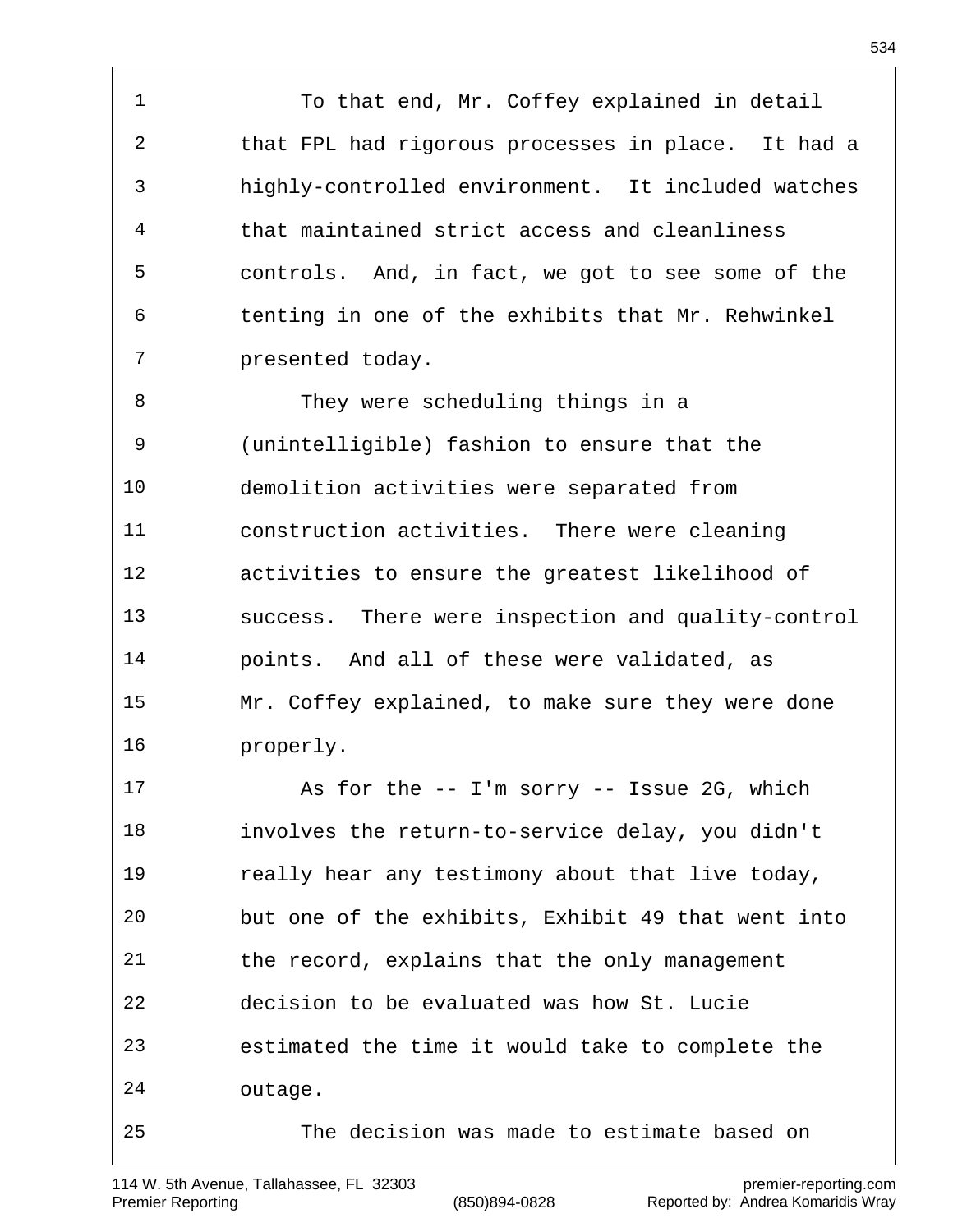To that end, Mr. Coffey explained in detail that FPL had rigorous processes in place. It had a highly-controlled environment. It included watches that maintained strict access and cleanliness controls. And, in fact, we got to see some of the tenting in one of the exhibits that Mr. Rehwinkel presented today.

They were scheduling things in a (unintelligible) fashion to ensure that the demolition activities were separated from construction activities. There were cleaning activities to ensure the greatest likelihood of success. There were inspection and quality-control points. And all of these were validated, as Mr. Coffey explained, to make sure they were done properly.

As for the -- I'm sorry -- Issue 2G, which involves the return-to-service delay, you didn't really hear any testimony about that live today, but one of the exhibits, Exhibit 49 that went into the record, explains that the only management decision to be evaluated was how St. Lucie estimated the time it would take to complete the outage.

The decision was made to estimate based on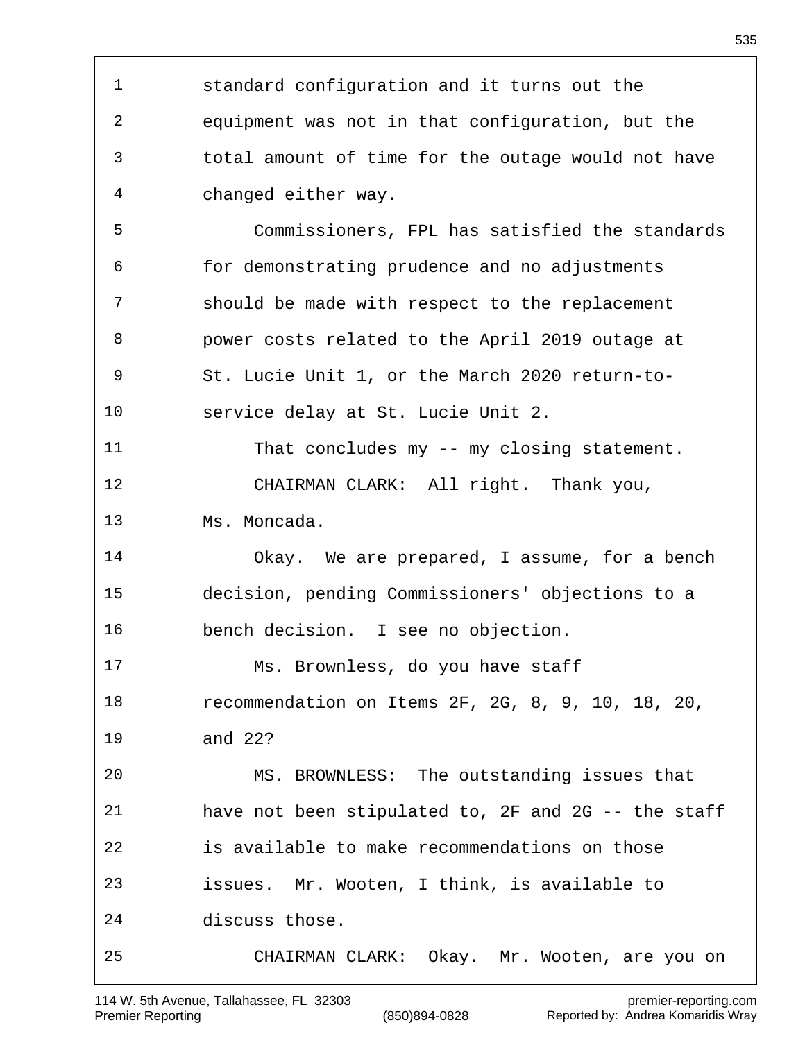standard configuration and it turns out the equipment was not in that configuration, but the total amount of time for the outage would not have changed either way.

Commissioners, FPL has satisfied the standards for demonstrating prudence and no adjustments should be made with respect to the replacement power costs related to the April 2019 outage at St. Lucie Unit 1, or the March 2020 return-to-service delay at St. Lucie Unit 2.

That concludes my -- my closing statement.

CHAIRMAN CLARK: All right. Thank you, Ms. Moncada.

Okay. We are prepared, I assume, for a bench decision, pending Commissioners' objections to a bench decision. I see no objection.

Ms. Brownless, do you have staff recommendation on Items 2F, 2G, 8, 9, 10, 18, 20, and 22?

MS. BROWNLESS: The outstanding issues that have not been stipulated to, 2F and 2G -- the staff is available to make recommendations on those issues. Mr. Wooten, I think, is available to discuss those.

CHAIRMAN CLARK: Okay. Mr. Wooten, are you on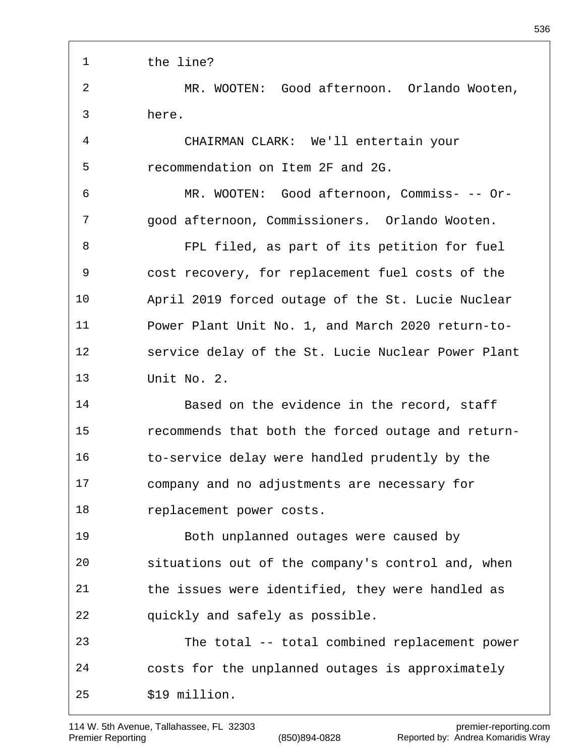the line?

MR. WOOTEN: Good afternoon. Orlando Wooten, here.

CHAIRMAN CLARK: We'll entertain your recommendation on Item 2F and 2G.

MR. WOOTEN: Good afternoon, Commiss- -- Or- good afternoon, Commissioners. Orlando Wooten.

FPL filed, as part of its petition for fuel cost recovery, for replacement fuel costs of the April 2019 forced outage of the St. Lucie Nuclear Power Plant Unit No. 1, and March 2020 return-to-service delay of the St. Lucie Nuclear Power Plant Unit No. 2.

Based on the evidence in the record, staff recommends that both the forced outage and return-to-service delay were handled prudently by the company and no adjustments are necessary for replacement power costs.

Both unplanned outages were caused by situations out of the company's control and, when the issues were identified, they were handled as quickly and safely as possible.

The total -- total combined replacement power costs for the unplanned outages is approximately $19 million.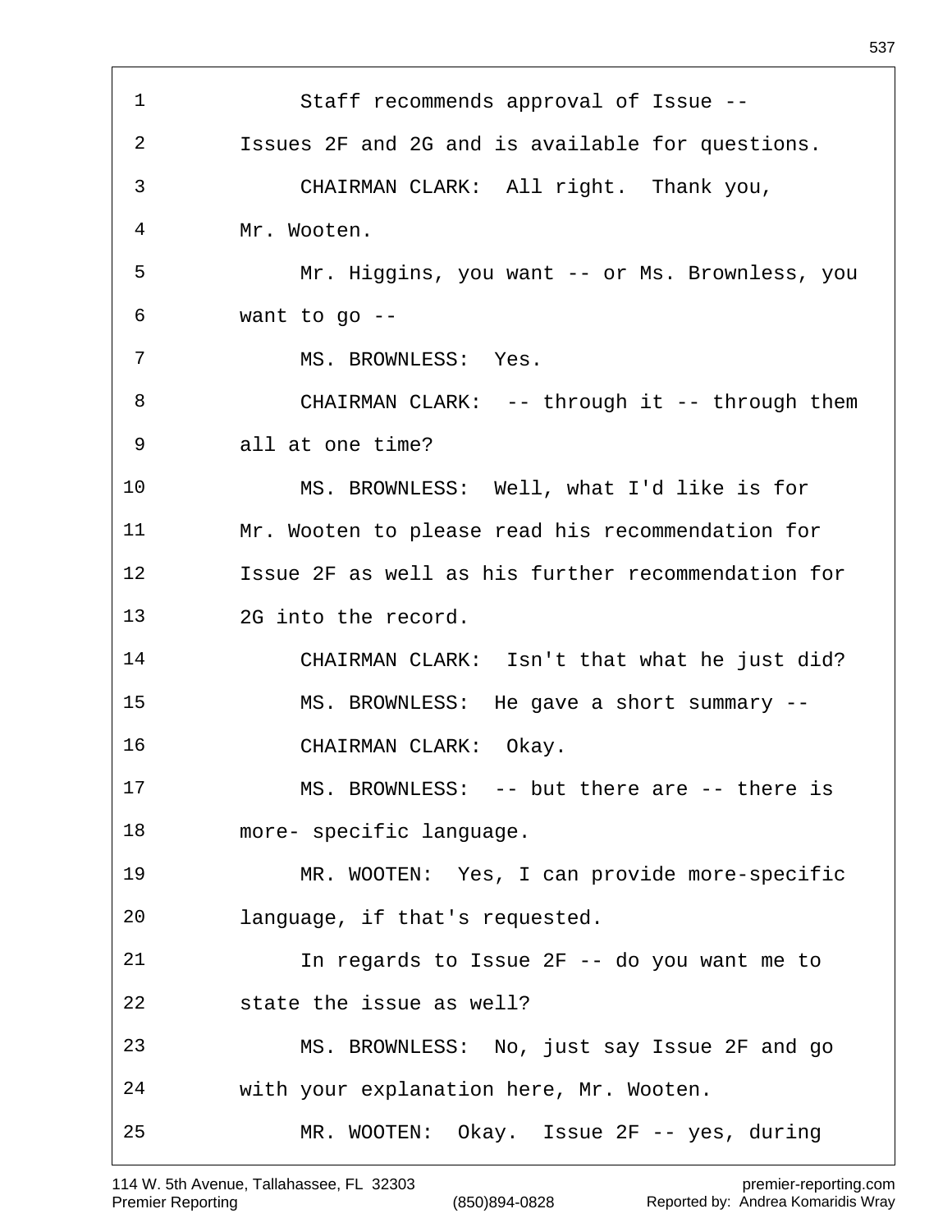Staff recommends approval of Issue -- Issues 2F and 2G and is available for questions.

CHAIRMAN CLARK: All right. Thank you, Mr. Wooten.

Mr. Higgins, you want -- or Ms. Brownless, you want to go --

MS. BROWNLESS: Yes.

CHAIRMAN CLARK: -- through it -- through them all at one time?

MS. BROWNLESS: Well, what I'd like is for Mr. Wooten to please read his recommendation for Issue 2F as well as his further recommendation for 2G into the record.

CHAIRMAN CLARK: Isn't that what he just did?

MS. BROWNLESS: He gave a short summary --

CHAIRMAN CLARK: Okay.

MS. BROWNLESS: -- but there are -- there is more- specific language.

MR. WOOTEN: Yes, I can provide more-specific language, if that's requested.

In regards to Issue 2F -- do you want me to state the issue as well?

MS. BROWNLESS: No, just say Issue 2F and go with your explanation here, Mr. Wooten.

MR. WOOTEN: Okay. Issue 2F -- yes, during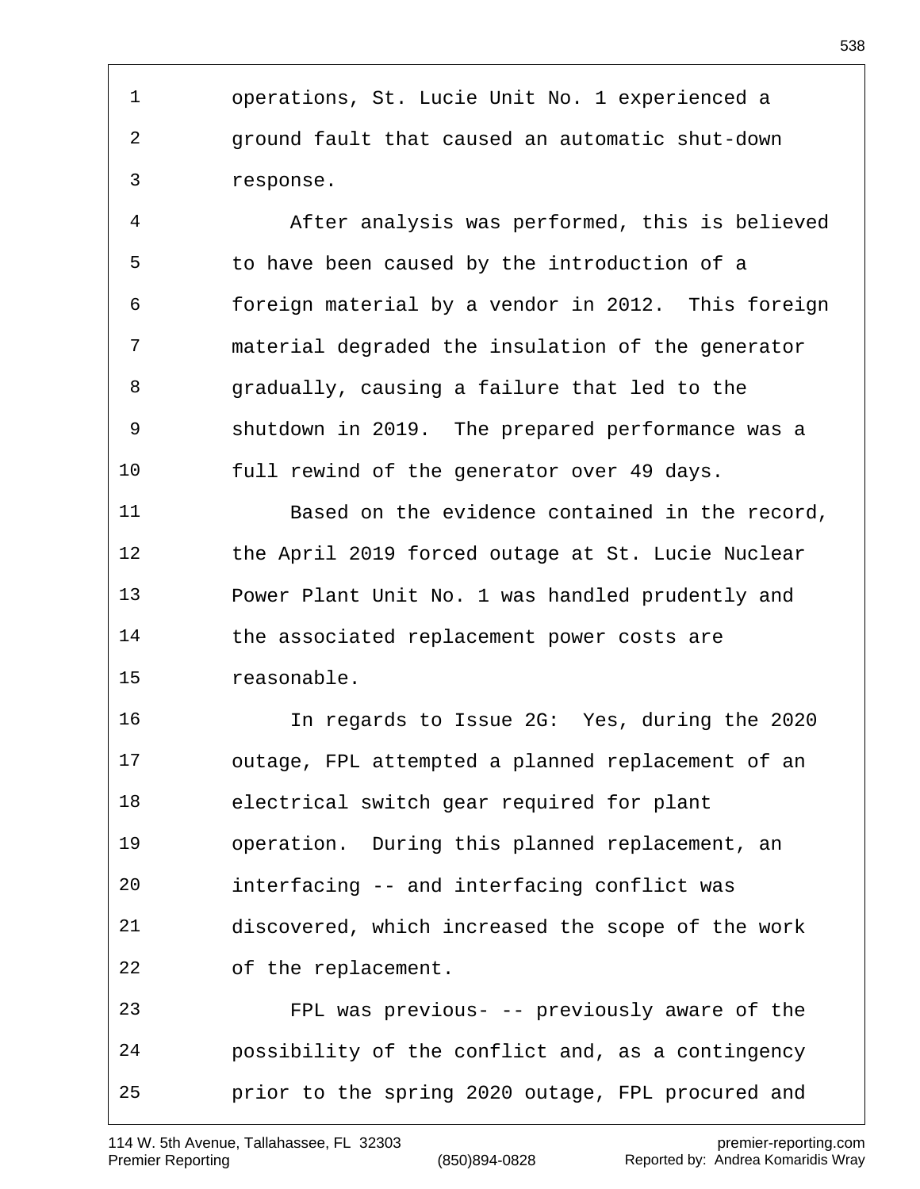operations, St. Lucie Unit No. 1 experienced a ground fault that caused an automatic shut-down response.

After analysis was performed, this is believed to have been caused by the introduction of a foreign material by a vendor in 2012. This foreign material degraded the insulation of the generator gradually, causing a failure that led to the shutdown in 2019. The prepared performance was a full rewind of the generator over 49 days.

Based on the evidence contained in the record, the April 2019 forced outage at St. Lucie Nuclear Power Plant Unit No. 1 was handled prudently and the associated replacement power costs are reasonable.

In regards to Issue 2G: Yes, during the 2020 outage, FPL attempted a planned replacement of an electrical switch gear required for plant operation. During this planned replacement, an interfacing -- and interfacing conflict was discovered, which increased the scope of the work of the replacement.

FPL was previous- -- previously aware of the possibility of the conflict and, as a contingency prior to the spring 2020 outage, FPL procured and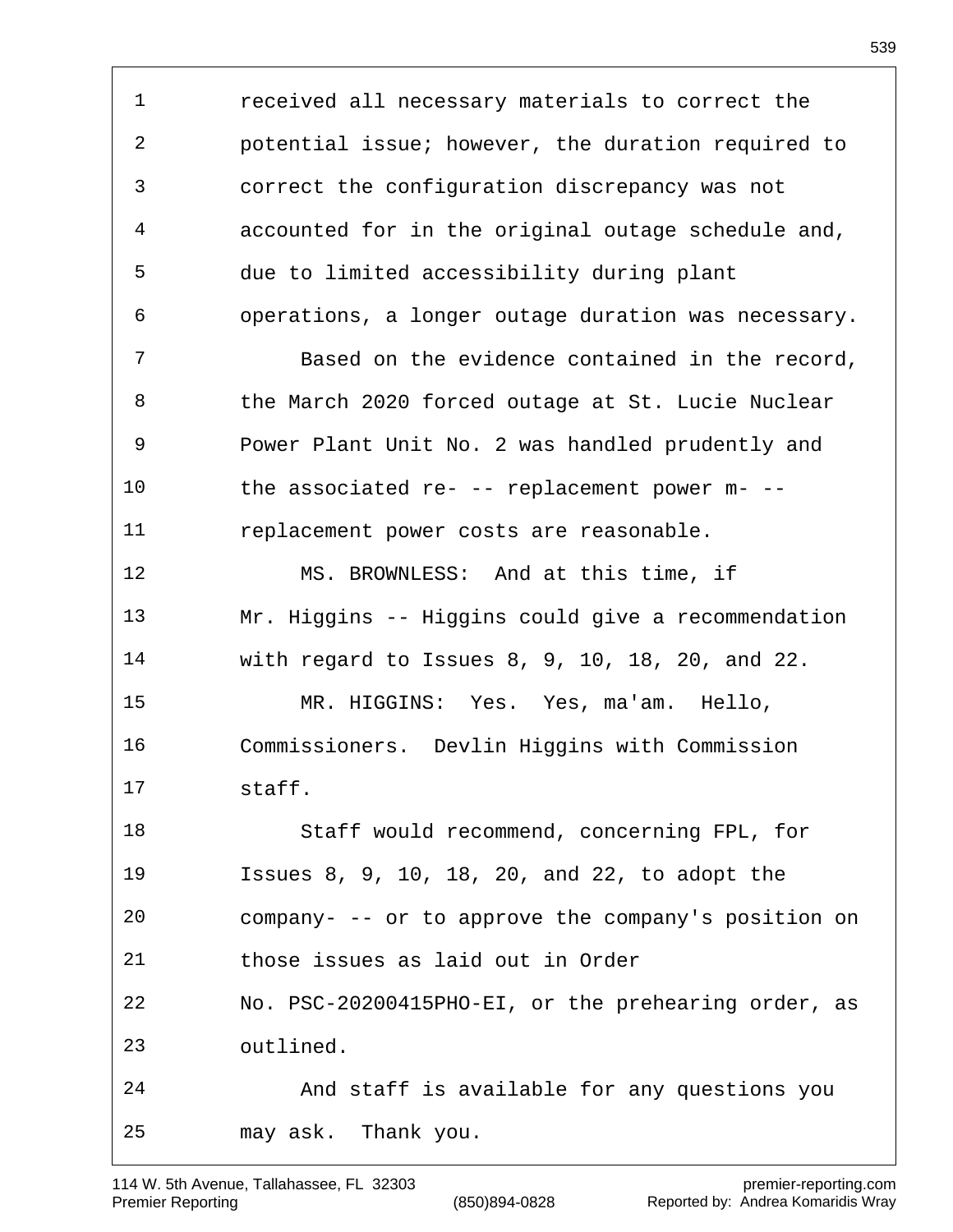received all necessary materials to correct the potential issue; however, the duration required to correct the configuration discrepancy was not accounted for in the original outage schedule and, due to limited accessibility during plant operations, a longer outage duration was necessary.

Based on the evidence contained in the record, the March 2020 forced outage at St. Lucie Nuclear Power Plant Unit No. 2 was handled prudently and the associated re- -- replacement power m- -- replacement power costs are reasonable.

MS. BROWNLESS: And at this time, if Mr. Higgins -- Higgins could give a recommendation with regard to Issues 8, 9, 10, 18, 20, and 22.

MR. HIGGINS: Yes. Yes, ma'am. Hello, Commissioners. Devlin Higgins with Commission staff.

Staff would recommend, concerning FPL, for Issues 8, 9, 10, 18, 20, and 22, to adopt the company- -- or to approve the company's position on those issues as laid out in Order No. PSC-20200415PHO-EI, or the prehearing order, as outlined.

And staff is available for any questions you may ask. Thank you.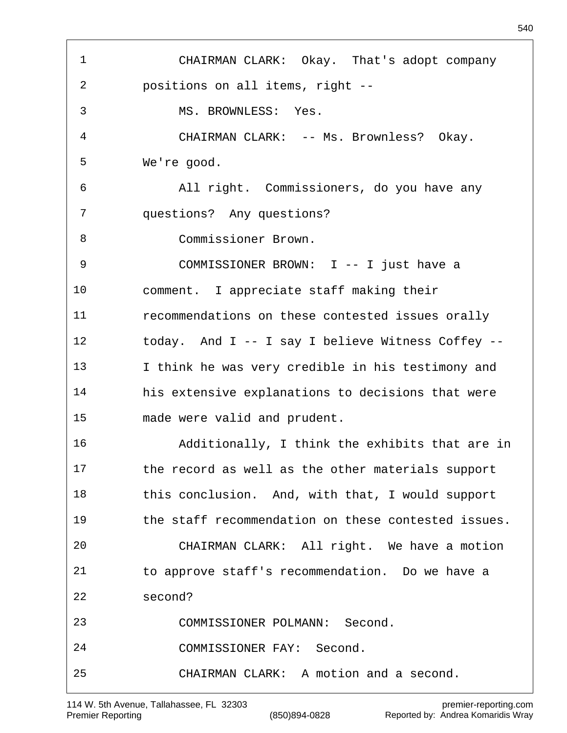CHAIRMAN CLARK: Okay. That's adopt company positions on all items, right --

MS. BROWNLESS: Yes.

CHAIRMAN CLARK: -- Ms. Brownless? Okay. We're good.

All right. Commissioners, do you have any questions? Any questions?

Commissioner Brown.

COMMISSIONER BROWN: I -- I just have a comment. I appreciate staff making their recommendations on these contested issues orally today. And I -- I say I believe Witness Coffey -- I think he was very credible in his testimony and his extensive explanations to decisions that were made were valid and prudent.

Additionally, I think the exhibits that are in the record as well as the other materials support this conclusion. And, with that, I would support the staff recommendation on these contested issues.

CHAIRMAN CLARK: All right. We have a motion to approve staff's recommendation. Do we have a second?

COMMISSIONER POLMANN: Second.

COMMISSIONER FAY: Second.

CHAIRMAN CLARK: A motion and a second.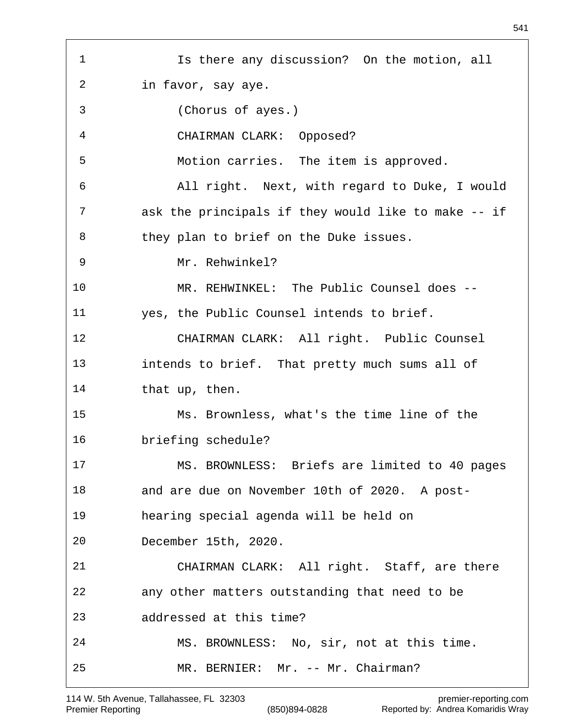Is there any discussion? On the motion, all in favor, say aye.

(Chorus of ayes.)

CHAIRMAN CLARK: Opposed?

Motion carries. The item is approved.

All right. Next, with regard to Duke, I would ask the principals if they would like to make -- if they plan to brief on the Duke issues.

Mr. Rehwinkel?

MR. REHWINKEL: The Public Counsel does -- yes, the Public Counsel intends to brief.

CHAIRMAN CLARK: All right. Public Counsel intends to brief. That pretty much sums all of that up, then.

Ms. Brownless, what's the time line of the briefing schedule?

MS. BROWNLESS: Briefs are limited to 40 pages and are due on November 10th of 2020. A post-hearing special agenda will be held on December 15th, 2020.

CHAIRMAN CLARK: All right. Staff, are there any other matters outstanding that need to be addressed at this time?

MS. BROWNLESS: No, sir, not at this time.

MR. BERNIER: Mr. -- Mr. Chairman?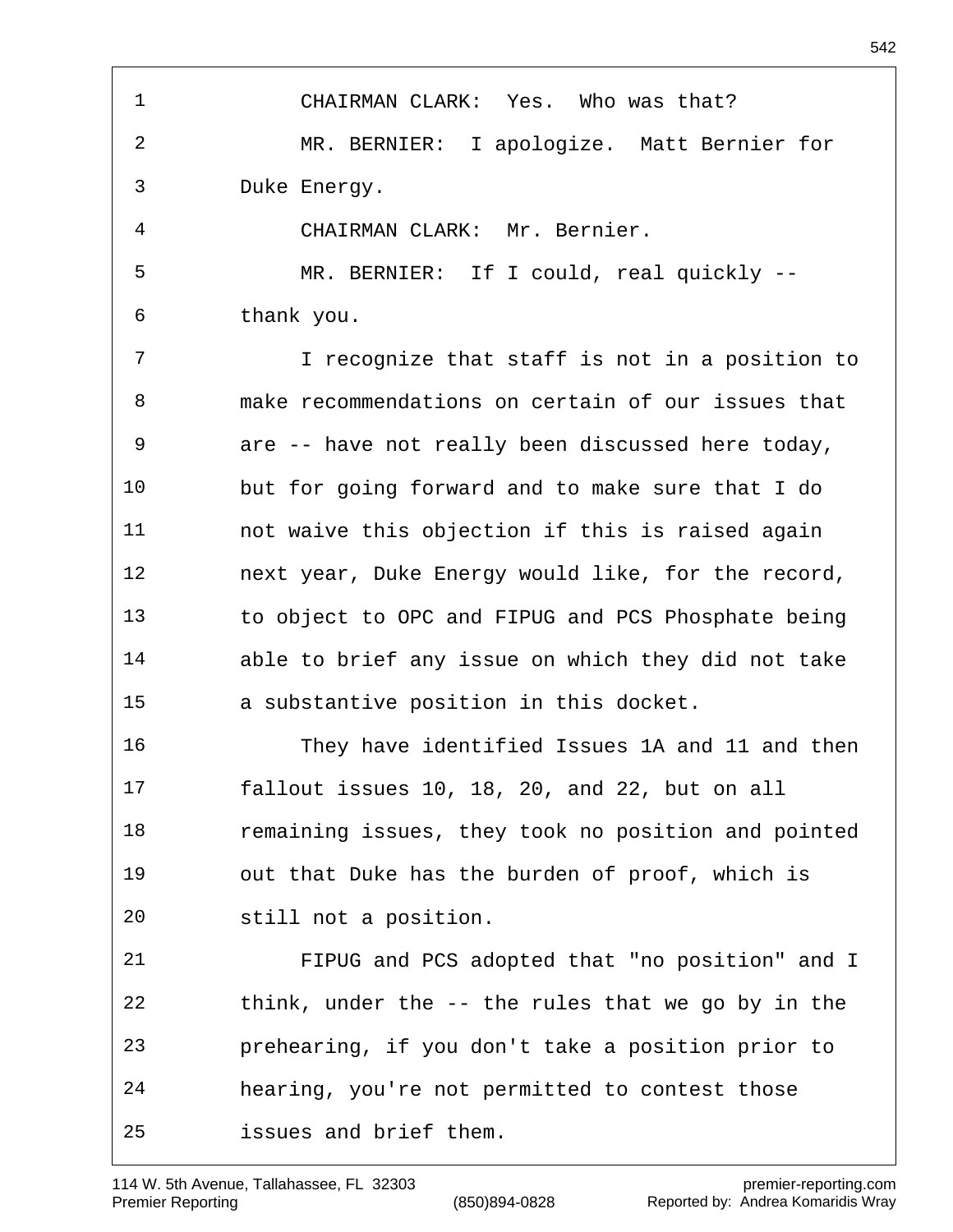CHAIRMAN CLARK: Yes. Who was that?

MR. BERNIER: I apologize. Matt Bernier for Duke Energy.

CHAIRMAN CLARK: Mr. Bernier.

MR. BERNIER: If I could, real quickly -- thank you.

I recognize that staff is not in a position to make recommendations on certain of our issues that are -- have not really been discussed here today, but for going forward and to make sure that I do not waive this objection if this is raised again next year, Duke Energy would like, for the record, to object to OPC and FIPUG and PCS Phosphate being able to brief any issue on which they did not take a substantive position in this docket.

They have identified Issues 1A and 11 and then fallout issues 10, 18, 20, and 22, but on all remaining issues, they took no position and pointed out that Duke has the burden of proof, which is still not a position.

FIPUG and PCS adopted that "no position" and I think, under the -- the rules that we go by in the prehearing, if you don't take a position prior to hearing, you're not permitted to contest those issues and brief them.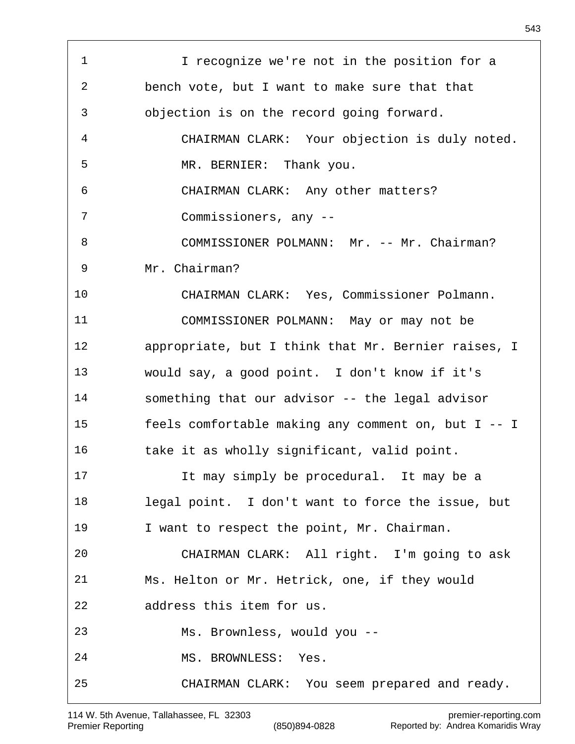I recognize we're not in the position for a bench vote, but I want to make sure that that objection is on the record going forward.

CHAIRMAN CLARK: Your objection is duly noted.

MR. BERNIER: Thank you.

CHAIRMAN CLARK: Any other matters?

Commissioners, any --

COMMISSIONER POLMANN: Mr. -- Mr. Chairman? Mr. Chairman?

CHAIRMAN CLARK: Yes, Commissioner Polmann.

COMMISSIONER POLMANN: May or may not be appropriate, but I think that Mr. Bernier raises, I would say, a good point. I don't know if it's something that our advisor -- the legal advisor feels comfortable making any comment on, but I -- I take it as wholly significant, valid point.

It may simply be procedural. It may be a legal point. I don't want to force the issue, but I want to respect the point, Mr. Chairman.

CHAIRMAN CLARK: All right. I'm going to ask Ms. Helton or Mr. Hetrick, one, if they would address this item for us.

Ms. Brownless, would you --

MS. BROWNLESS: Yes.

CHAIRMAN CLARK: You seem prepared and ready.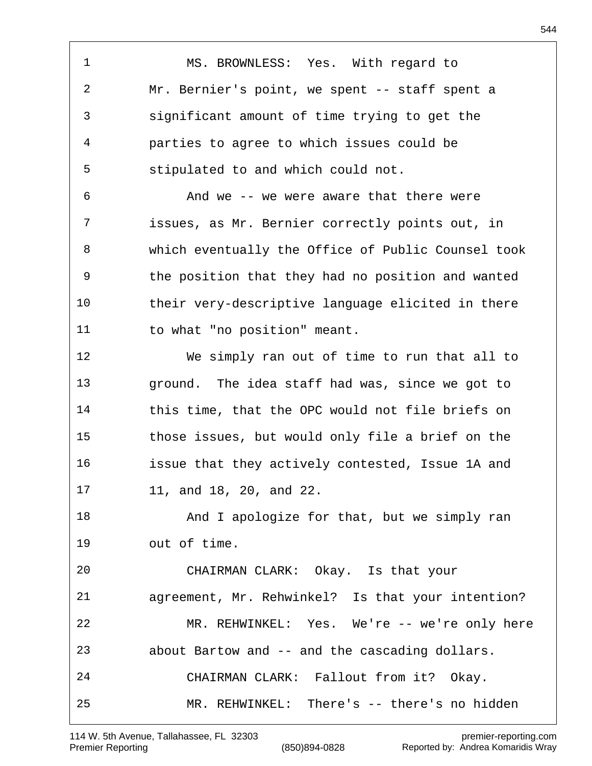1 MS. BROWNLESS: Yes. With regard to
2 Mr. Bernier's point, we spent -- staff spent a
3 significant amount of time trying to get the
4 parties to agree to which issues could be
5 stipulated to and which could not.
6 And we -- we were aware that there were
7 issues, as Mr. Bernier correctly points out, in
8 which eventually the Office of Public Counsel took
9 the position that they had no position and wanted
10 their very-descriptive language elicited in there
11 to what "no position" meant.
12 We simply ran out of time to run that all to
13 ground. The idea staff had was, since we got to
14 this time, that the OPC would not file briefs on
15 those issues, but would only file a brief on the
16 issue that they actively contested, Issue 1A and
17 11, and 18, 20, and 22.
18 And I apologize for that, but we simply ran
19 out of time.
20 CHAIRMAN CLARK: Okay. Is that your
21 agreement, Mr. Rehwinkel? Is that your intention?
22 MR. REHWINKEL: Yes. We're -- we're only here
23 about Bartow and -- and the cascading dollars.
24 CHAIRMAN CLARK: Fallout from it? Okay.
25 MR. REHWINKEL: There's -- there's no hidden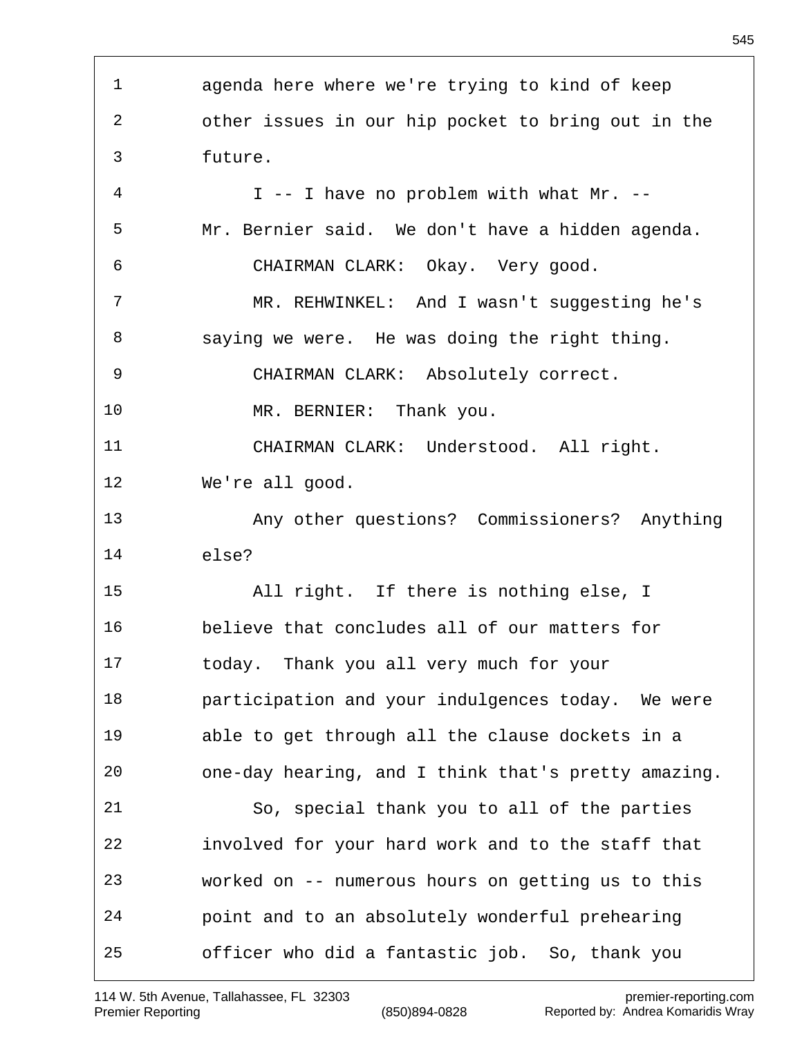agenda here where we're trying to kind of keep other issues in our hip pocket to bring out in the future.

I -- I have no problem with what Mr. -- Mr. Bernier said. We don't have a hidden agenda.

CHAIRMAN CLARK: Okay. Very good.

MR. REHWINKEL: And I wasn't suggesting he's saying we were. He was doing the right thing.

CHAIRMAN CLARK: Absolutely correct.

MR. BERNIER: Thank you.

CHAIRMAN CLARK: Understood. All right. We're all good.

Any other questions? Commissioners? Anything else?

All right. If there is nothing else, I believe that concludes all of our matters for today. Thank you all very much for your participation and your indulgences today. We were able to get through all the clause dockets in a one-day hearing, and I think that's pretty amazing.

So, special thank you to all of the parties involved for your hard work and to the staff that worked on -- numerous hours on getting us to this point and to an absolutely wonderful prehearing officer who did a fantastic job. So, thank you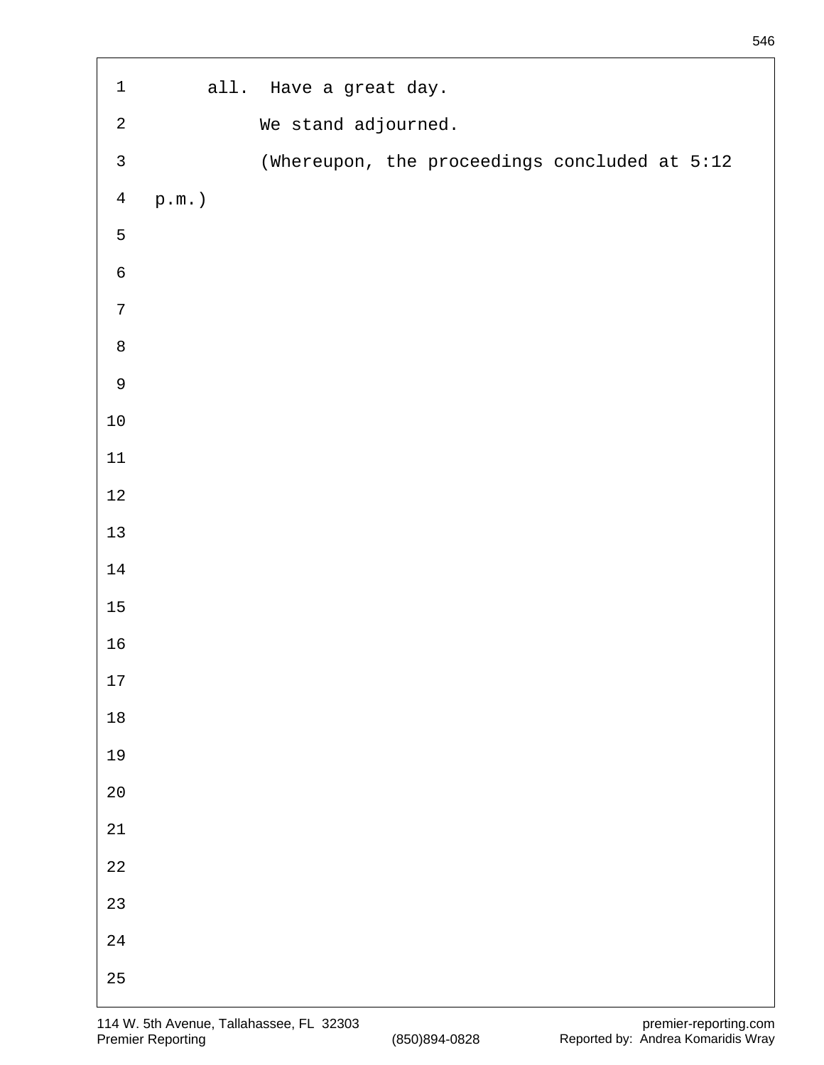all. Have a great day.

We stand adjourned.

(Whereupon, the proceedings concluded at 5:12 p.m.)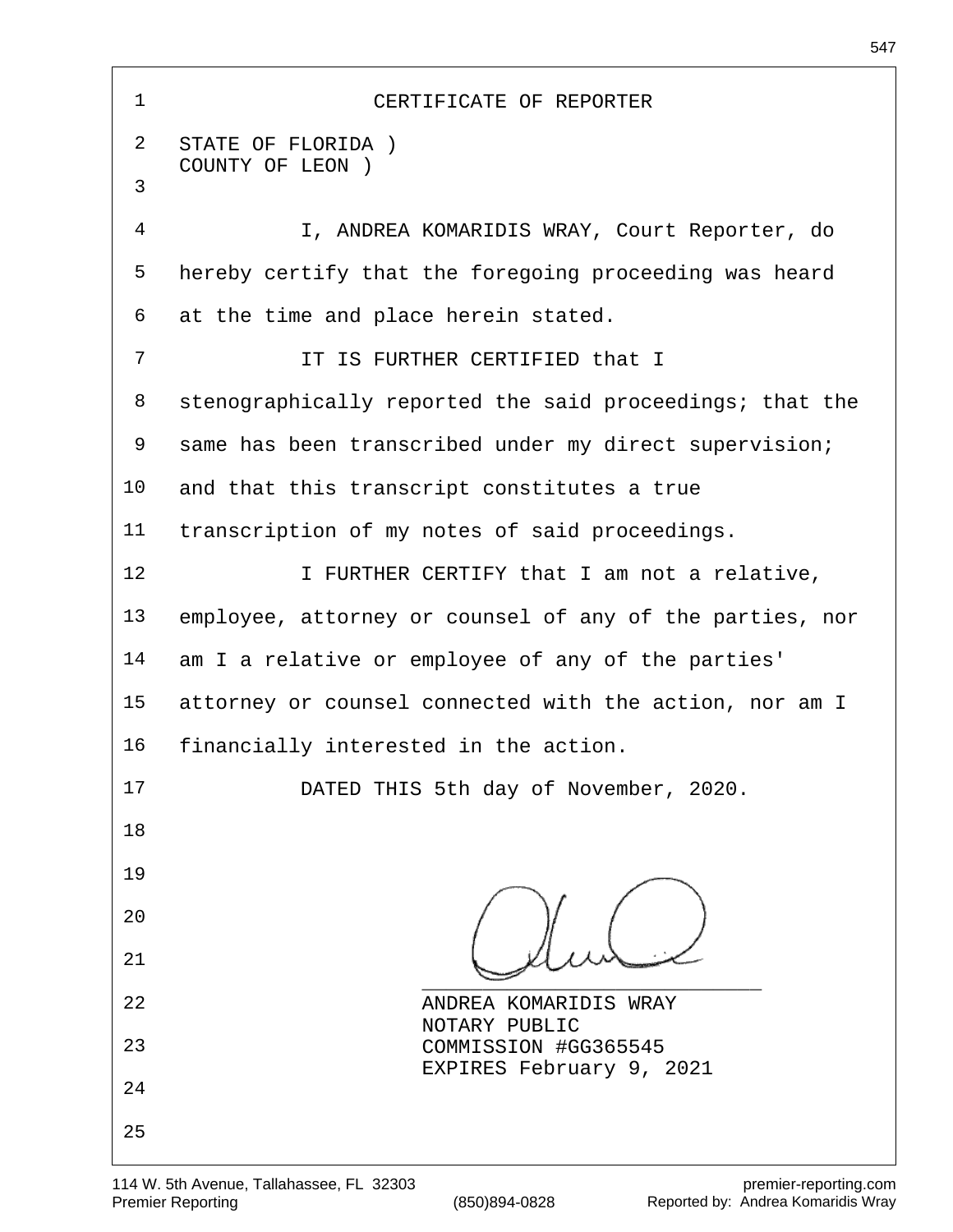# CERTIFICATE OF REPORTER

STATE OF FLORIDA )
COUNTY OF LEON )

I, ANDREA KOMARIDIS WRAY, Court Reporter, do hereby certify that the foregoing proceeding was heard at the time and place herein stated.

IT IS FURTHER CERTIFIED that I stenographically reported the said proceedings; that the same has been transcribed under my direct supervision; and that this transcript constitutes a true transcription of my notes of said proceedings.

I FURTHER CERTIFY that I am not a relative, employee, attorney or counsel of any of the parties, nor am I a relative or employee of any of the parties' attorney or counsel connected with the action, nor am I financially interested in the action.

DATED THIS 5th day of November, 2020.

\_\_\_\_\_\_\_\_\_\_\_\_\_\_\_\_\_\_\_\_\_\_\_\_\_\_\_\_\_\_

ANDREA KOMARIDIS WRAY
NOTARY PUBLIC
COMMISSION #GG365545
EXPIRES February 9, 2021